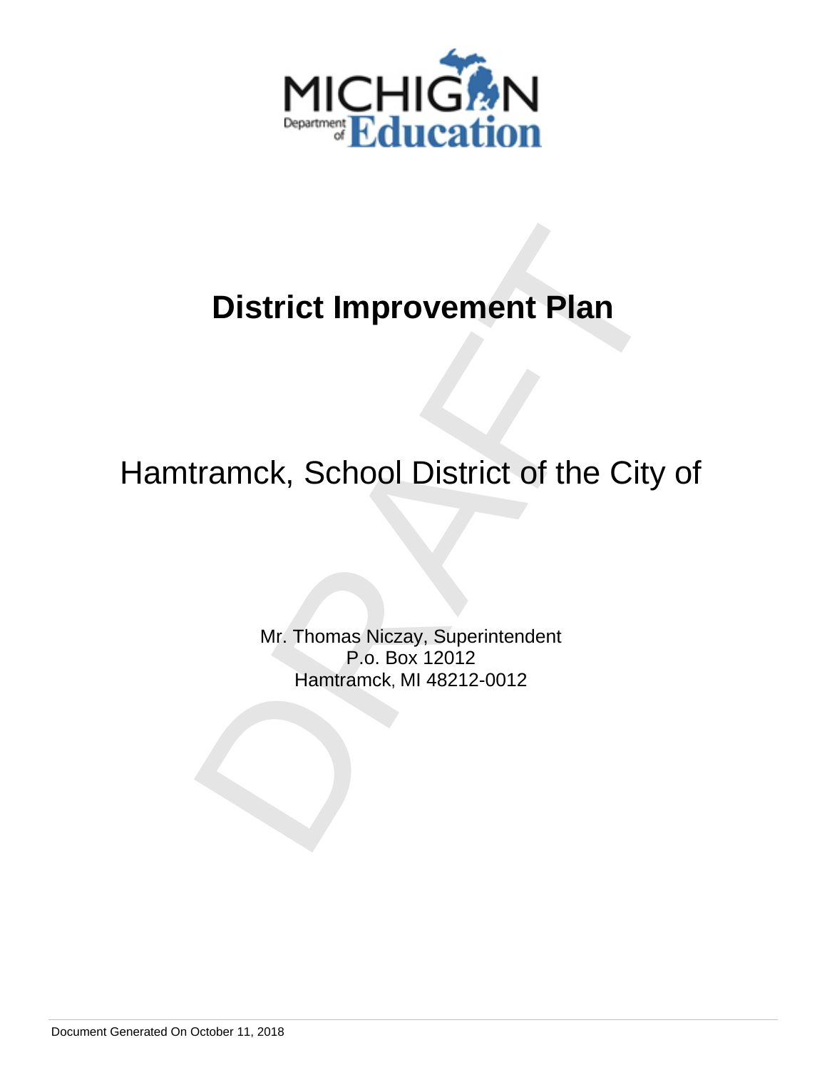# District Improvement Plan

## Hamtramck, School District of the City of

Mr. Thomas Niczay, Superintendent
P.o. Box 12012
Hamtramck, MI 48212-0012

Document Generated On October 11, 2018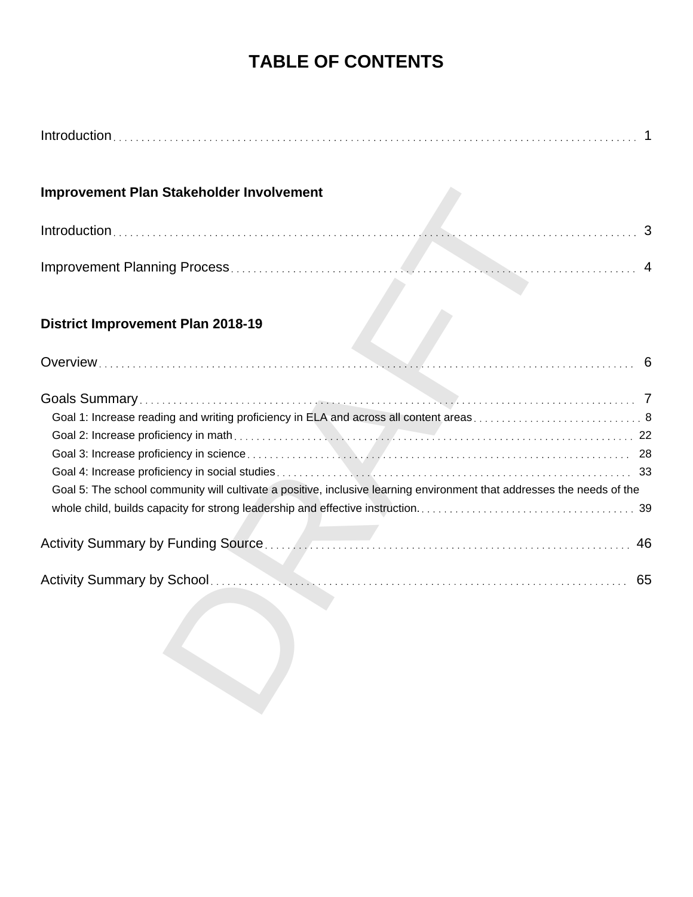# TABLE OF CONTENTS

Introduction . . . . . . . . . . 1

**Improvement Plan Stakeholder Involvement**

Introduction . . . . . . . . . . 3

Improvement Planning Process . . . . . . . . . . 4

**District Improvement Plan 2018-19**

Overview . . . . . . . . . . 6

Goals Summary . . . . . . . . . . 7

- Goal 1: Increase reading and writing proficiency in ELA and across all content areas . . . . . . . . . . 8
- Goal 2: Increase proficiency in math . . . . . . . . . . 22
- Goal 3: Increase proficiency in science . . . . . . . . . . 28
- Goal 4: Increase proficiency in social studies . . . . . . . . . . 33
- Goal 5: The school community will cultivate a positive, inclusive learning environment that addresses the needs of the whole child, builds capacity for strong leadership and effective instruction. . . . . . . . . . . 39

Activity Summary by Funding Source . . . . . . . . . . 46

Activity Summary by School . . . . . . . . . . 65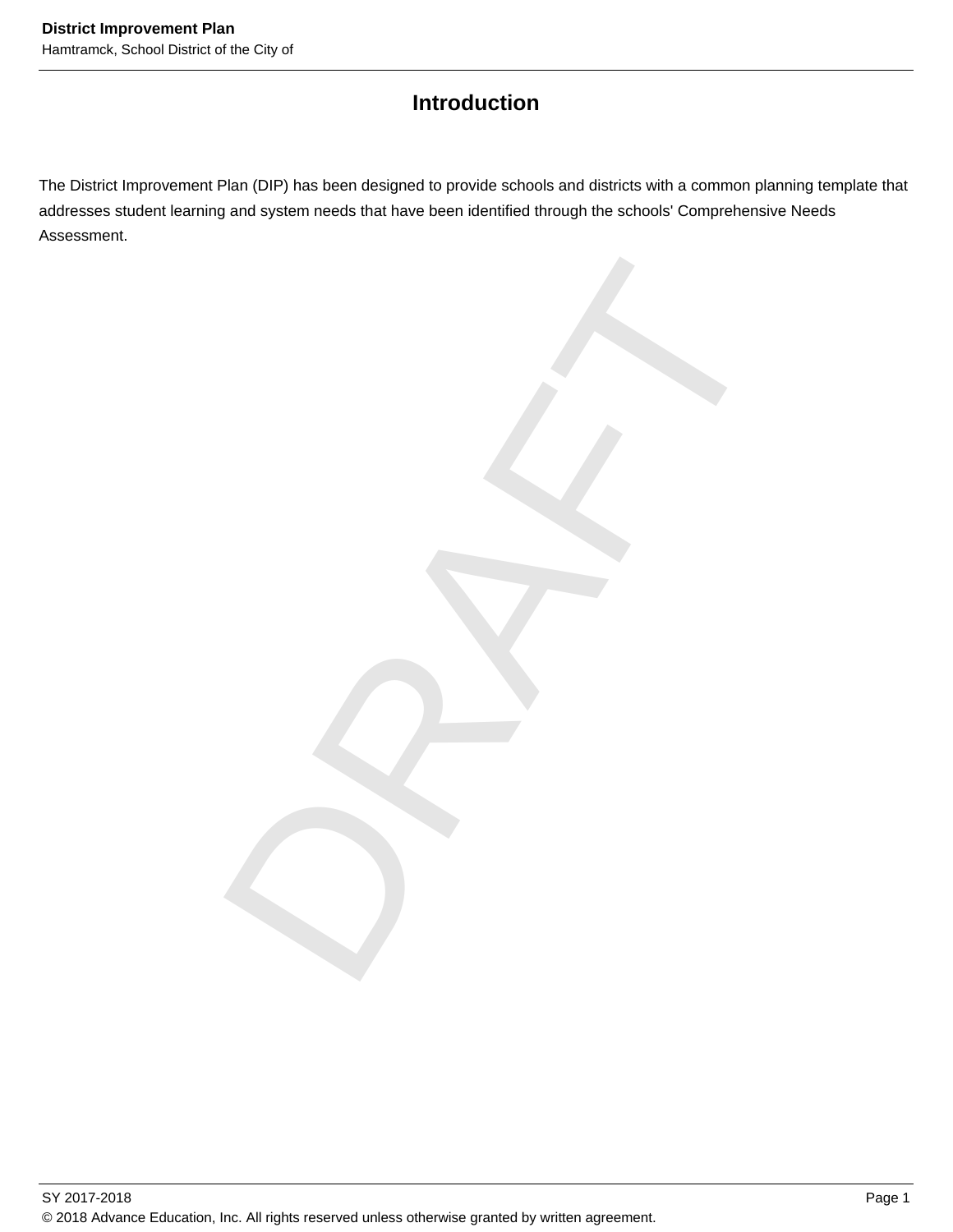# Introduction

The District Improvement Plan (DIP) has been designed to provide schools and districts with a common planning template that addresses student learning and system needs that have been identified through the schools' Comprehensive Needs Assessment.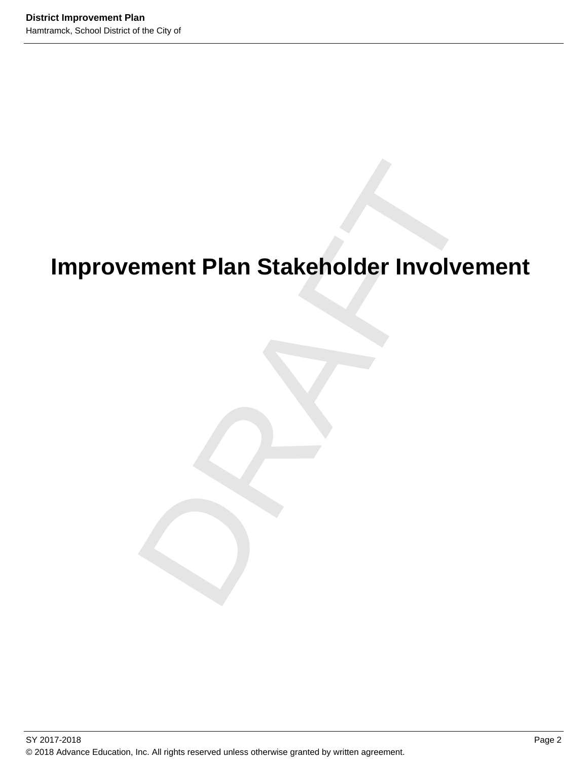# Improvement Plan Stakeholder Involvement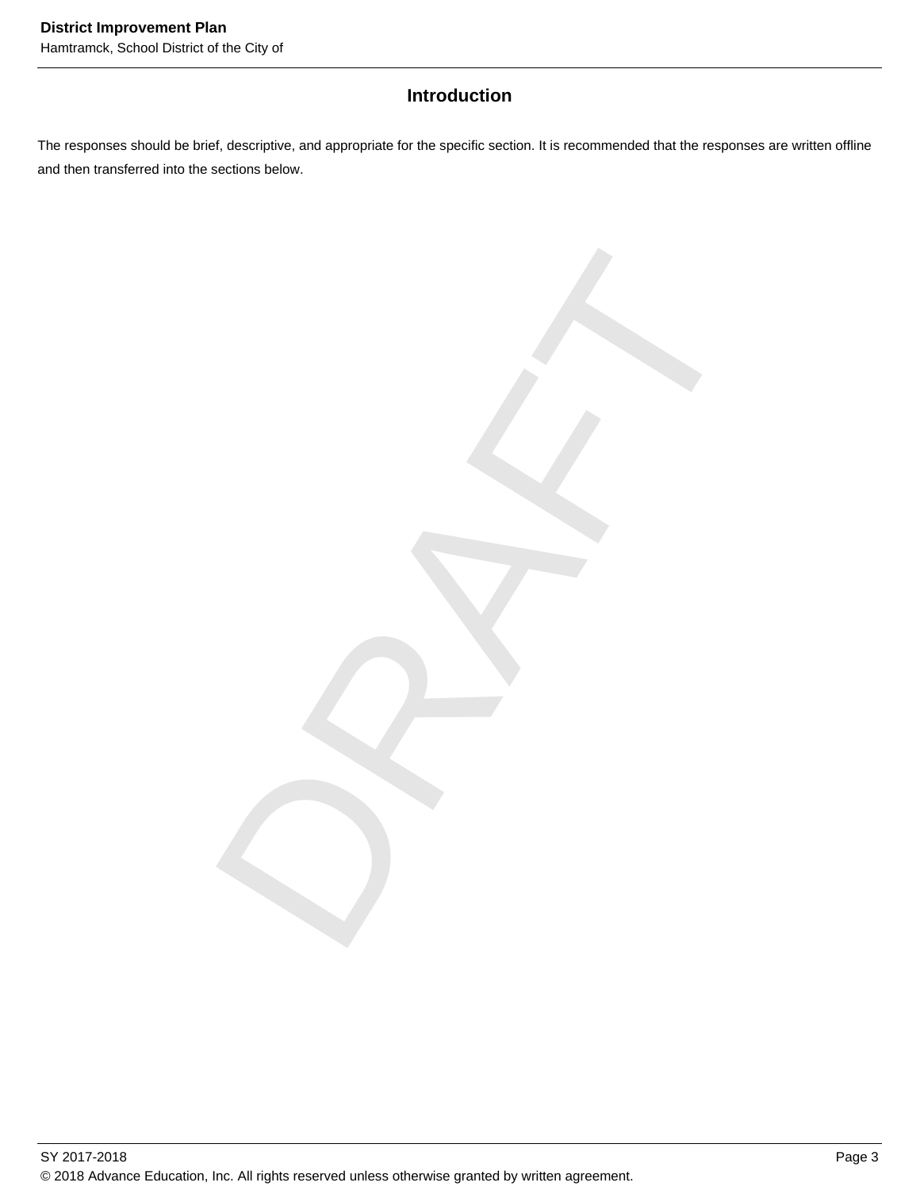# Introduction

The responses should be brief, descriptive, and appropriate for the specific section. It is recommended that the responses are written offline and then transferred into the sections below.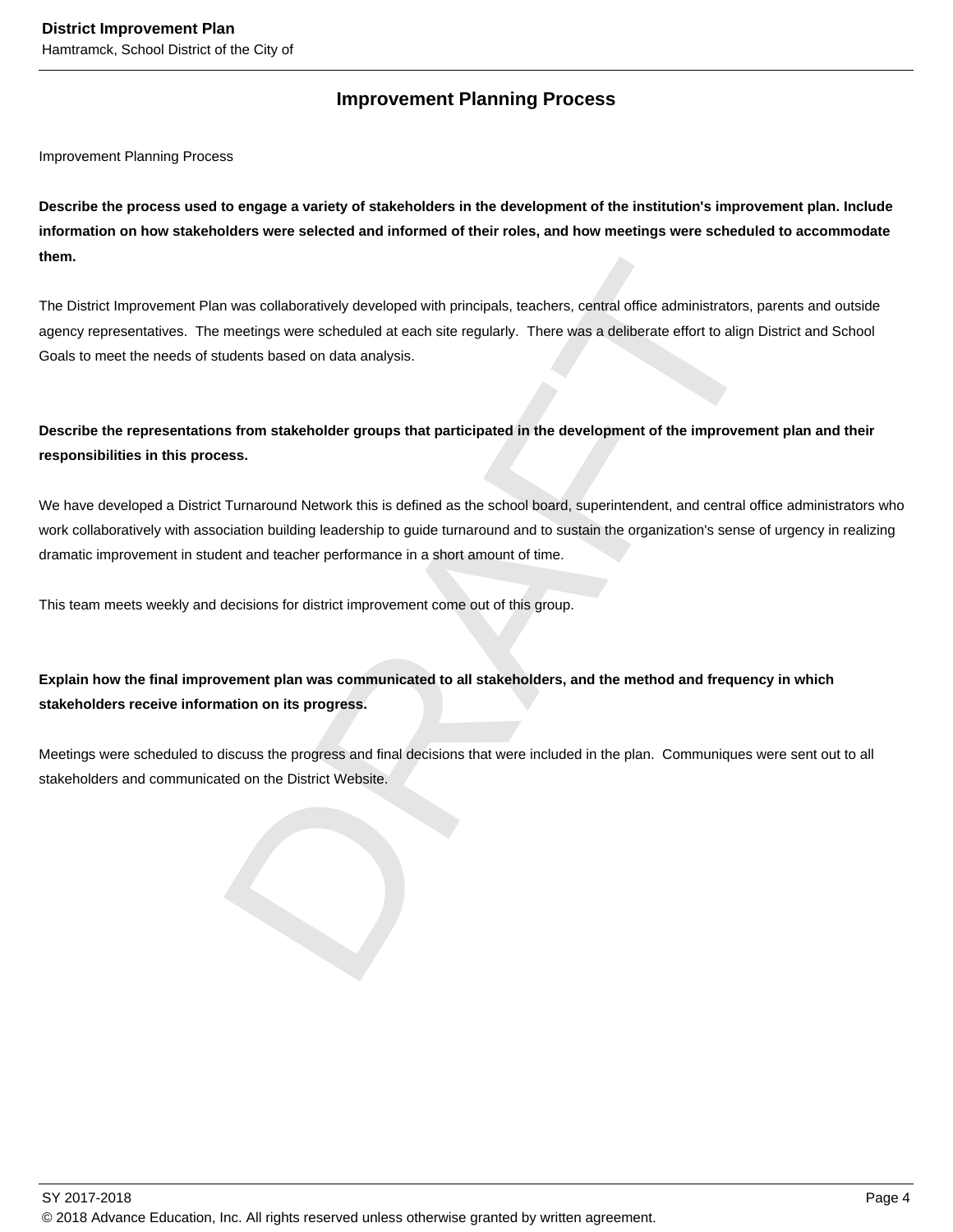## Improvement Planning Process

Improvement Planning Process

**Describe the process used to engage a variety of stakeholders in the development of the institution's improvement plan. Include information on how stakeholders were selected and informed of their roles, and how meetings were scheduled to accommodate them.**

The District Improvement Plan was collaboratively developed with principals, teachers, central office administrators, parents and outside agency representatives. The meetings were scheduled at each site regularly. There was a deliberate effort to align District and School Goals to meet the needs of students based on data analysis.

**Describe the representations from stakeholder groups that participated in the development of the improvement plan and their responsibilities in this process.**

We have developed a District Turnaround Network this is defined as the school board, superintendent, and central office administrators who work collaboratively with association building leadership to guide turnaround and to sustain the organization's sense of urgency in realizing dramatic improvement in student and teacher performance in a short amount of time.

This team meets weekly and decisions for district improvement come out of this group.

**Explain how the final improvement plan was communicated to all stakeholders, and the method and frequency in which stakeholders receive information on its progress.**

Meetings were scheduled to discuss the progress and final decisions that were included in the plan. Communiques were sent out to all stakeholders and communicated on the District Website.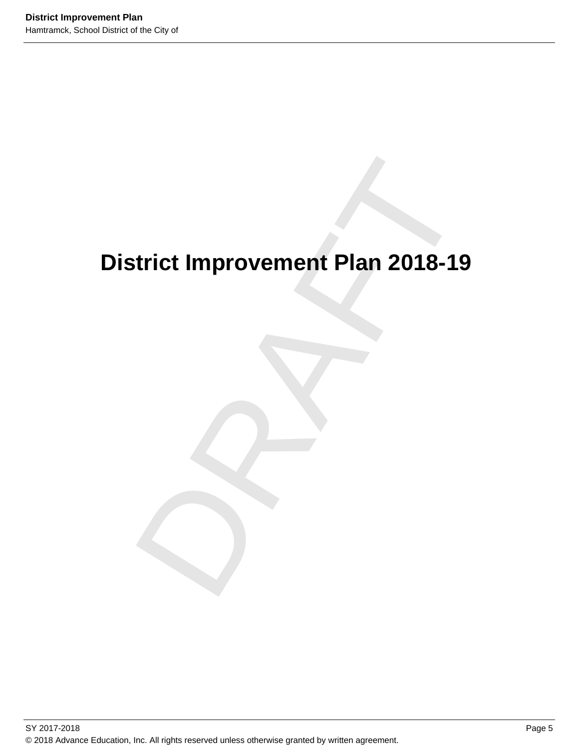# District Improvement Plan 2018-19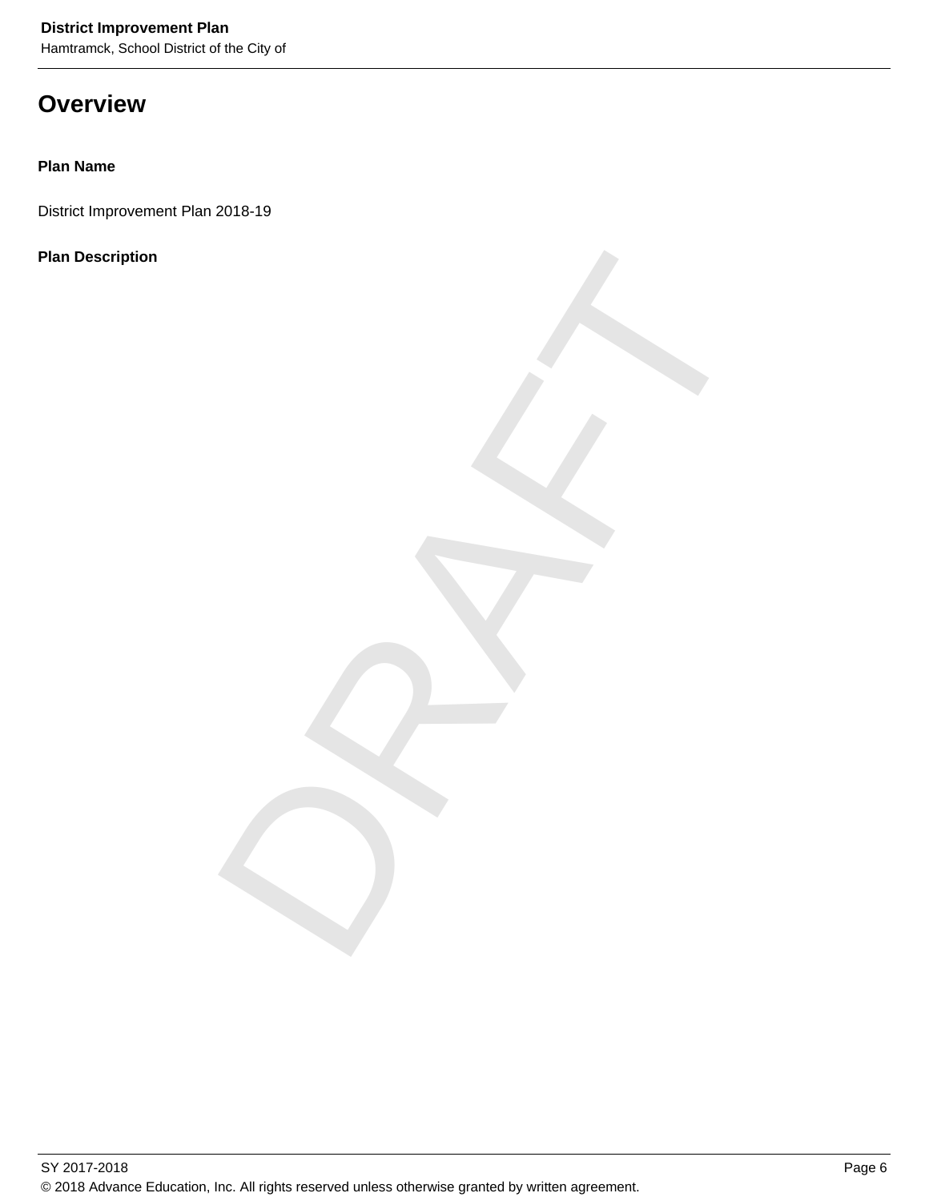# Overview

**Plan Name**

District Improvement Plan 2018-19

**Plan Description**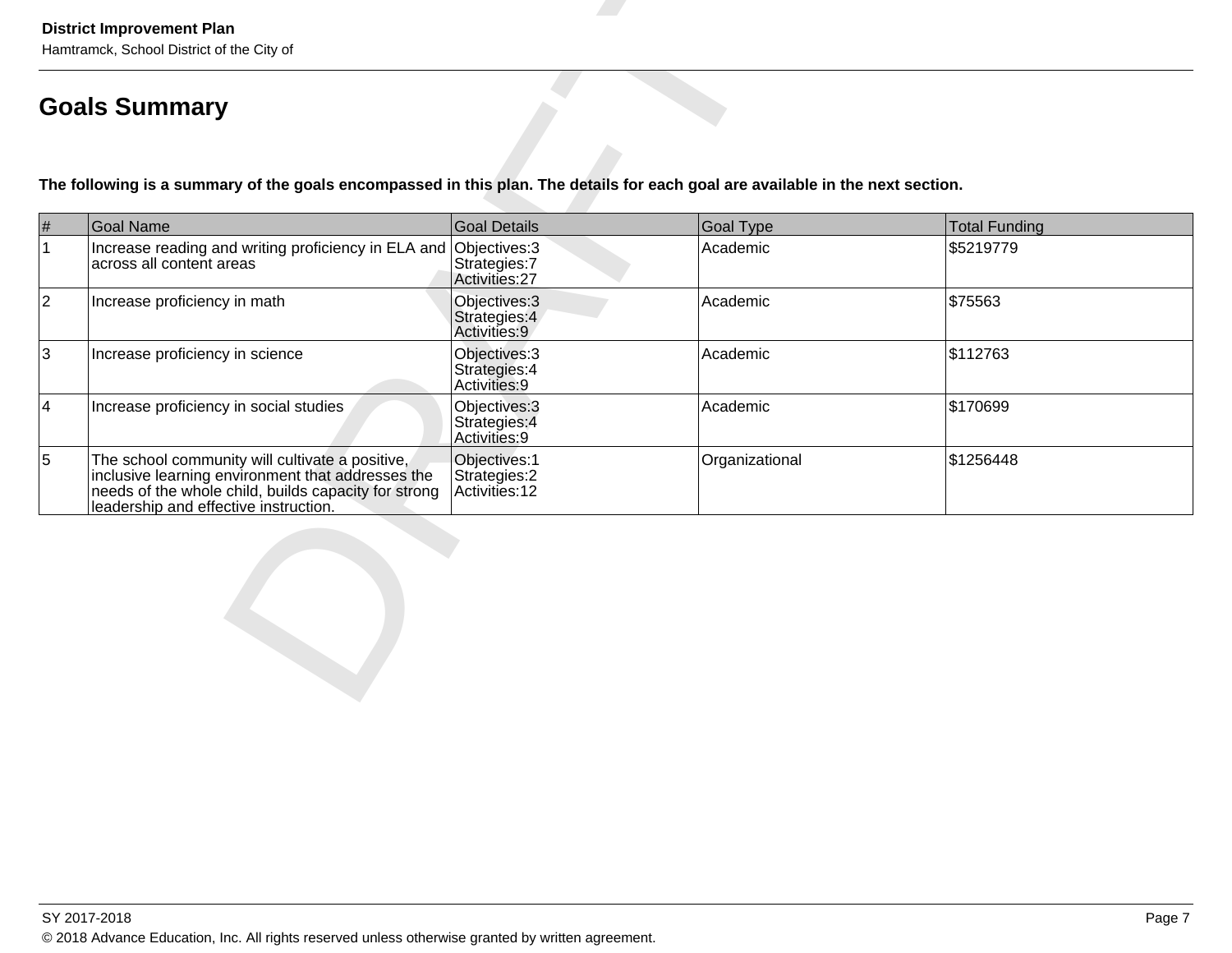# Goals Summary

**The following is a summary of the goals encompassed in this plan. The details for each goal are available in the next section.**

| # | Goal Name | Goal Details | Goal Type | Total Funding |
|---|---|---|---|---|
| 1 | Increase reading and writing proficiency in ELA and across all content areas | Objectives:3<br>Strategies:7<br>Activities:27 | Academic | $5219779 |
| 2 | Increase proficiency in math | Objectives:3<br>Strategies:4<br>Activities:9 | Academic | $75563 |
| 3 | Increase proficiency in science | Objectives:3<br>Strategies:4<br>Activities:9 | Academic | $112763 |
| 4 | Increase proficiency in social studies | Objectives:3<br>Strategies:4<br>Activities:9 | Academic | $170699 |
| 5 | The school community will cultivate a positive, inclusive learning environment that addresses the needs of the whole child, builds capacity for strong leadership and effective instruction. | Objectives:1<br>Strategies:2<br>Activities:12 | Organizational | $1256448 |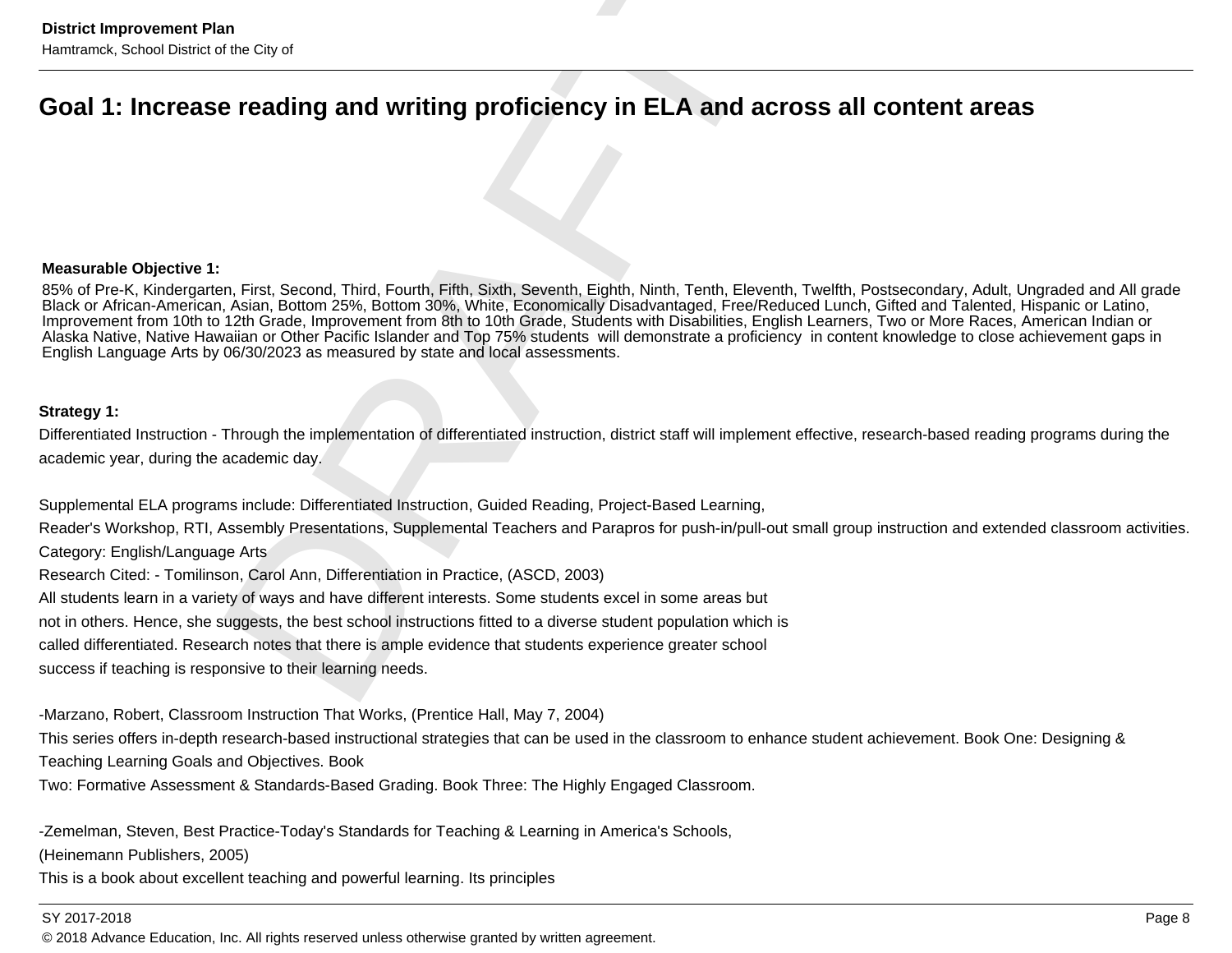## Goal 1: Increase reading and writing proficiency in ELA and across all content areas

**Measurable Objective 1:**

85% of Pre-K, Kindergarten, First, Second, Third, Fourth, Fifth, Sixth, Seventh, Eighth, Ninth, Tenth, Eleventh, Twelfth, Postsecondary, Adult, Ungraded and All grade Black or African-American, Asian, Bottom 25%, Bottom 30%, White, Economically Disadvantaged, Free/Reduced Lunch, Gifted and Talented, Hispanic or Latino, Improvement from 10th to 12th Grade, Improvement from 8th to 10th Grade, Students with Disabilities, English Learners, Two or More Races, American Indian or Alaska Native, Native Hawaiian or Other Pacific Islander and Top 75% students will demonstrate a proficiency in content knowledge to close achievement gaps in English Language Arts by 06/30/2023 as measured by state and local assessments.

**Strategy 1:**

Differentiated Instruction - Through the implementation of differentiated instruction, district staff will implement effective, research-based reading programs during the academic year, during the academic day.

Supplemental ELA programs include: Differentiated Instruction, Guided Reading, Project-Based Learning,
Reader's Workshop, RTI, Assembly Presentations, Supplemental Teachers and Parapros for push-in/pull-out small group instruction and extended classroom activities.
Category: English/Language Arts
Research Cited: - Tomilinson, Carol Ann, Differentiation in Practice, (ASCD, 2003)
All students learn in a variety of ways and have different interests. Some students excel in some areas but
not in others. Hence, she suggests, the best school instructions fitted to a diverse student population which is
called differentiated. Research notes that there is ample evidence that students experience greater school
success if teaching is responsive to their learning needs.

-Marzano, Robert, Classroom Instruction That Works, (Prentice Hall, May 7, 2004)
This series offers in-depth research-based instructional strategies that can be used in the classroom to enhance student achievement. Book One: Designing & Teaching Learning Goals and Objectives. Book
Two: Formative Assessment & Standards-Based Grading. Book Three: The Highly Engaged Classroom.

-Zemelman, Steven, Best Practice-Today's Standards for Teaching & Learning in America's Schools,
(Heinemann Publishers, 2005)
This is a book about excellent teaching and powerful learning. Its principles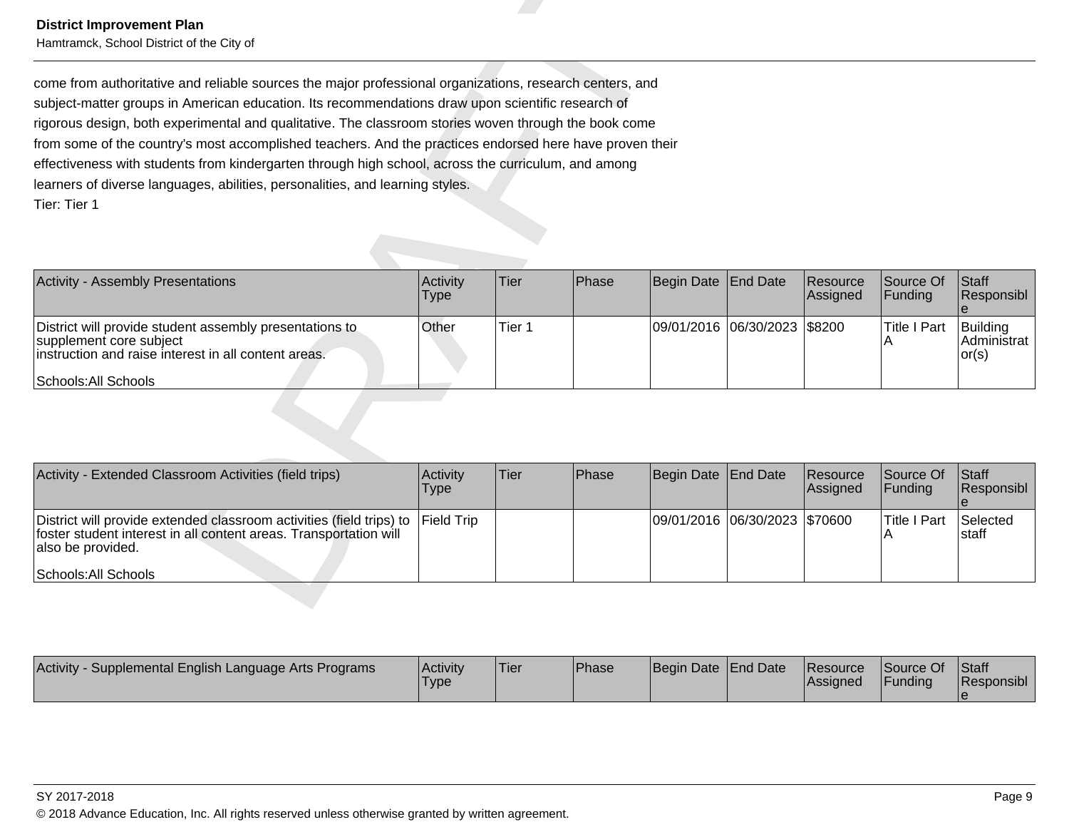come from authoritative and reliable sources the major professional organizations, research centers, and subject-matter groups in American education. Its recommendations draw upon scientific research of rigorous design, both experimental and qualitative. The classroom stories woven through the book come from some of the country's most accomplished teachers. And the practices endorsed here have proven their effectiveness with students from kindergarten through high school, across the curriculum, and among learners of diverse languages, abilities, personalities, and learning styles.
Tier: Tier 1

| Activity - Assembly Presentations | Activity Type | Tier | Phase | Begin Date | End Date | Resource Assigned | Source Of Funding | Staff Responsible |
|---|---|---|---|---|---|---|---|---|
| District will provide student assembly presentations to supplement core subject instruction and raise interest in all content areas.<br><br>Schools:All Schools | Other | Tier 1 | | 09/01/2016 | 06/30/2023 | $8200 | Title I Part A | Building Administrator(s) |

| Activity - Extended Classroom Activities (field trips) | Activity Type | Tier | Phase | Begin Date | End Date | Resource Assigned | Source Of Funding | Staff Responsible |
|---|---|---|---|---|---|---|---|---|
| District will provide extended classroom activities (field trips) to foster student interest in all content areas. Transportation will also be provided.<br><br>Schools:All Schools | Field Trip | | | 09/01/2016 | 06/30/2023 | $70600 | Title I Part A | Selected staff |

| Activity - Supplemental English Language Arts Programs | Activity Type | Tier | Phase | Begin Date | End Date | Resource Assigned | Source Of Funding | Staff Responsible |
|---|---|---|---|---|---|---|---|---|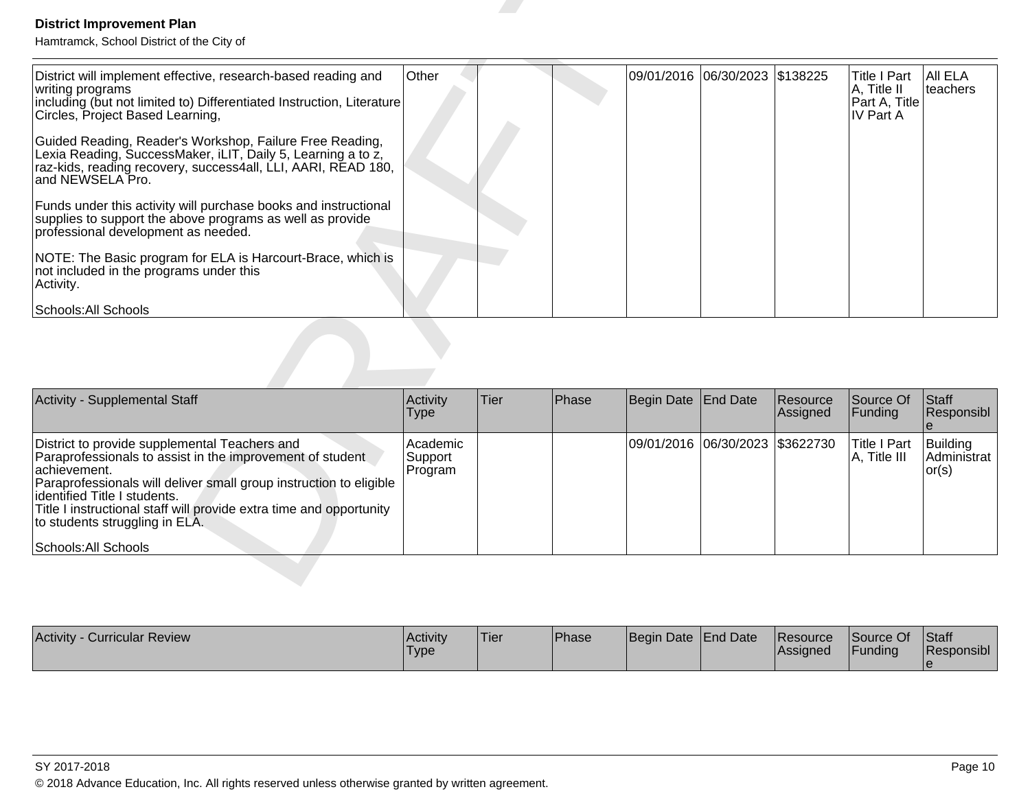| | | | | | | | | |
|---|---|---|---|---|---|---|---|---|
| District will implement effective, research-based reading and writing programs<br>including (but not limited to) Differentiated Instruction, Literature Circles, Project Based Learning,<br><br>Guided Reading, Reader's Workshop, Failure Free Reading, Lexia Reading, SuccessMaker, iLIT, Daily 5, Learning a to z, raz-kids, reading recovery, success4all, LLI, AARI, READ 180, and NEWSELA Pro.<br><br>Funds under this activity will purchase books and instructional supplies to support the above programs as well as provide professional development as needed.<br><br>NOTE: The Basic program for ELA is Harcourt-Brace, which is not included in the programs under this<br>Activity.<br><br>Schools:All Schools | Other | | | 09/01/2016 | 06/30/2023 | $138225 | Title I Part A, Title II Part A, Title IV Part A | All ELA teachers |

| Activity - Supplemental Staff | Activity Type | Tier | Phase | Begin Date | End Date | Resource Assigned | Source Of Funding | Staff Responsible |
|---|---|---|---|---|---|---|---|---|
| District to provide supplemental Teachers and Paraprofessionals to assist in the improvement of student achievement.<br>Paraprofessionals will deliver small group instruction to eligible identified Title I students.<br>Title I instructional staff will provide extra time and opportunity to students struggling in ELA.<br><br>Schools:All Schools | Academic Support Program | | | 09/01/2016 | 06/30/2023 | $3622730 | Title I Part A, Title III | Building Administrator(s) |

| Activity - Curricular Review | Activity Type | Tier | Phase | Begin Date | End Date | Resource Assigned | Source Of Funding | Staff Responsible |
|---|---|---|---|---|---|---|---|---|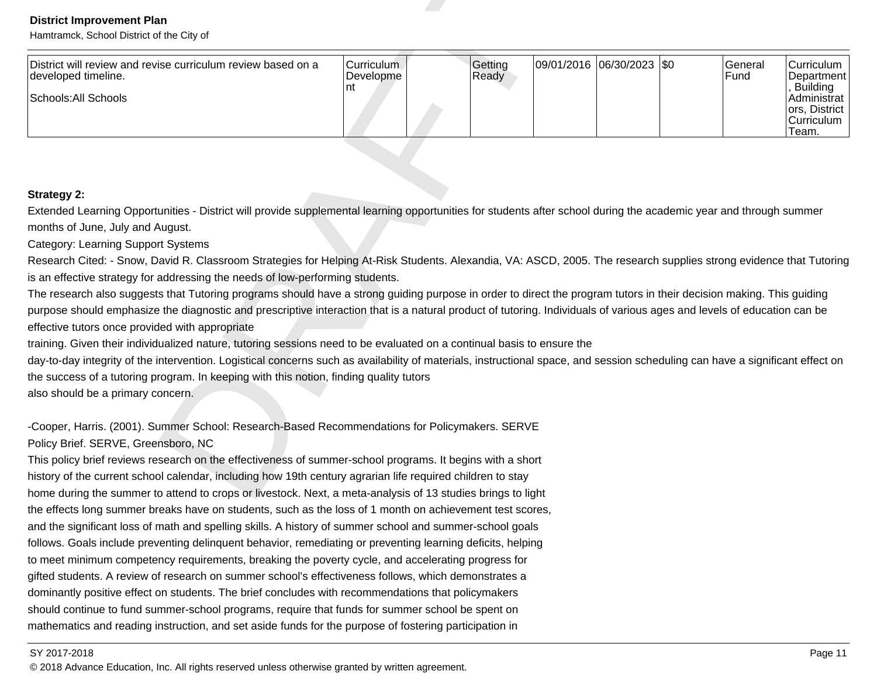| | | | | | | | | |
|---|---|---|---|---|---|---|---|---|
| District will review and revise curriculum review based on a developed timeline.<br><br>Schools:All Schools | Curriculum Development | | Getting Ready | 09/01/2016 | 06/30/2023 | $0 | General Fund | Curriculum Department, Building Administrators, District Curriculum Team. |

**Strategy 2:**

Extended Learning Opportunities - District will provide supplemental learning opportunities for students after school during the academic year and through summer months of June, July and August.

Category: Learning Support Systems

Research Cited: - Snow, David R. Classroom Strategies for Helping At-Risk Students. Alexandia, VA: ASCD, 2005. The research supplies strong evidence that Tutoring is an effective strategy for addressing the needs of low-performing students.

The research also suggests that Tutoring programs should have a strong guiding purpose in order to direct the program tutors in their decision making. This guiding purpose should emphasize the diagnostic and prescriptive interaction that is a natural product of tutoring. Individuals of various ages and levels of education can be effective tutors once provided with appropriate training. Given their individualized nature, tutoring sessions need to be evaluated on a continual basis to ensure the day-to-day integrity of the intervention. Logistical concerns such as availability of materials, instructional space, and session scheduling can have a significant effect on the success of a tutoring program. In keeping with this notion, finding quality tutors also should be a primary concern.

-Cooper, Harris. (2001). Summer School: Research-Based Recommendations for Policymakers. SERVE Policy Brief. SERVE, Greensboro, NC

This policy brief reviews research on the effectiveness of summer-school programs. It begins with a short history of the current school calendar, including how 19th century agrarian life required children to stay home during the summer to attend to crops or livestock. Next, a meta-analysis of 13 studies brings to light the effects long summer breaks have on students, such as the loss of 1 month on achievement test scores, and the significant loss of math and spelling skills. A history of summer school and summer-school goals follows. Goals include preventing delinquent behavior, remediating or preventing learning deficits, helping to meet minimum competency requirements, breaking the poverty cycle, and accelerating progress for gifted students. A review of research on summer school's effectiveness follows, which demonstrates a dominantly positive effect on students. The brief concludes with recommendations that policymakers should continue to fund summer-school programs, require that funds for summer school be spent on mathematics and reading instruction, and set aside funds for the purpose of fostering participation in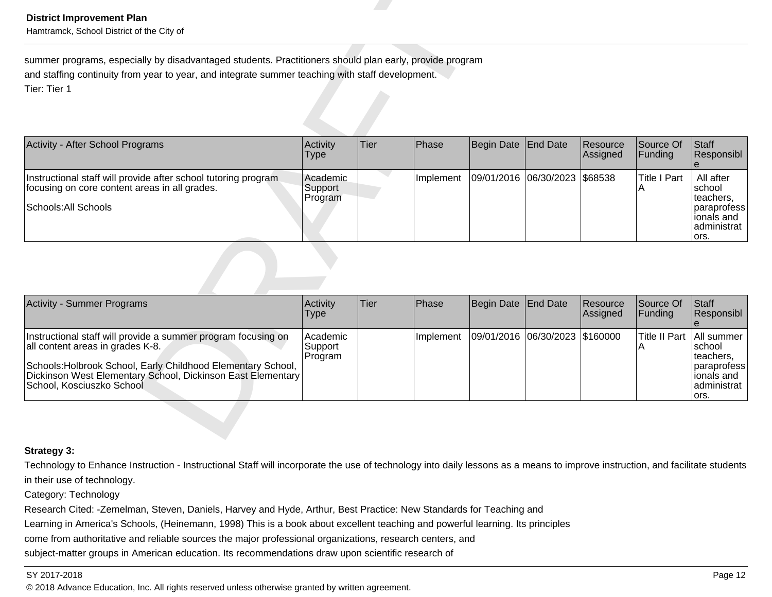summer programs, especially by disadvantaged students. Practitioners should plan early, provide program and staffing continuity from year to year, and integrate summer teaching with staff development.

Tier: Tier 1

| Activity - After School Programs | Activity Type | Tier | Phase | Begin Date | End Date | Resource Assigned | Source Of Funding | Staff Responsible |
|---|---|---|---|---|---|---|---|---|
| Instructional staff will provide after school tutoring program focusing on core content areas in all grades.<br><br>Schools:All Schools | Academic Support Program | | Implement | 09/01/2016 | 06/30/2023 | $68538 | Title I Part A | All after school teachers, paraprofessionals and administrators. |

| Activity - Summer Programs | Activity Type | Tier | Phase | Begin Date | End Date | Resource Assigned | Source Of Funding | Staff Responsible |
|---|---|---|---|---|---|---|---|---|
| Instructional staff will provide a summer program focusing on all content areas in grades K-8.<br><br>Schools:Holbrook School, Early Childhood Elementary School, Dickinson West Elementary School, Dickinson East Elementary School, Kosciuszko School | Academic Support Program | | Implement | 09/01/2016 | 06/30/2023 | $160000 | Title II Part A | All summer school teachers, paraprofessionals and administrators. |

**Strategy 3:**

Technology to Enhance Instruction - Instructional Staff will incorporate the use of technology into daily lessons as a means to improve instruction, and facilitate students in their use of technology.

Category: Technology

Research Cited: -Zemelman, Steven, Daniels, Harvey and Hyde, Arthur, Best Practice: New Standards for Teaching and Learning in America's Schools, (Heinemann, 1998) This is a book about excellent teaching and powerful learning. Its principles come from authoritative and reliable sources the major professional organizations, research centers, and subject-matter groups in American education. Its recommendations draw upon scientific research of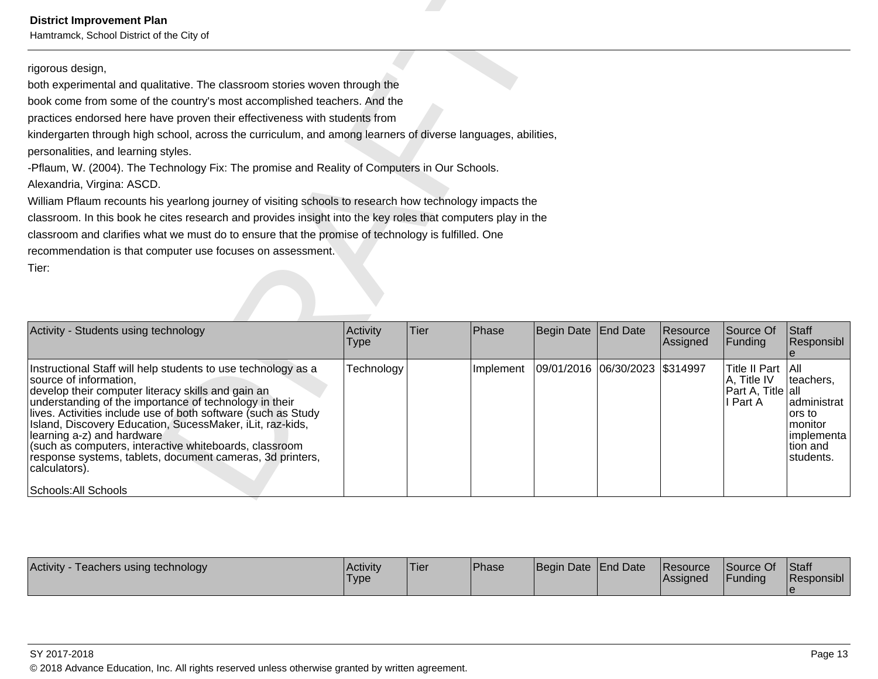rigorous design,
both experimental and qualitative. The classroom stories woven through the
book come from some of the country's most accomplished teachers. And the
practices endorsed here have proven their effectiveness with students from
kindergarten through high school, across the curriculum, and among learners of diverse languages, abilities,
personalities, and learning styles.
-Pflaum, W. (2004). The Technology Fix: The promise and Reality of Computers in Our Schools.
Alexandria, Virgina: ASCD.
William Pflaum recounts his yearlong journey of visiting schools to research how technology impacts the
classroom. In this book he cites research and provides insight into the key roles that computers play in the
classroom and clarifies what we must do to ensure that the promise of technology is fulfilled. One
recommendation is that computer use focuses on assessment.
Tier:

| Activity - Students using technology | Activity Type | Tier | Phase | Begin Date | End Date | Resource Assigned | Source Of Funding | Staff Responsible |
|---|---|---|---|---|---|---|---|---|
| Instructional Staff will help students to use technology as a source of information, develop their computer literacy skills and gain an understanding of the importance of technology in their lives. Activities include use of both software (such as Study Island, Discovery Education, SucessMaker, iLit, raz-kids, learning a-z) and hardware (such as computers, interactive whiteboards, classroom response systems, tablets, document cameras, 3d printers, calculators).<br><br>Schools:All Schools | Technology | | Implement | 09/01/2016 | 06/30/2023 | $314997 | Title II Part A, Title IV Part A, Title I Part A | All teachers, all administrators to monitor implementation and students. |

| Activity - Teachers using technology | Activity Type | Tier | Phase | Begin Date | End Date | Resource Assigned | Source Of Funding | Staff Responsible |
|---|---|---|---|---|---|---|---|---|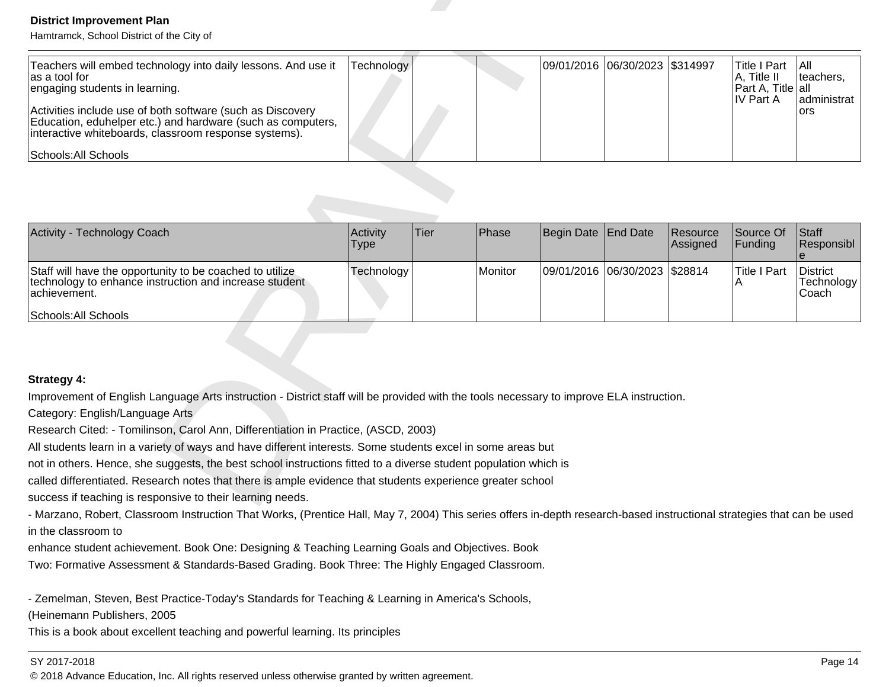| | | | | | | | | |
|---|---|---|---|---|---|---|---|---|
| Teachers will embed technology into daily lessons. And use it as a tool for engaging students in learning.<br><br>Activities include use of both software (such as Discovery Education, eduhelper etc.) and hardware (such as computers, interactive whiteboards, classroom response systems).<br><br>Schools:All Schools | Technology | | | 09/01/2016 | 06/30/2023 | $314997 | Title I Part A, Title II Part A, Title IV Part A | All teachers, all administrators |

| Activity - Technology Coach | Activity Type | Tier | Phase | Begin Date | End Date | Resource Assigned | Source Of Funding | Staff Responsible |
|---|---|---|---|---|---|---|---|---|
| Staff will have the opportunity to be coached to utilize technology to enhance instruction and increase student achievement.<br><br>Schools:All Schools | Technology | | Monitor | 09/01/2016 | 06/30/2023 | $28814 | Title I Part A | District Technology Coach |

**Strategy 4:**

Improvement of English Language Arts instruction - District staff will be provided with the tools necessary to improve ELA instruction.

Category: English/Language Arts

Research Cited: - Tomilinson, Carol Ann, Differentiation in Practice, (ASCD, 2003)

All students learn in a variety of ways and have different interests. Some students excel in some areas but not in others. Hence, she suggests, the best school instructions fitted to a diverse student population which is called differentiated. Research notes that there is ample evidence that students experience greater school success if teaching is responsive to their learning needs.

- Marzano, Robert, Classroom Instruction That Works, (Prentice Hall, May 7, 2004) This series offers in-depth research-based instructional strategies that can be used in the classroom to enhance student achievement. Book One: Designing & Teaching Learning Goals and Objectives. Book Two: Formative Assessment & Standards-Based Grading. Book Three: The Highly Engaged Classroom.

- Zemelman, Steven, Best Practice-Today's Standards for Teaching & Learning in America's Schools, (Heinemann Publishers, 2005

This is a book about excellent teaching and powerful learning. Its principles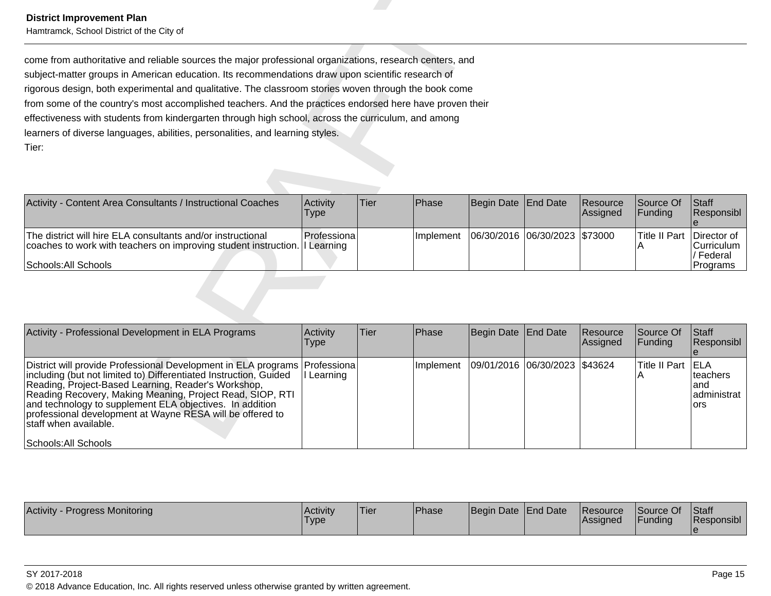come from authoritative and reliable sources the major professional organizations, research centers, and subject-matter groups in American education. Its recommendations draw upon scientific research of rigorous design, both experimental and qualitative. The classroom stories woven through the book come from some of the country's most accomplished teachers. And the practices endorsed here have proven their effectiveness with students from kindergarten through high school, across the curriculum, and among learners of diverse languages, abilities, personalities, and learning styles.
Tier:

| Activity - Content Area Consultants / Instructional Coaches | Activity Type | Tier | Phase | Begin Date | End Date | Resource Assigned | Source Of Funding | Staff Responsible |
|---|---|---|---|---|---|---|---|---|
| The district will hire ELA consultants and/or instructional coaches to work with teachers on improving student instruction.<br><br>Schools:All Schools | Professional Learning | | Implement | 06/30/2016 | 06/30/2023 | $73000 | Title II Part A | Director of Curriculum / Federal Programs |

| Activity - Professional Development in ELA Programs | Activity Type | Tier | Phase | Begin Date | End Date | Resource Assigned | Source Of Funding | Staff Responsible |
|---|---|---|---|---|---|---|---|---|
| District will provide Professional Development in ELA programs including (but not limited to) Differentiated Instruction, Guided Reading, Project-Based Learning, Reader's Workshop, Reading Recovery, Making Meaning, Project Read, SIOP, RTI and technology to supplement ELA objectives. In addition professional development at Wayne RESA will be offered to staff when available.<br><br>Schools:All Schools | Professional Learning | | Implement | 09/01/2016 | 06/30/2023 | $43624 | Title II Part A | ELA teachers and administrators |

| Activity - Progress Monitoring | Activity Type | Tier | Phase | Begin Date | End Date | Resource Assigned | Source Of Funding | Staff Responsible |
|---|---|---|---|---|---|---|---|---|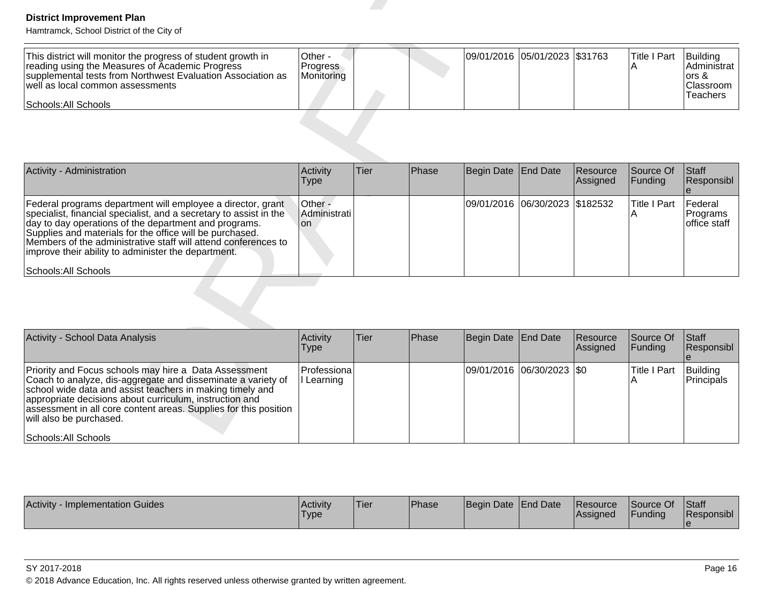| | | | | | | | | |
|---|---|---|---|---|---|---|---|---|
| This district will monitor the progress of student growth in reading using the Measures of Academic Progress supplemental tests from Northwest Evaluation Association as well as local common assessments<br><br>Schools:All Schools | Other - Progress Monitoring | | | 09/01/2016 | 05/01/2023 | $31763 | Title I Part A | Building Administrators & Classroom Teachers |

| Activity - Administration | Activity Type | Tier | Phase | Begin Date | End Date | Resource Assigned | Source Of Funding | Staff Responsible |
|---|---|---|---|---|---|---|---|---|
| Federal programs department will employee a director, grant specialist, financial specialist, and a secretary to assist in the day to day operations of the department and programs. Supplies and materials for the office will be purchased. Members of the administrative staff will attend conferences to improve their ability to administer the department.<br><br>Schools:All Schools | Other - Administration | | | 09/01/2016 | 06/30/2023 | $182532 | Title I Part A | Federal Programs office staff |

| Activity - School Data Analysis | Activity Type | Tier | Phase | Begin Date | End Date | Resource Assigned | Source Of Funding | Staff Responsible |
|---|---|---|---|---|---|---|---|---|
| Priority and Focus schools may hire a Data Assessment Coach to analyze, dis-aggregate and disseminate a variety of school wide data and assist teachers in making timely and appropriate decisions about curriculum, instruction and assessment in all core content areas. Supplies for this position will also be purchased.<br><br>Schools:All Schools | Professional Learning | | | 09/01/2016 | 06/30/2023 | $0 | Title I Part A | Building Principals |

| Activity - Implementation Guides | Activity Type | Tier | Phase | Begin Date | End Date | Resource Assigned | Source Of Funding | Staff Responsible |
|---|---|---|---|---|---|---|---|---|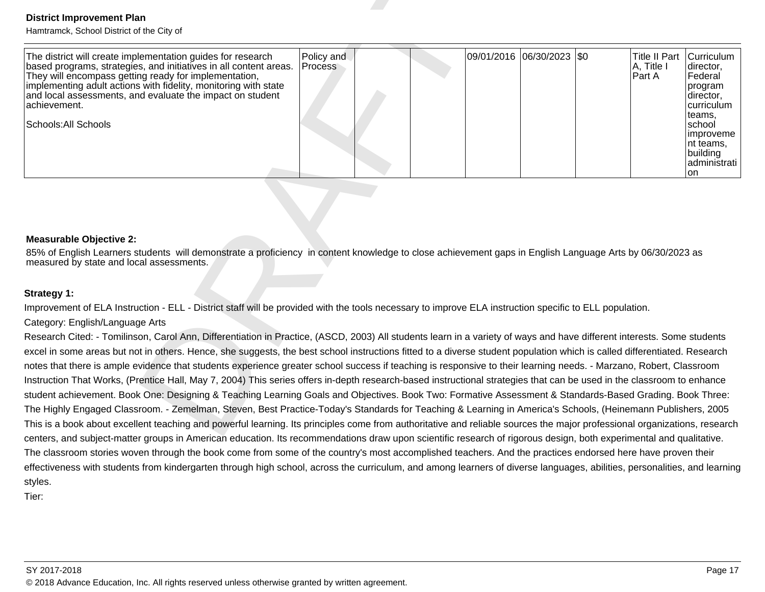| | | | | | | | | |
|---|---|---|---|---|---|---|---|---|
| The district will create implementation guides for research based programs, strategies, and initiatives in all content areas. They will encompass getting ready for implementation, implementing adult actions with fidelity, monitoring with state and local assessments, and evaluate the impact on student achievement.<br><br>Schools:All Schools | Policy and Process | | | 09/01/2016 | 06/30/2023 | $0 | Title II Part A, Title I Part A | Curriculum director, Federal program director, curriculum teams, school improvement teams, building administration |

**Measurable Objective 2:**

85% of English Learners students will demonstrate a proficiency in content knowledge to close achievement gaps in English Language Arts by 06/30/2023 as measured by state and local assessments.

**Strategy 1:**

Improvement of ELA Instruction - ELL - District staff will be provided with the tools necessary to improve ELA instruction specific to ELL population.

Category: English/Language Arts

Research Cited: - Tomilinson, Carol Ann, Differentiation in Practice, (ASCD, 2003) All students learn in a variety of ways and have different interests. Some students excel in some areas but not in others. Hence, she suggests, the best school instructions fitted to a diverse student population which is called differentiated. Research notes that there is ample evidence that students experience greater school success if teaching is responsive to their learning needs. - Marzano, Robert, Classroom Instruction That Works, (Prentice Hall, May 7, 2004) This series offers in-depth research-based instructional strategies that can be used in the classroom to enhance student achievement. Book One: Designing & Teaching Learning Goals and Objectives. Book Two: Formative Assessment & Standards-Based Grading. Book Three: The Highly Engaged Classroom. - Zemelman, Steven, Best Practice-Today's Standards for Teaching & Learning in America's Schools, (Heinemann Publishers, 2005 This is a book about excellent teaching and powerful learning. Its principles come from authoritative and reliable sources the major professional organizations, research centers, and subject-matter groups in American education. Its recommendations draw upon scientific research of rigorous design, both experimental and qualitative. The classroom stories woven through the book come from some of the country's most accomplished teachers. And the practices endorsed here have proven their effectiveness with students from kindergarten through high school, across the curriculum, and among learners of diverse languages, abilities, personalities, and learning styles.

Tier: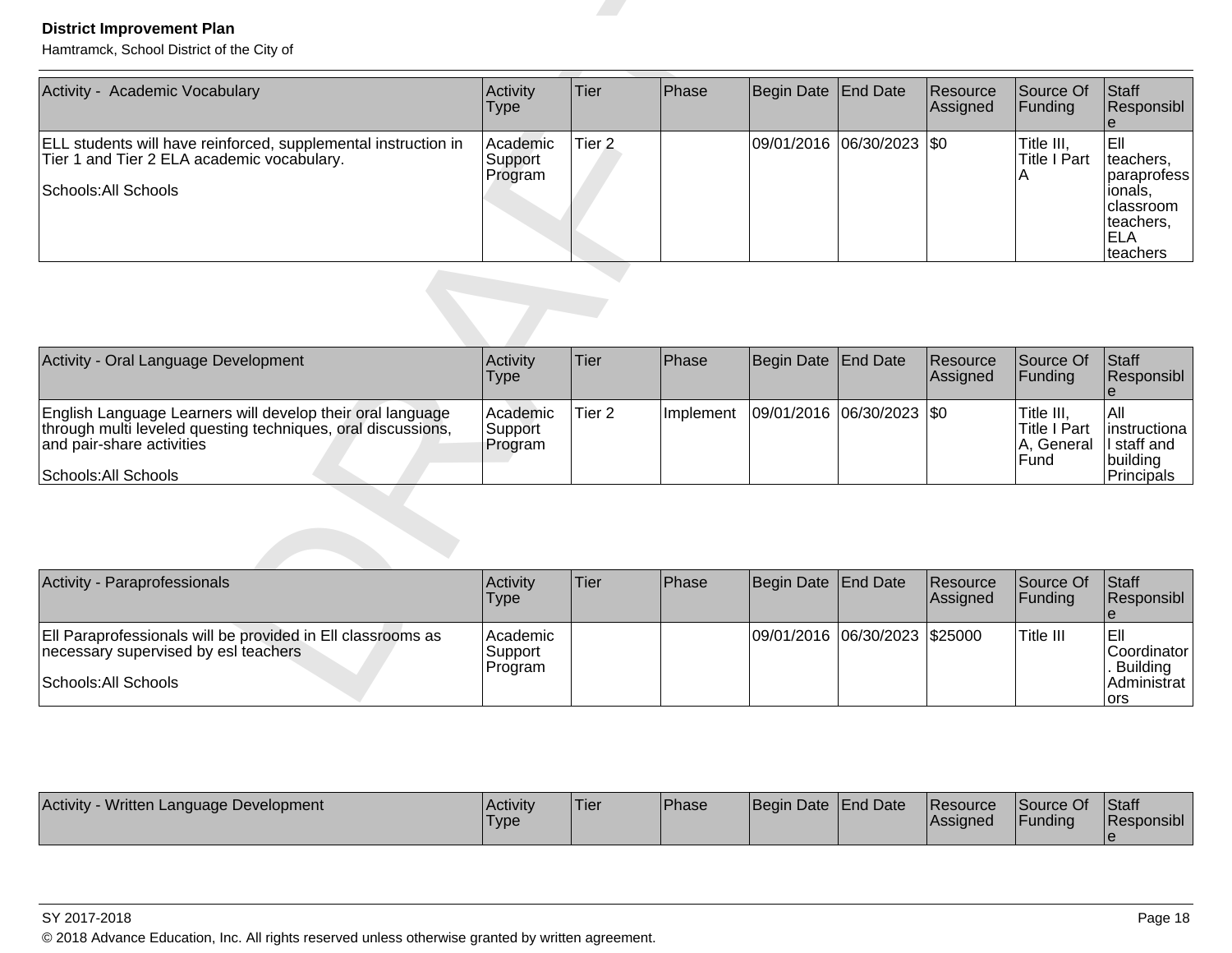| Activity - Academic Vocabulary | Activity Type | Tier | Phase | Begin Date | End Date | Resource Assigned | Source Of Funding | Staff Responsible |
|---|---|---|---|---|---|---|---|---|
| ELL students will have reinforced, supplemental instruction in Tier 1 and Tier 2 ELA academic vocabulary.<br><br>Schools:All Schools | Academic Support Program | Tier 2 | | 09/01/2016 | 06/30/2023 | $0 | Title III, Title I Part A | Ell teachers, paraprofessionals, classroom teachers, ELA teachers |

| Activity - Oral Language Development | Activity Type | Tier | Phase | Begin Date | End Date | Resource Assigned | Source Of Funding | Staff Responsible |
|---|---|---|---|---|---|---|---|---|
| English Language Learners will develop their oral language through multi leveled questing techniques, oral discussions, and pair-share activities<br><br>Schools:All Schools | Academic Support Program | Tier 2 | Implement | 09/01/2016 | 06/30/2023 | $0 | Title III, Title I Part A, General Fund | All instructional staff and building Principals |

| Activity - Paraprofessionals | Activity Type | Tier | Phase | Begin Date | End Date | Resource Assigned | Source Of Funding | Staff Responsible |
|---|---|---|---|---|---|---|---|---|
| Ell Paraprofessionals will be provided in Ell classrooms as necessary supervised by esl teachers<br><br>Schools:All Schools | Academic Support Program | | | 09/01/2016 | 06/30/2023 | $25000 | Title III | Ell Coordinator. Building Administrators |

| Activity - Written Language Development | Activity Type | Tier | Phase | Begin Date | End Date | Resource Assigned | Source Of Funding | Staff Responsible |
|---|---|---|---|---|---|---|---|---|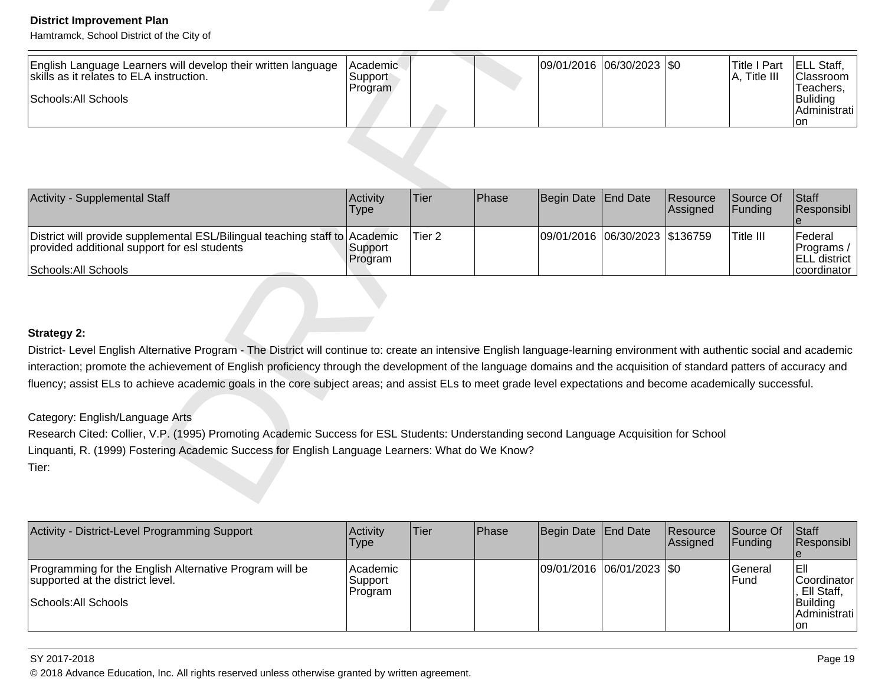| English Language Learners will develop their written language skills as it relates to ELA instruction.<br><br>Schools:All Schools | Academic Support Program | | | 09/01/2016 | 06/30/2023 | $0 | Title I Part A, Title III | ELL Staff, Classroom Teachers, Buliding Administration |
|---|---|---|---|---|---|---|---|---|

| Activity - Supplemental Staff | Activity Type | Tier | Phase | Begin Date | End Date | Resource Assigned | Source Of Funding | Staff Responsible |
|---|---|---|---|---|---|---|---|---|
| District will provide supplemental ESL/Bilingual teaching staff to provided additional support for esl students<br><br>Schools:All Schools | Academic Support Program | Tier 2 | | 09/01/2016 | 06/30/2023 | $136759 | Title III | Federal Programs / ELL district coordinator |

**Strategy 2:**

District- Level English Alternative Program - The District will continue to: create an intensive English language-learning environment with authentic social and academic interaction; promote the achievement of English proficiency through the development of the language domains and the acquisition of standard patters of accuracy and fluency; assist ELs to achieve academic goals in the core subject areas; and assist ELs to meet grade level expectations and become academically successful.

Category: English/Language Arts

Research Cited: Collier, V.P. (1995) Promoting Academic Success for ESL Students: Understanding second Language Acquisition for School

Linquanti, R. (1999) Fostering Academic Success for English Language Learners: What do We Know?

Tier:

| Activity - District-Level Programming Support | Activity Type | Tier | Phase | Begin Date | End Date | Resource Assigned | Source Of Funding | Staff Responsible |
|---|---|---|---|---|---|---|---|---|
| Programming for the English Alternative Program will be supported at the district level.<br><br>Schools:All Schools | Academic Support Program | | | 09/01/2016 | 06/01/2023 | $0 | General Fund | Ell Coordinator, Ell Staff, Building Administration |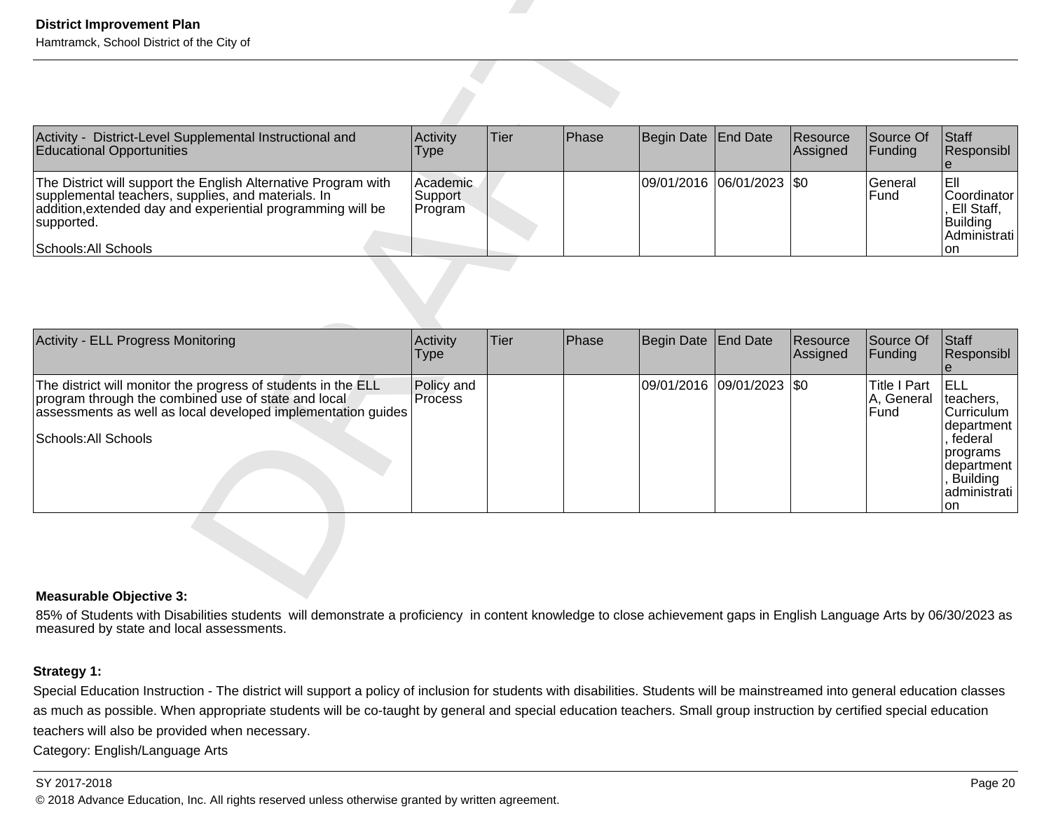| Activity - District-Level Supplemental Instructional and Educational Opportunities | Activity Type | Tier | Phase | Begin Date | End Date | Resource Assigned | Source Of Funding | Staff Responsible |
|---|---|---|---|---|---|---|---|---|
| The District will support the English Alternative Program with supplemental teachers, supplies, and materials. In addition,extended day and experiential programming will be supported.<br><br>Schools:All Schools | Academic Support Program | | | 09/01/2016 | 06/01/2023 | $0 | General Fund | Ell Coordinator, Ell Staff, Building Administration |

| Activity - ELL Progress Monitoring | Activity Type | Tier | Phase | Begin Date | End Date | Resource Assigned | Source Of Funding | Staff Responsible |
|---|---|---|---|---|---|---|---|---|
| The district will monitor the progress of students in the ELL program through the combined use of state and local assessments as well as local developed implementation guides<br><br>Schools:All Schools | Policy and Process | | | 09/01/2016 | 09/01/2023 | $0 | Title I Part A, General Fund | ELL teachers, Curriculum department, federal programs department, Building administration |

**Measurable Objective 3:**

85% of Students with Disabilities students will demonstrate a proficiency in content knowledge to close achievement gaps in English Language Arts by 06/30/2023 as measured by state and local assessments.

**Strategy 1:**

Special Education Instruction - The district will support a policy of inclusion for students with disabilities. Students will be mainstreamed into general education classes as much as possible. When appropriate students will be co-taught by general and special education teachers. Small group instruction by certified special education teachers will also be provided when necessary.

Category: English/Language Arts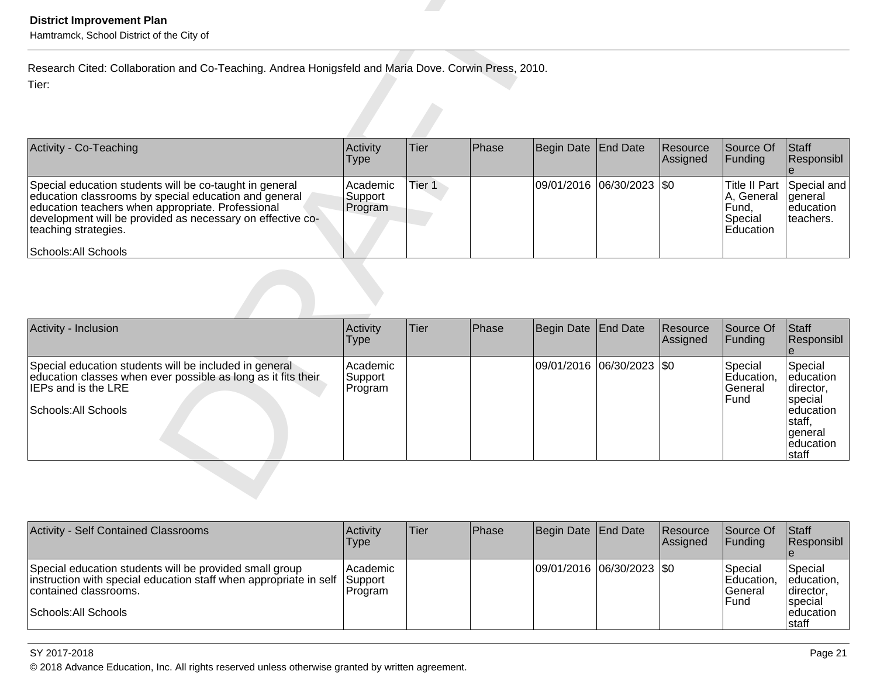Research Cited: Collaboration and Co-Teaching. Andrea Honigsfeld and Maria Dove. Corwin Press, 2010.

Tier:

| Activity - Co-Teaching | Activity Type | Tier | Phase | Begin Date | End Date | Resource Assigned | Source Of Funding | Staff Responsible |
|---|---|---|---|---|---|---|---|---|
| Special education students will be co-taught in general education classrooms by special education and general education teachers when appropriate. Professional development will be provided as necessary on effective co-teaching strategies.<br><br>Schools:All Schools | Academic Support Program | Tier 1 | | 09/01/2016 | 06/30/2023 | $0 | Title II Part A, General Fund, Special Education | Special and general education teachers. |

| Activity - Inclusion | Activity Type | Tier | Phase | Begin Date | End Date | Resource Assigned | Source Of Funding | Staff Responsible |
|---|---|---|---|---|---|---|---|---|
| Special education students will be included in general education classes when ever possible as long as it fits their IEPs and is the LRE<br><br>Schools:All Schools | Academic Support Program | | | 09/01/2016 | 06/30/2023 | $0 | Special Education, General Fund | Special education director, special education staff, general education staff |

| Activity - Self Contained Classrooms | Activity Type | Tier | Phase | Begin Date | End Date | Resource Assigned | Source Of Funding | Staff Responsible |
|---|---|---|---|---|---|---|---|---|
| Special education students will be provided small group instruction with special education staff when appropriate in self contained classrooms.<br><br>Schools:All Schools | Academic Support Program | | | 09/01/2016 | 06/30/2023 | $0 | Special Education, General Fund | Special education, director, special education staff |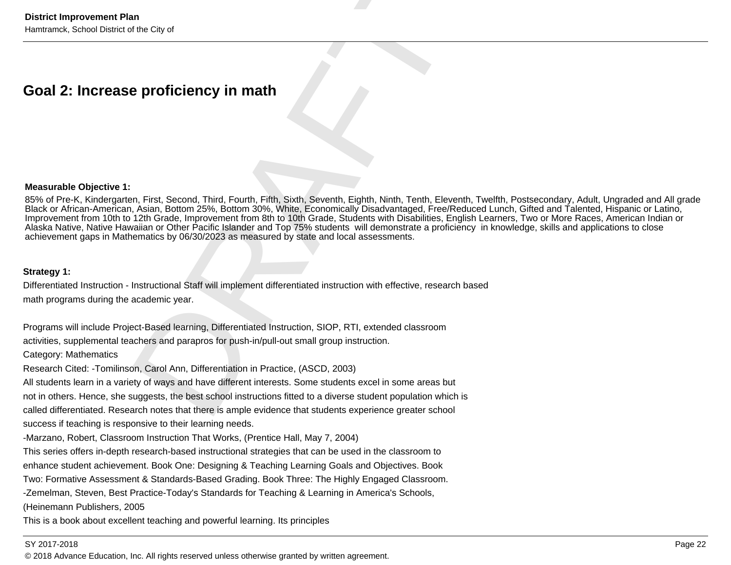## Goal 2: Increase proficiency in math

**Measurable Objective 1:**

85% of Pre-K, Kindergarten, First, Second, Third, Fourth, Fifth, Sixth, Seventh, Eighth, Ninth, Tenth, Eleventh, Twelfth, Postsecondary, Adult, Ungraded and All grade Black or African-American, Asian, Bottom 25%, Bottom 30%, White, Economically Disadvantaged, Free/Reduced Lunch, Gifted and Talented, Hispanic or Latino, Improvement from 10th to 12th Grade, Improvement from 8th to 10th Grade, Students with Disabilities, English Learners, Two or More Races, American Indian or Alaska Native, Native Hawaiian or Other Pacific Islander and Top 75% students will demonstrate a proficiency in knowledge, skills and applications to close achievement gaps in Mathematics by 06/30/2023 as measured by state and local assessments.

**Strategy 1:**

Differentiated Instruction - Instructional Staff will implement differentiated instruction with effective, research based math programs during the academic year.

Programs will include Project-Based learning, Differentiated Instruction, SIOP, RTI, extended classroom activities, supplemental teachers and parapros for push-in/pull-out small group instruction.

Category: Mathematics

Research Cited: -Tomilinson, Carol Ann, Differentiation in Practice, (ASCD, 2003)

All students learn in a variety of ways and have different interests. Some students excel in some areas but not in others. Hence, she suggests, the best school instructions fitted to a diverse student population which is called differentiated. Research notes that there is ample evidence that students experience greater school success if teaching is responsive to their learning needs.

-Marzano, Robert, Classroom Instruction That Works, (Prentice Hall, May 7, 2004)

This series offers in-depth research-based instructional strategies that can be used in the classroom to enhance student achievement. Book One: Designing & Teaching Learning Goals and Objectives. Book Two: Formative Assessment & Standards-Based Grading. Book Three: The Highly Engaged Classroom.

-Zemelman, Steven, Best Practice-Today's Standards for Teaching & Learning in America's Schools, (Heinemann Publishers, 2005

This is a book about excellent teaching and powerful learning. Its principles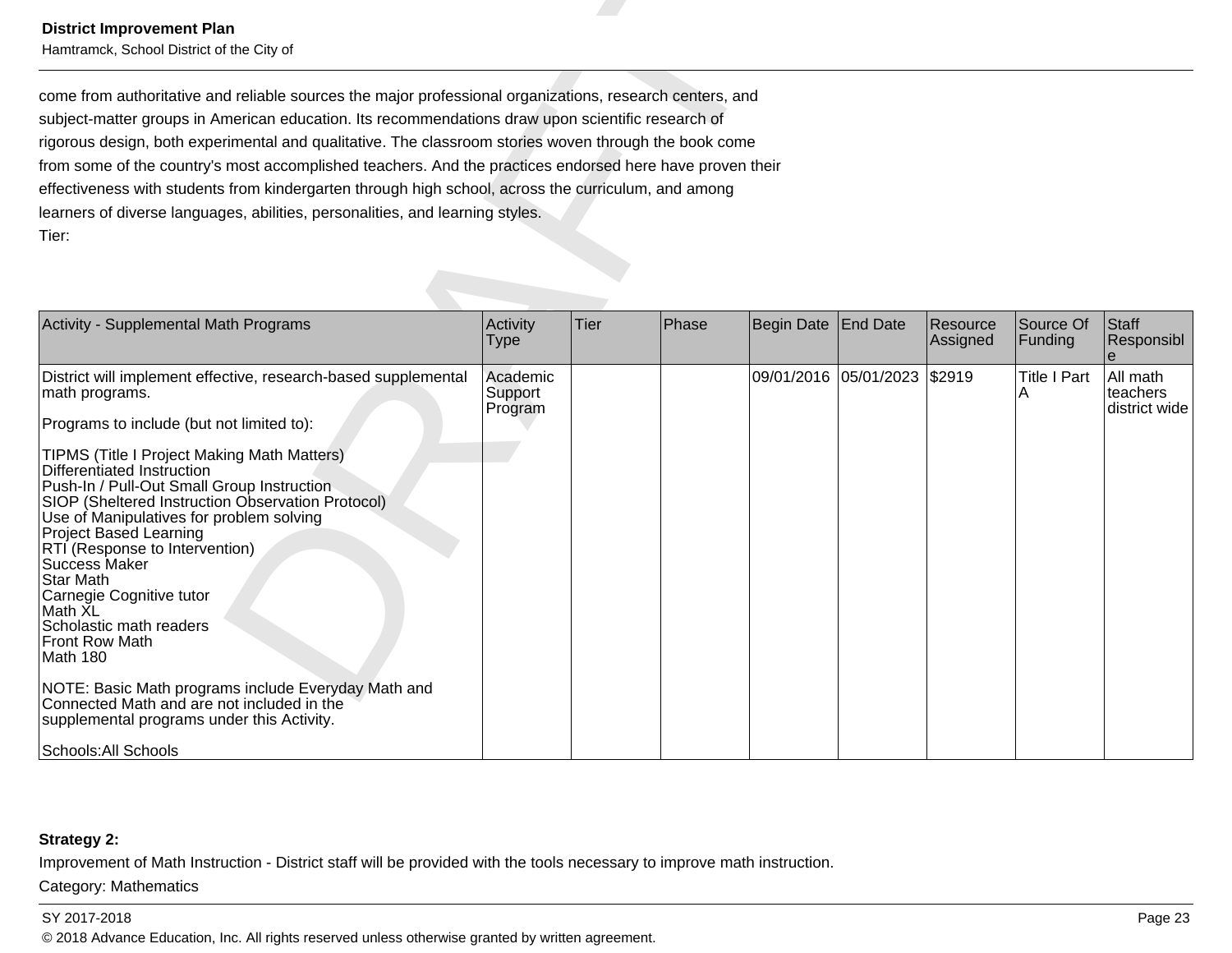come from authoritative and reliable sources the major professional organizations, research centers, and subject-matter groups in American education. Its recommendations draw upon scientific research of rigorous design, both experimental and qualitative. The classroom stories woven through the book come from some of the country's most accomplished teachers. And the practices endorsed here have proven their effectiveness with students from kindergarten through high school, across the curriculum, and among learners of diverse languages, abilities, personalities, and learning styles.

Tier:

| Activity - Supplemental Math Programs | Activity Type | Tier | Phase | Begin Date | End Date | Resource Assigned | Source Of Funding | Staff Responsible |
|---|---|---|---|---|---|---|---|---|
| District will implement effective, research-based supplemental math programs.<br><br>Programs to include (but not limited to):<br><br>TIPMS (Title I Project Making Math Matters)<br>Differentiated Instruction<br>Push-In / Pull-Out Small Group Instruction<br>SIOP (Sheltered Instruction Observation Protocol)<br>Use of Manipulatives for problem solving<br>Project Based Learning<br>RTI (Response to Intervention)<br>Success Maker<br>Star Math<br>Carnegie Cognitive tutor<br>Math XL<br>Scholastic math readers<br>Front Row Math<br>Math 180<br><br>NOTE: Basic Math programs include Everyday Math and Connected Math and are not included in the supplemental programs under this Activity.<br><br>Schools:All Schools | Academic Support Program | | | 09/01/2016 | 05/01/2023 | $2919 | Title I Part A | All math teachers district wide |

**Strategy 2:**

Improvement of Math Instruction - District staff will be provided with the tools necessary to improve math instruction.

Category: Mathematics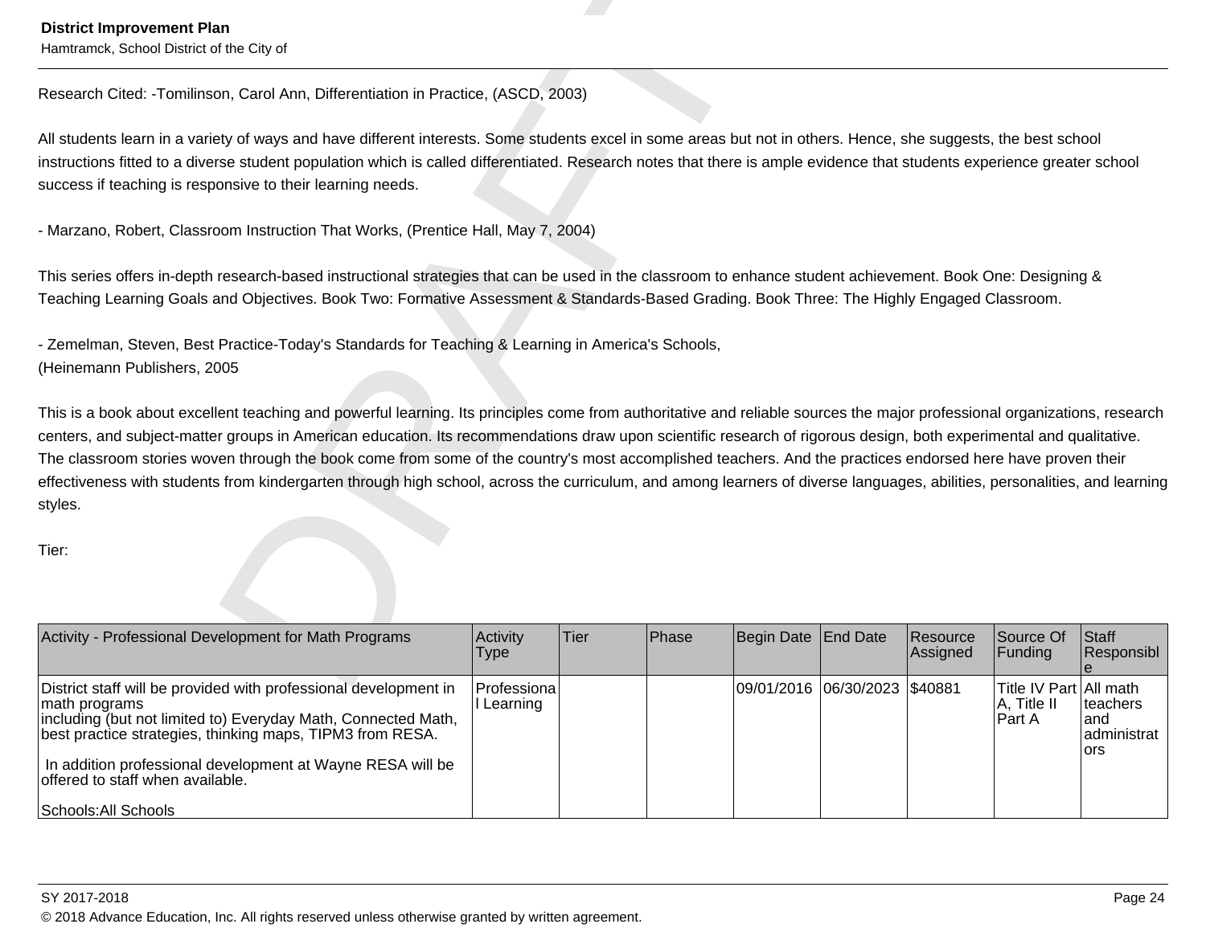Research Cited: -Tomilinson, Carol Ann, Differentiation in Practice, (ASCD, 2003)

All students learn in a variety of ways and have different interests. Some students excel in some areas but not in others. Hence, she suggests, the best school instructions fitted to a diverse student population which is called differentiated. Research notes that there is ample evidence that students experience greater school success if teaching is responsive to their learning needs.

- Marzano, Robert, Classroom Instruction That Works, (Prentice Hall, May 7, 2004)

This series offers in-depth research-based instructional strategies that can be used in the classroom to enhance student achievement. Book One: Designing & Teaching Learning Goals and Objectives. Book Two: Formative Assessment & Standards-Based Grading. Book Three: The Highly Engaged Classroom.

- Zemelman, Steven, Best Practice-Today's Standards for Teaching & Learning in America's Schools,
(Heinemann Publishers, 2005

This is a book about excellent teaching and powerful learning. Its principles come from authoritative and reliable sources the major professional organizations, research centers, and subject-matter groups in American education. Its recommendations draw upon scientific research of rigorous design, both experimental and qualitative. The classroom stories woven through the book come from some of the country's most accomplished teachers. And the practices endorsed here have proven their effectiveness with students from kindergarten through high school, across the curriculum, and among learners of diverse languages, abilities, personalities, and learning styles.

Tier:

| Activity - Professional Development for Math Programs | Activity Type | Tier | Phase | Begin Date | End Date | Resource Assigned | Source Of Funding | Staff Responsible |
|---|---|---|---|---|---|---|---|---|
| District staff will be provided with professional development in math programs including (but not limited to) Everyday Math, Connected Math, best practice strategies, thinking maps, TIPM3 from RESA.<br><br>In addition professional development at Wayne RESA will be offered to staff when available.<br><br>Schools:All Schools | Professional Learning | | | 09/01/2016 | 06/30/2023 | $40881 | Title IV Part A, Title II Part A | All math teachers and administrators |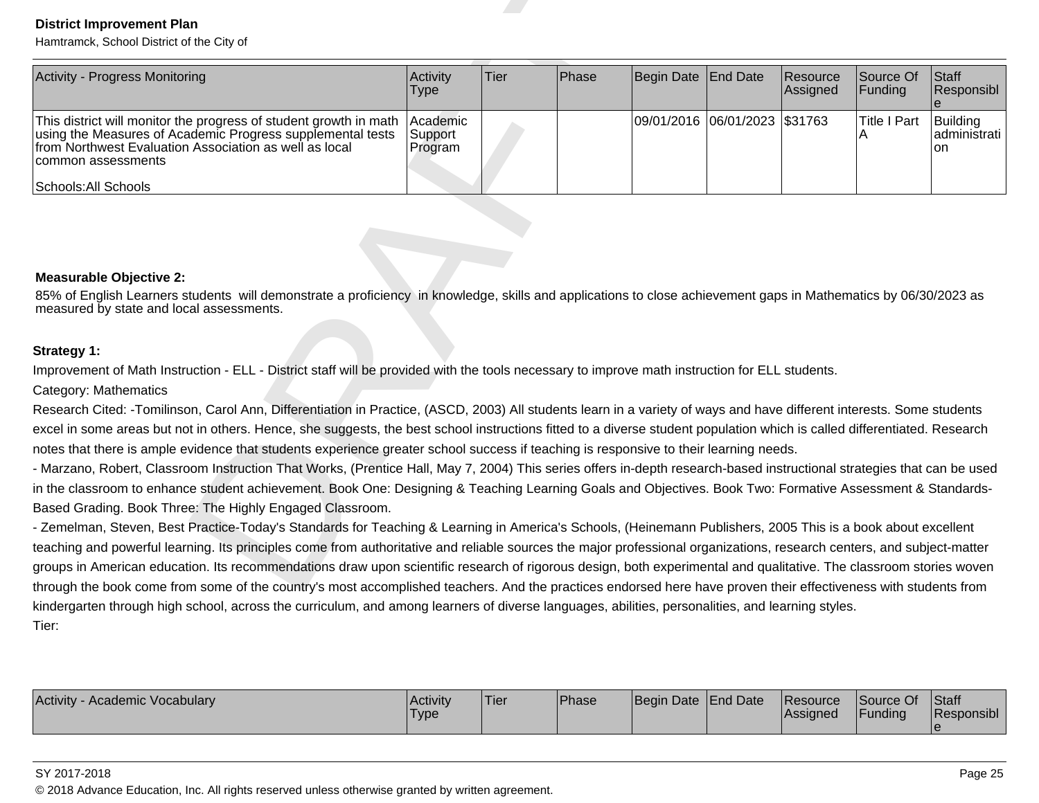| Activity - Progress Monitoring | Activity Type | Tier | Phase | Begin Date | End Date | Resource Assigned | Source Of Funding | Staff Responsible |
|---|---|---|---|---|---|---|---|---|
| This district will monitor the progress of student growth in math using the Measures of Academic Progress supplemental tests from Northwest Evaluation Association as well as local common assessments<br><br>Schools:All Schools | Academic Support Program | | | 09/01/2016 | 06/01/2023 | $31763 | Title I Part A | Building administration |

**Measurable Objective 2:**

85% of English Learners students will demonstrate a proficiency in knowledge, skills and applications to close achievement gaps in Mathematics by 06/30/2023 as measured by state and local assessments.

**Strategy 1:**

Improvement of Math Instruction - ELL - District staff will be provided with the tools necessary to improve math instruction for ELL students.

Category: Mathematics

Research Cited: -Tomilinson, Carol Ann, Differentiation in Practice, (ASCD, 2003) All students learn in a variety of ways and have different interests. Some students excel in some areas but not in others. Hence, she suggests, the best school instructions fitted to a diverse student population which is called differentiated. Research notes that there is ample evidence that students experience greater school success if teaching is responsive to their learning needs.
- Marzano, Robert, Classroom Instruction That Works, (Prentice Hall, May 7, 2004) This series offers in-depth research-based instructional strategies that can be used in the classroom to enhance student achievement. Book One: Designing & Teaching Learning Goals and Objectives. Book Two: Formative Assessment & Standards-Based Grading. Book Three: The Highly Engaged Classroom.
- Zemelman, Steven, Best Practice-Today's Standards for Teaching & Learning in America's Schools, (Heinemann Publishers, 2005 This is a book about excellent teaching and powerful learning. Its principles come from authoritative and reliable sources the major professional organizations, research centers, and subject-matter groups in American education. Its recommendations draw upon scientific research of rigorous design, both experimental and qualitative. The classroom stories woven through the book come from some of the country's most accomplished teachers. And the practices endorsed here have proven their effectiveness with students from kindergarten through high school, across the curriculum, and among learners of diverse languages, abilities, personalities, and learning styles.

Tier:

| Activity - Academic Vocabulary | Activity Type | Tier | Phase | Begin Date | End Date | Resource Assigned | Source Of Funding | Staff Responsible |
|---|---|---|---|---|---|---|---|---|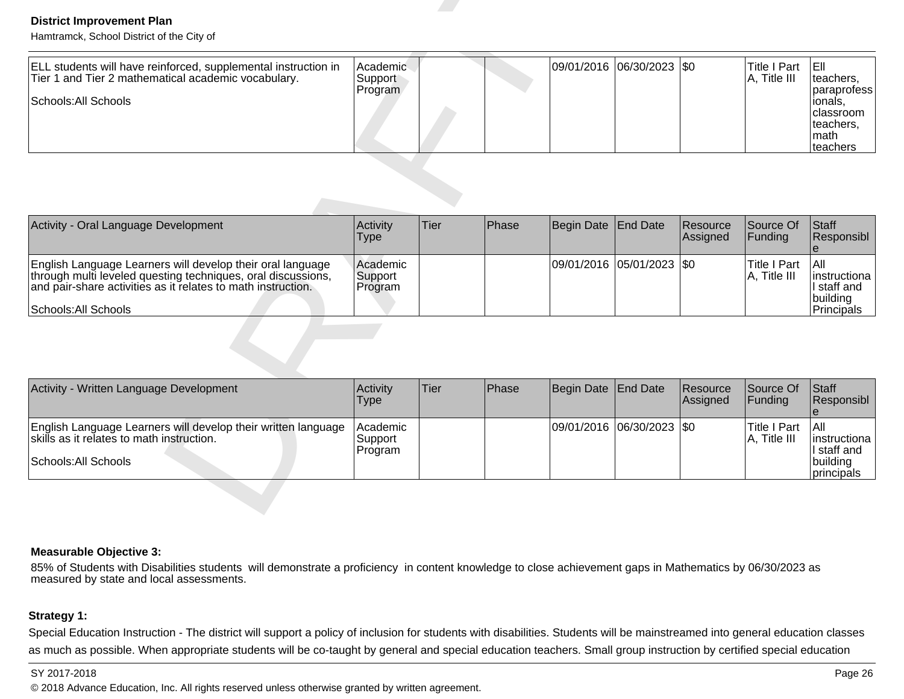| ELL students will have reinforced, supplemental instruction in Tier 1 and Tier 2 mathematical academic vocabulary.<br><br>Schools:All Schools | Academic Support Program | | | 09/01/2016 | 06/30/2023 | $0 | Title I Part A, Title III | Ell teachers, paraprofessionals, classroom teachers, math teachers |
|---|---|---|---|---|---|---|---|---|

| Activity - Oral Language Development | Activity Type | Tier | Phase | Begin Date | End Date | Resource Assigned | Source Of Funding | Staff Responsible |
|---|---|---|---|---|---|---|---|---|
| English Language Learners will develop their oral language through multi leveled questing techniques, oral discussions, and pair-share activities as it relates to math instruction.<br><br>Schools:All Schools | Academic Support Program | | | 09/01/2016 | 05/01/2023 | $0 | Title I Part A, Title III | All instructional staff and building Principals |

| Activity - Written Language Development | Activity Type | Tier | Phase | Begin Date | End Date | Resource Assigned | Source Of Funding | Staff Responsible |
|---|---|---|---|---|---|---|---|---|
| English Language Learners will develop their written language skills as it relates to math instruction.<br><br>Schools:All Schools | Academic Support Program | | | 09/01/2016 | 06/30/2023 | $0 | Title I Part A, Title III | All instructional staff and building principals |

**Measurable Objective 3:**

85% of Students with Disabilities students will demonstrate a proficiency in content knowledge to close achievement gaps in Mathematics by 06/30/2023 as measured by state and local assessments.

**Strategy 1:**

Special Education Instruction - The district will support a policy of inclusion for students with disabilities. Students will be mainstreamed into general education classes as much as possible. When appropriate students will be co-taught by general and special education teachers. Small group instruction by certified special education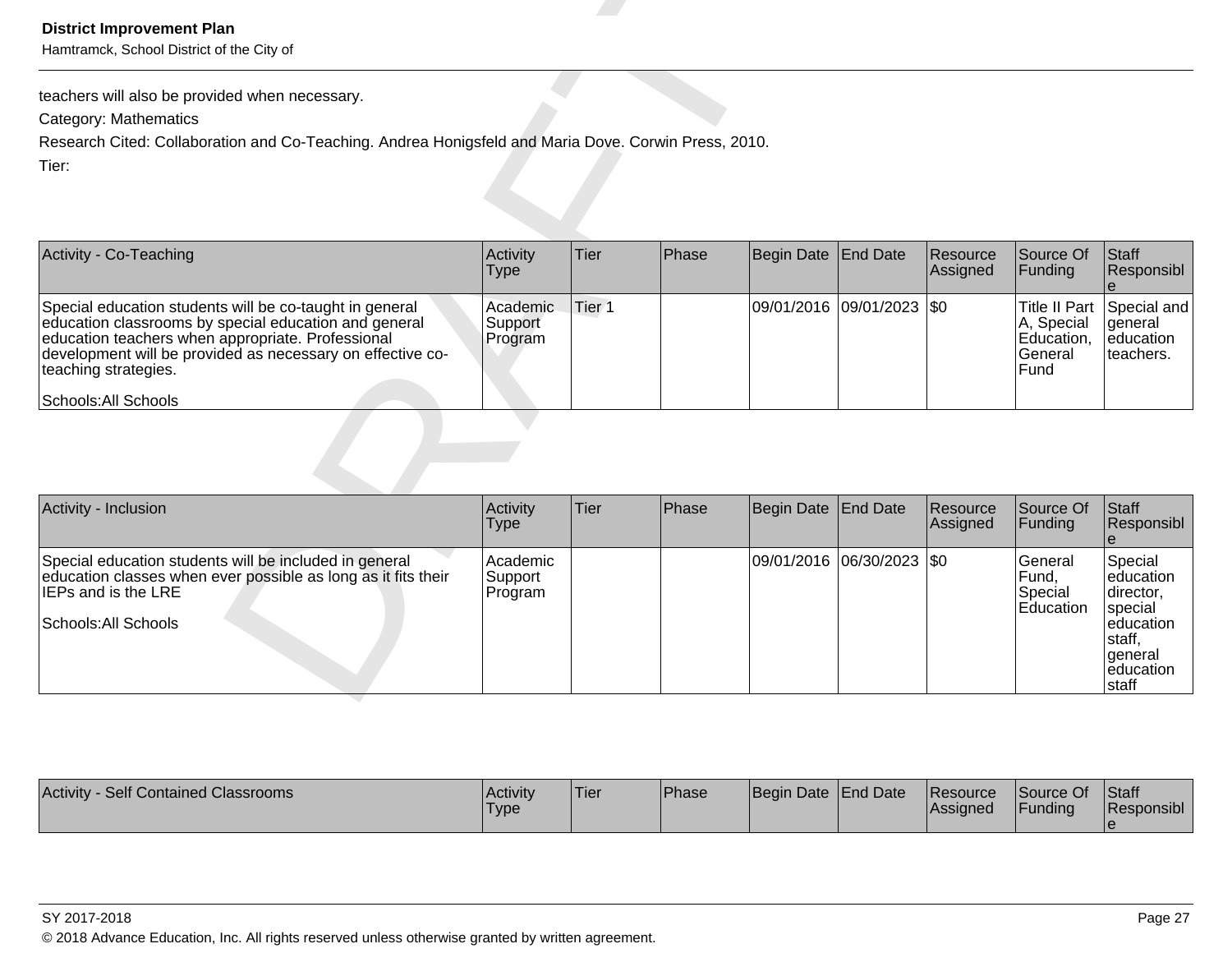teachers will also be provided when necessary.

Category: Mathematics

Research Cited: Collaboration and Co-Teaching. Andrea Honigsfeld and Maria Dove. Corwin Press, 2010.

Tier:

| Activity - Co-Teaching | Activity Type | Tier | Phase | Begin Date | End Date | Resource Assigned | Source Of Funding | Staff Responsible |
|---|---|---|---|---|---|---|---|---|
| Special education students will be co-taught in general education classrooms by special education and general education teachers when appropriate. Professional development will be provided as necessary on effective co-teaching strategies.<br><br>Schools:All Schools | Academic Support Program | Tier 1 | | 09/01/2016 | 09/01/2023 | $0 | Title II Part A, Special Education, General Fund | Special and general education teachers. |

| Activity - Inclusion | Activity Type | Tier | Phase | Begin Date | End Date | Resource Assigned | Source Of Funding | Staff Responsible |
|---|---|---|---|---|---|---|---|---|
| Special education students will be included in general education classes when ever possible as long as it fits their IEPs and is the LRE<br><br>Schools:All Schools | Academic Support Program | | | 09/01/2016 | 06/30/2023 | $0 | General Fund, Special Education | Special education director, special education staff, general education staff |

| Activity - Self Contained Classrooms | Activity Type | Tier | Phase | Begin Date | End Date | Resource Assigned | Source Of Funding | Staff Responsible |
|---|---|---|---|---|---|---|---|---|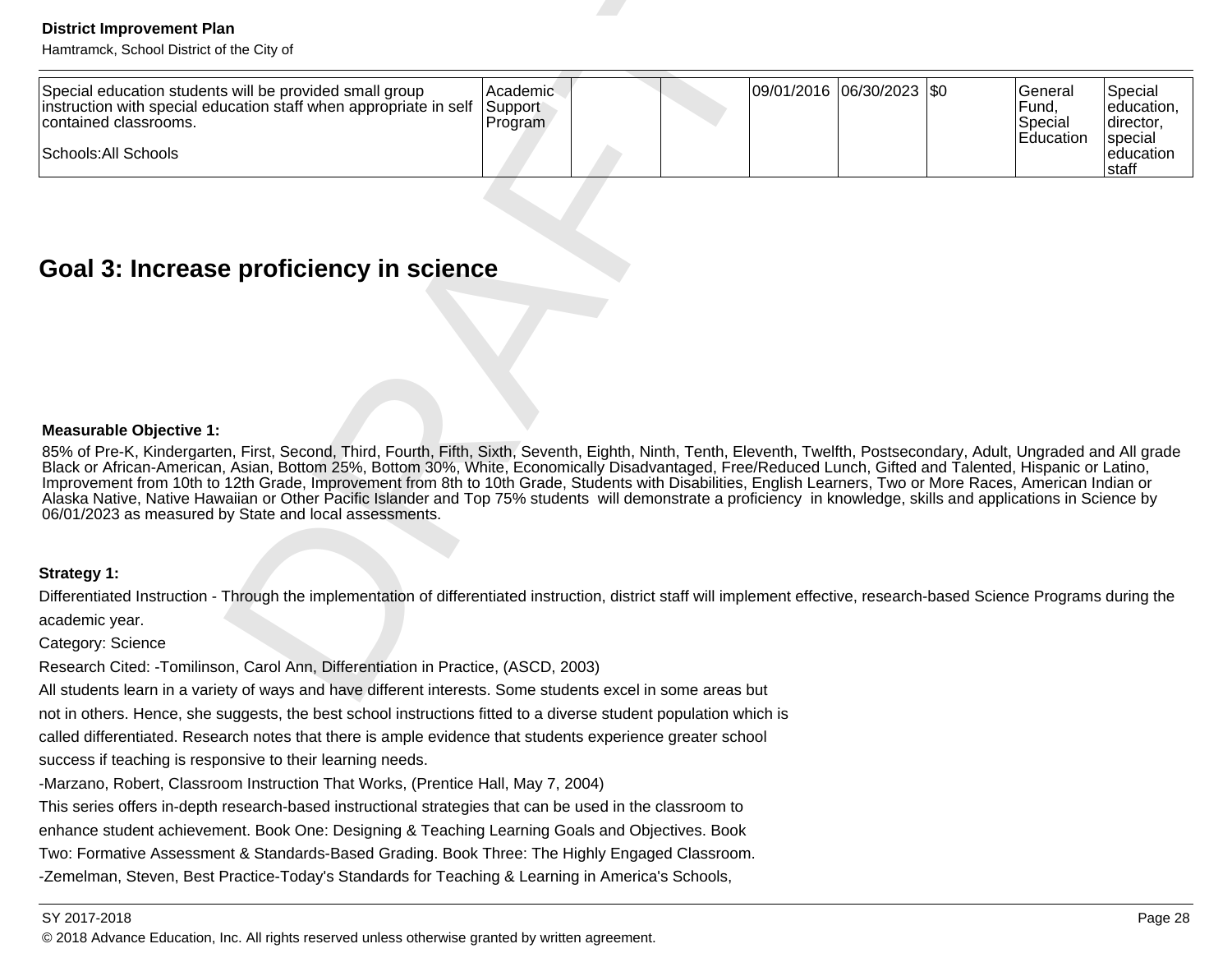| | | | | | | | | |
|---|---|---|---|---|---|---|---|---|
| Special education students will be provided small group instruction with special education staff when appropriate in self contained classrooms.<br><br>Schools:All Schools | Academic Support Program | | | 09/01/2016 | 06/30/2023 | $0 | General Fund, Special Education | Special education, director, special education staff |

## Goal 3: Increase proficiency in science

**Measurable Objective 1:**

85% of Pre-K, Kindergarten, First, Second, Third, Fourth, Fifth, Sixth, Seventh, Eighth, Ninth, Tenth, Eleventh, Twelfth, Postsecondary, Adult, Ungraded and All grade Black or African-American, Asian, Bottom 25%, Bottom 30%, White, Economically Disadvantaged, Free/Reduced Lunch, Gifted and Talented, Hispanic or Latino, Improvement from 10th to 12th Grade, Improvement from 8th to 10th Grade, Students with Disabilities, English Learners, Two or More Races, American Indian or Alaska Native, Native Hawaiian or Other Pacific Islander and Top 75% students will demonstrate a proficiency in knowledge, skills and applications in Science by 06/01/2023 as measured by State and local assessments.

**Strategy 1:**

Differentiated Instruction - Through the implementation of differentiated instruction, district staff will implement effective, research-based Science Programs during the academic year.

Category: Science

Research Cited: -Tomilinson, Carol Ann, Differentiation in Practice, (ASCD, 2003)

All students learn in a variety of ways and have different interests. Some students excel in some areas but not in others. Hence, she suggests, the best school instructions fitted to a diverse student population which is called differentiated. Research notes that there is ample evidence that students experience greater school success if teaching is responsive to their learning needs.

-Marzano, Robert, Classroom Instruction That Works, (Prentice Hall, May 7, 2004)

This series offers in-depth research-based instructional strategies that can be used in the classroom to enhance student achievement. Book One: Designing & Teaching Learning Goals and Objectives. Book Two: Formative Assessment & Standards-Based Grading. Book Three: The Highly Engaged Classroom.

-Zemelman, Steven, Best Practice-Today's Standards for Teaching & Learning in America's Schools,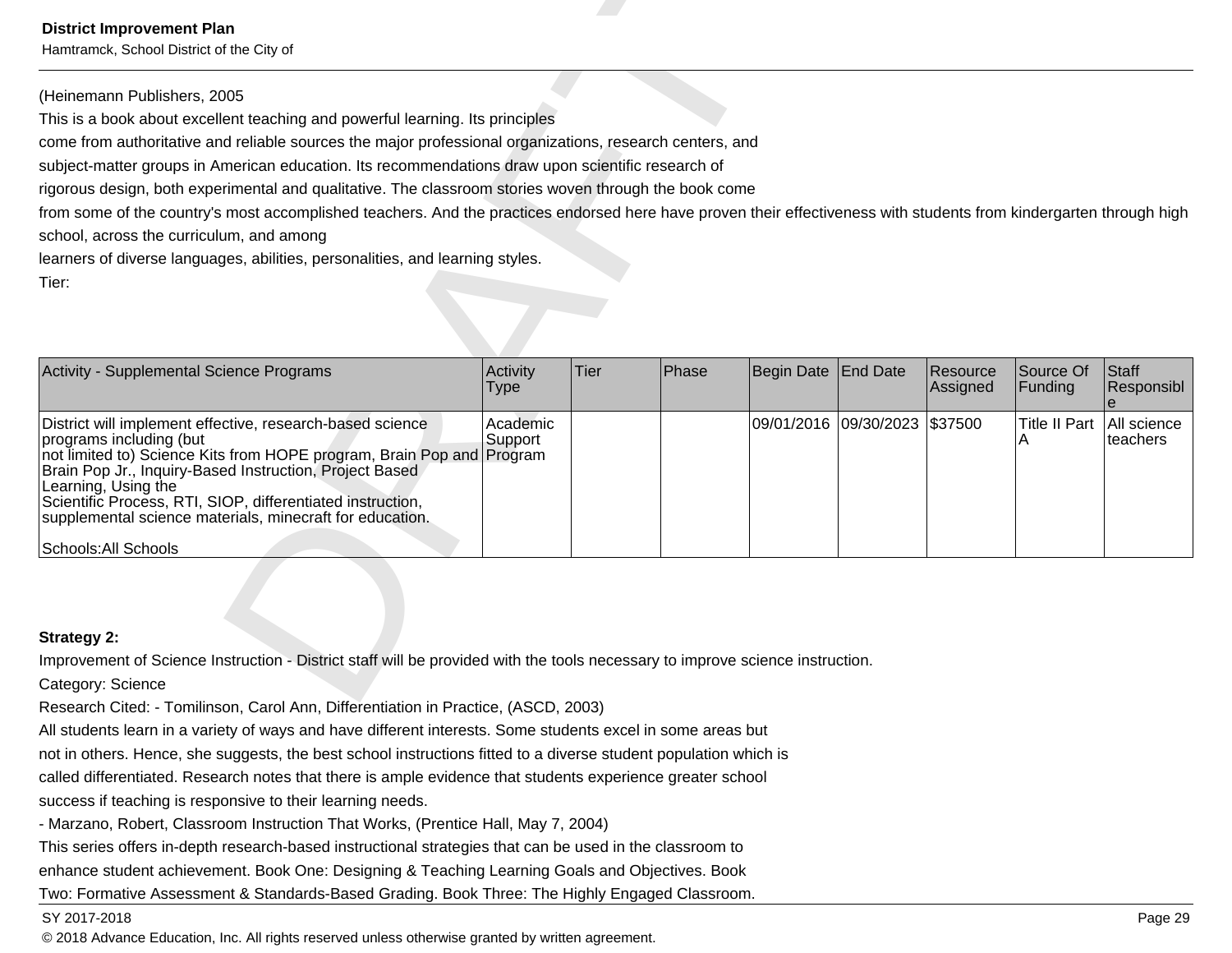(Heinemann Publishers, 2005
This is a book about excellent teaching and powerful learning. Its principles
come from authoritative and reliable sources the major professional organizations, research centers, and
subject-matter groups in American education. Its recommendations draw upon scientific research of
rigorous design, both experimental and qualitative. The classroom stories woven through the book come
from some of the country's most accomplished teachers. And the practices endorsed here have proven their effectiveness with students from kindergarten through high school, across the curriculum, and among
learners of diverse languages, abilities, personalities, and learning styles.
Tier:

| Activity - Supplemental Science Programs | Activity Type | Tier | Phase | Begin Date | End Date | Resource Assigned | Source Of Funding | Staff Responsible |
|---|---|---|---|---|---|---|---|---|
| District will implement effective, research-based science programs including (but not limited to) Science Kits from HOPE program, Brain Pop and Brain Pop Jr., Inquiry-Based Instruction, Project Based Learning, Using the Scientific Process, RTI, SIOP, differentiated instruction, supplemental science materials, minecraft for education.<br><br>Schools:All Schools | Academic Support Program | | | 09/01/2016 | 09/30/2023 | $37500 | Title II Part A | All science teachers |

**Strategy 2:**
Improvement of Science Instruction - District staff will be provided with the tools necessary to improve science instruction.
Category: Science
Research Cited: - Tomilinson, Carol Ann, Differentiation in Practice, (ASCD, 2003)
All students learn in a variety of ways and have different interests. Some students excel in some areas but
not in others. Hence, she suggests, the best school instructions fitted to a diverse student population which is
called differentiated. Research notes that there is ample evidence that students experience greater school
success if teaching is responsive to their learning needs.
- Marzano, Robert, Classroom Instruction That Works, (Prentice Hall, May 7, 2004)
This series offers in-depth research-based instructional strategies that can be used in the classroom to
enhance student achievement. Book One: Designing & Teaching Learning Goals and Objectives. Book
Two: Formative Assessment & Standards-Based Grading. Book Three: The Highly Engaged Classroom.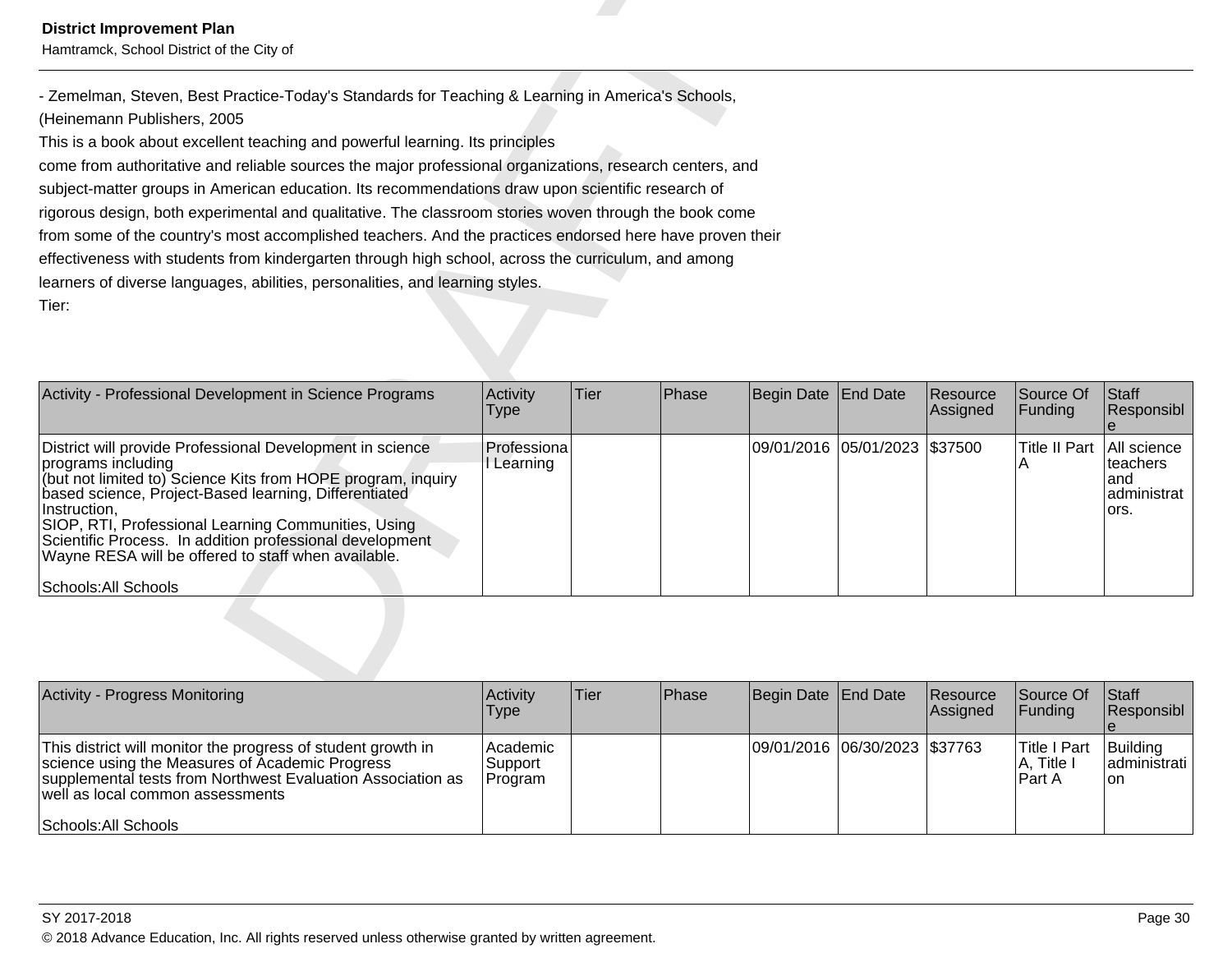- Zemelman, Steven, Best Practice-Today's Standards for Teaching & Learning in America's Schools, (Heinemann Publishers, 2005
This is a book about excellent teaching and powerful learning. Its principles
come from authoritative and reliable sources the major professional organizations, research centers, and subject-matter groups in American education. Its recommendations draw upon scientific research of rigorous design, both experimental and qualitative. The classroom stories woven through the book come from some of the country's most accomplished teachers. And the practices endorsed here have proven their effectiveness with students from kindergarten through high school, across the curriculum, and among learners of diverse languages, abilities, personalities, and learning styles.
Tier:

| Activity - Professional Development in Science Programs | Activity Type | Tier | Phase | Begin Date | End Date | Resource Assigned | Source Of Funding | Staff Responsible |
|---|---|---|---|---|---|---|---|---|
| District will provide Professional Development in science programs including (but not limited to) Science Kits from HOPE program, inquiry based science, Project-Based learning, Differentiated Instruction, SIOP, RTI, Professional Learning Communities, Using Scientific Process. In addition professional development Wayne RESA will be offered to staff when available.<br><br>Schools:All Schools | Professional Learning | | | 09/01/2016 | 05/01/2023 | $37500 | Title II Part A | All science teachers and administrators. |

| Activity - Progress Monitoring | Activity Type | Tier | Phase | Begin Date | End Date | Resource Assigned | Source Of Funding | Staff Responsible |
|---|---|---|---|---|---|---|---|---|
| This district will monitor the progress of student growth in science using the Measures of Academic Progress supplemental tests from Northwest Evaluation Association as well as local common assessments<br><br>Schools:All Schools | Academic Support Program | | | 09/01/2016 | 06/30/2023 | $37763 | Title I Part A, Title I Part A | Building administration |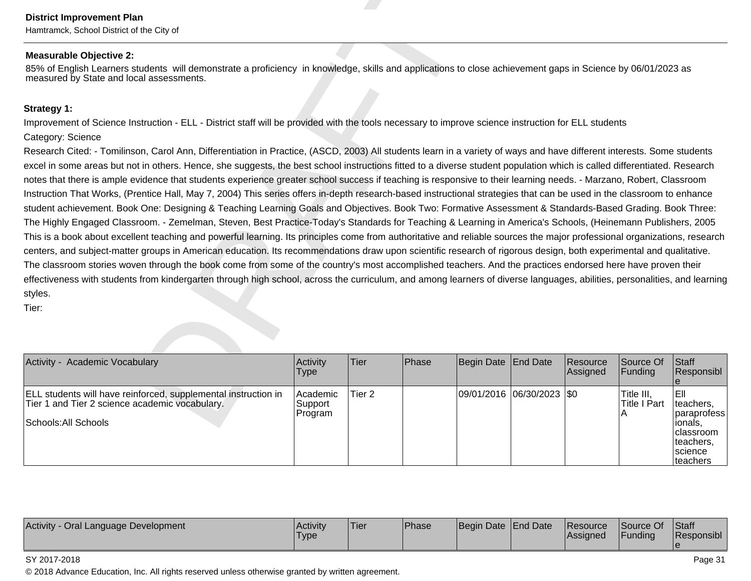**Measurable Objective 2:**

85% of English Learners students  will demonstrate a proficiency  in knowledge, skills and applications to close achievement gaps in Science by 06/01/2023 as measured by State and local assessments.

**Strategy 1:**

Improvement of Science Instruction - ELL - District staff will be provided with the tools necessary to improve science instruction for ELL students

Category: Science

Research Cited: - Tomilinson, Carol Ann, Differentiation in Practice, (ASCD, 2003) All students learn in a variety of ways and have different interests. Some students excel in some areas but not in others. Hence, she suggests, the best school instructions fitted to a diverse student population which is called differentiated. Research notes that there is ample evidence that students experience greater school success if teaching is responsive to their learning needs. - Marzano, Robert, Classroom Instruction That Works, (Prentice Hall, May 7, 2004) This series offers in-depth research-based instructional strategies that can be used in the classroom to enhance student achievement. Book One: Designing & Teaching Learning Goals and Objectives. Book Two: Formative Assessment & Standards-Based Grading. Book Three: The Highly Engaged Classroom. - Zemelman, Steven, Best Practice-Today's Standards for Teaching & Learning in America's Schools, (Heinemann Publishers, 2005 This is a book about excellent teaching and powerful learning. Its principles come from authoritative and reliable sources the major professional organizations, research centers, and subject-matter groups in American education. Its recommendations draw upon scientific research of rigorous design, both experimental and qualitative. The classroom stories woven through the book come from some of the country's most accomplished teachers. And the practices endorsed here have proven their effectiveness with students from kindergarten through high school, across the curriculum, and among learners of diverse languages, abilities, personalities, and learning styles.

Tier:

| Activity -  Academic Vocabulary | Activity Type | Tier | Phase | Begin Date | End Date | Resource Assigned | Source Of Funding | Staff Responsible |
|---|---|---|---|---|---|---|---|---|
| ELL students will have reinforced, supplemental instruction in Tier 1 and Tier 2 science academic vocabulary.<br><br>Schools:All Schools | Academic Support Program | Tier 2 | | 09/01/2016 | 06/30/2023 | $0 | Title III, Title I Part A | Ell teachers, paraprofessionals, classroom teachers, science teachers |

| Activity - Oral Language Development | Activity Type | Tier | Phase | Begin Date | End Date | Resource Assigned | Source Of Funding | Staff Responsible |
|---|---|---|---|---|---|---|---|---|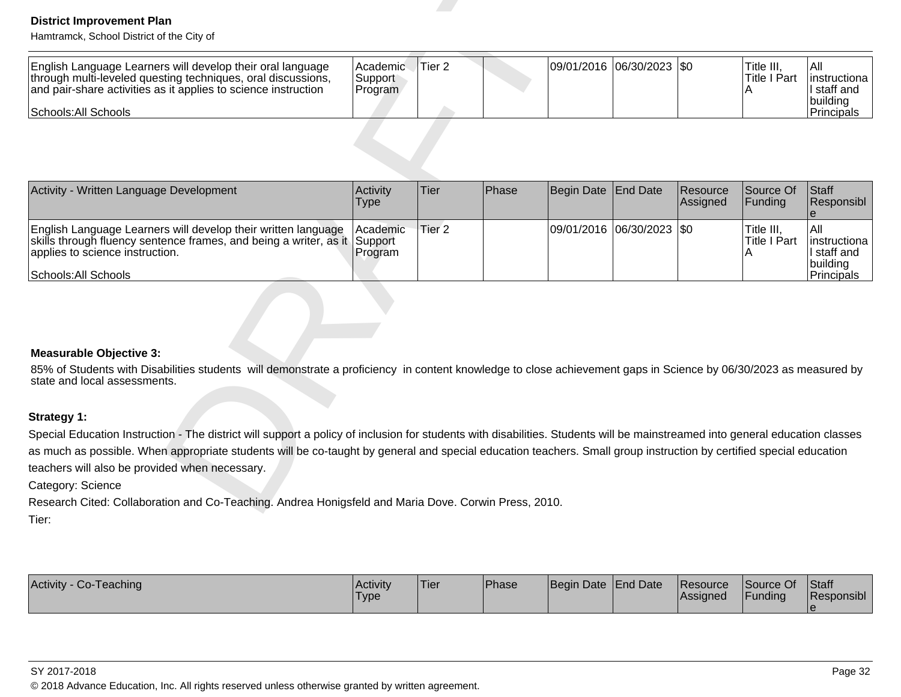| Activity | Activity Type | Tier | Phase | Begin Date | End Date | Resource Assigned | Source Of Funding | Staff Responsible |
|---|---|---|---|---|---|---|---|---|
| English Language Learners will develop their oral language through multi-leveled questing techniques, oral discussions, and pair-share activities as it applies to science instruction<br><br>Schools:All Schools | Academic Support Program | Tier 2 | | 09/01/2016 | 06/30/2023 | $0 | Title III, Title I Part A | All instructional staff and building Principals |

| Activity - Written Language Development | Activity Type | Tier | Phase | Begin Date | End Date | Resource Assigned | Source Of Funding | Staff Responsible |
|---|---|---|---|---|---|---|---|---|
| English Language Learners will develop their written language skills through fluency sentence frames, and being a writer, as it applies to science instruction.<br><br>Schools:All Schools | Academic Support Program | Tier 2 | | 09/01/2016 | 06/30/2023 | $0 | Title III, Title I Part A | All instructional staff and building Principals |

**Measurable Objective 3:**

85% of Students with Disabilities students will demonstrate a proficiency in content knowledge to close achievement gaps in Science by 06/30/2023 as measured by state and local assessments.

**Strategy 1:**

Special Education Instruction - The district will support a policy of inclusion for students with disabilities. Students will be mainstreamed into general education classes as much as possible. When appropriate students will be co-taught by general and special education teachers. Small group instruction by certified special education teachers will also be provided when necessary.

Category: Science

Research Cited: Collaboration and Co-Teaching. Andrea Honigsfeld and Maria Dove. Corwin Press, 2010.

Tier:

| Activity - Co-Teaching | Activity Type | Tier | Phase | Begin Date | End Date | Resource Assigned | Source Of Funding | Staff Responsible |
|---|---|---|---|---|---|---|---|---|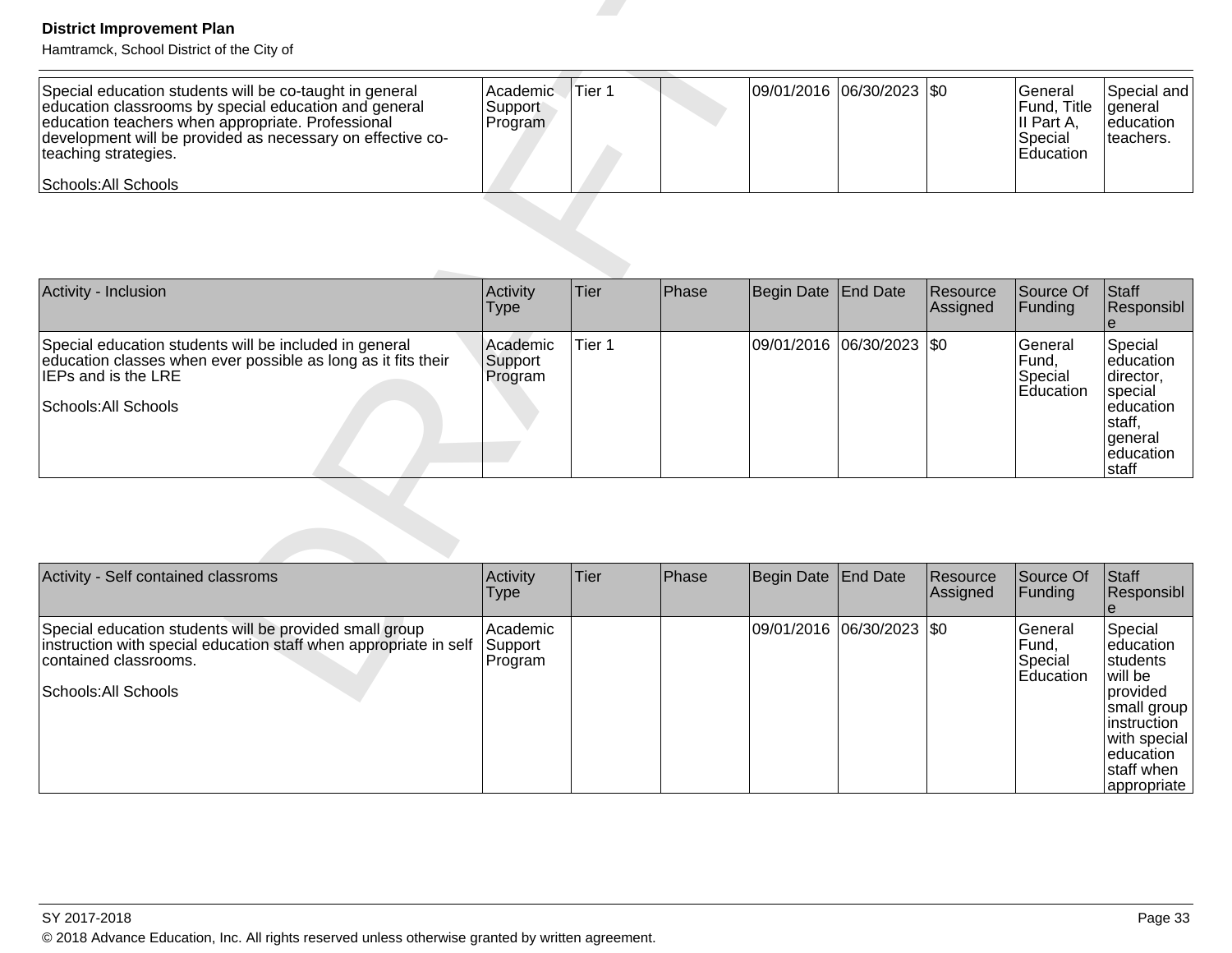| | | | | | | | | |
|---|---|---|---|---|---|---|---|---|
| Special education students will be co-taught in general education classrooms by special education and general education teachers when appropriate. Professional development will be provided as necessary on effective co-teaching strategies.<br><br>Schools:All Schools | Academic Support Program | Tier 1 | | 09/01/2016 | 06/30/2023 | $0 | General Fund, Title II Part A, Special Education | Special and general education teachers. |

| Activity - Inclusion | Activity Type | Tier | Phase | Begin Date | End Date | Resource Assigned | Source Of Funding | Staff Responsible |
|---|---|---|---|---|---|---|---|---|
| Special education students will be included in general education classes when ever possible as long as it fits their IEPs and is the LRE<br><br>Schools:All Schools | Academic Support Program | Tier 1 | | 09/01/2016 | 06/30/2023 | $0 | General Fund, Special Education | Special education director, special education staff, general education staff |

| Activity - Self contained classroms | Activity Type | Tier | Phase | Begin Date | End Date | Resource Assigned | Source Of Funding | Staff Responsible |
|---|---|---|---|---|---|---|---|---|
| Special education students will be provided small group instruction with special education staff when appropriate in self contained classrooms.<br><br>Schools:All Schools | Academic Support Program | | | 09/01/2016 | 06/30/2023 | $0 | General Fund, Special Education | Special education students will be provided small group instruction with special education staff when appropriate |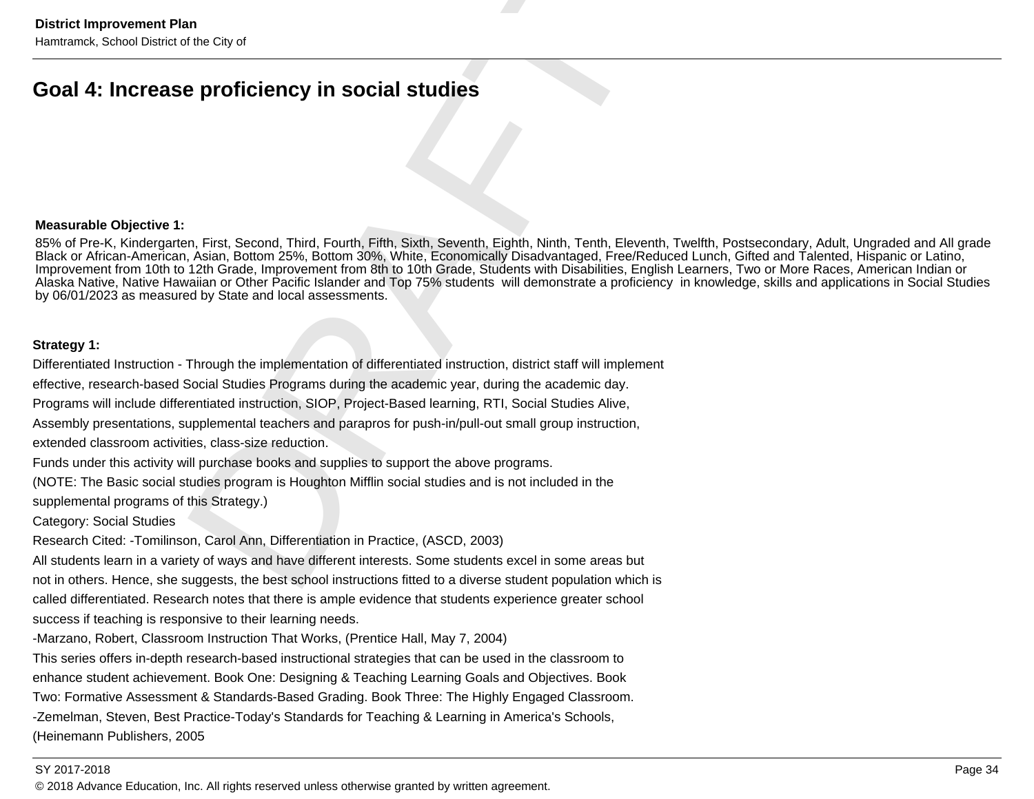## Goal 4: Increase proficiency in social studies

**Measurable Objective 1:**

85% of Pre-K, Kindergarten, First, Second, Third, Fourth, Fifth, Sixth, Seventh, Eighth, Ninth, Tenth, Eleventh, Twelfth, Postsecondary, Adult, Ungraded and All grade Black or African-American, Asian, Bottom 25%, Bottom 30%, White, Economically Disadvantaged, Free/Reduced Lunch, Gifted and Talented, Hispanic or Latino, Improvement from 10th to 12th Grade, Improvement from 8th to 10th Grade, Students with Disabilities, English Learners, Two or More Races, American Indian or Alaska Native, Native Hawaiian or Other Pacific Islander and Top 75% students will demonstrate a proficiency in knowledge, skills and applications in Social Studies by 06/01/2023 as measured by State and local assessments.

**Strategy 1:**

Differentiated Instruction - Through the implementation of differentiated instruction, district staff will implement effective, research-based Social Studies Programs during the academic year, during the academic day. Programs will include differentiated instruction, SIOP, Project-Based learning, RTI, Social Studies Alive, Assembly presentations, supplemental teachers and parapros for push-in/pull-out small group instruction, extended classroom activities, class-size reduction.

Funds under this activity will purchase books and supplies to support the above programs.

(NOTE: The Basic social studies program is Houghton Mifflin social studies and is not included in the supplemental programs of this Strategy.)

Category: Social Studies

Research Cited: -Tomilinson, Carol Ann, Differentiation in Practice, (ASCD, 2003)

All students learn in a variety of ways and have different interests. Some students excel in some areas but not in others. Hence, she suggests, the best school instructions fitted to a diverse student population which is called differentiated. Research notes that there is ample evidence that students experience greater school success if teaching is responsive to their learning needs.

-Marzano, Robert, Classroom Instruction That Works, (Prentice Hall, May 7, 2004)

This series offers in-depth research-based instructional strategies that can be used in the classroom to enhance student achievement. Book One: Designing & Teaching Learning Goals and Objectives. Book Two: Formative Assessment & Standards-Based Grading. Book Three: The Highly Engaged Classroom.

-Zemelman, Steven, Best Practice-Today's Standards for Teaching & Learning in America's Schools, (Heinemann Publishers, 2005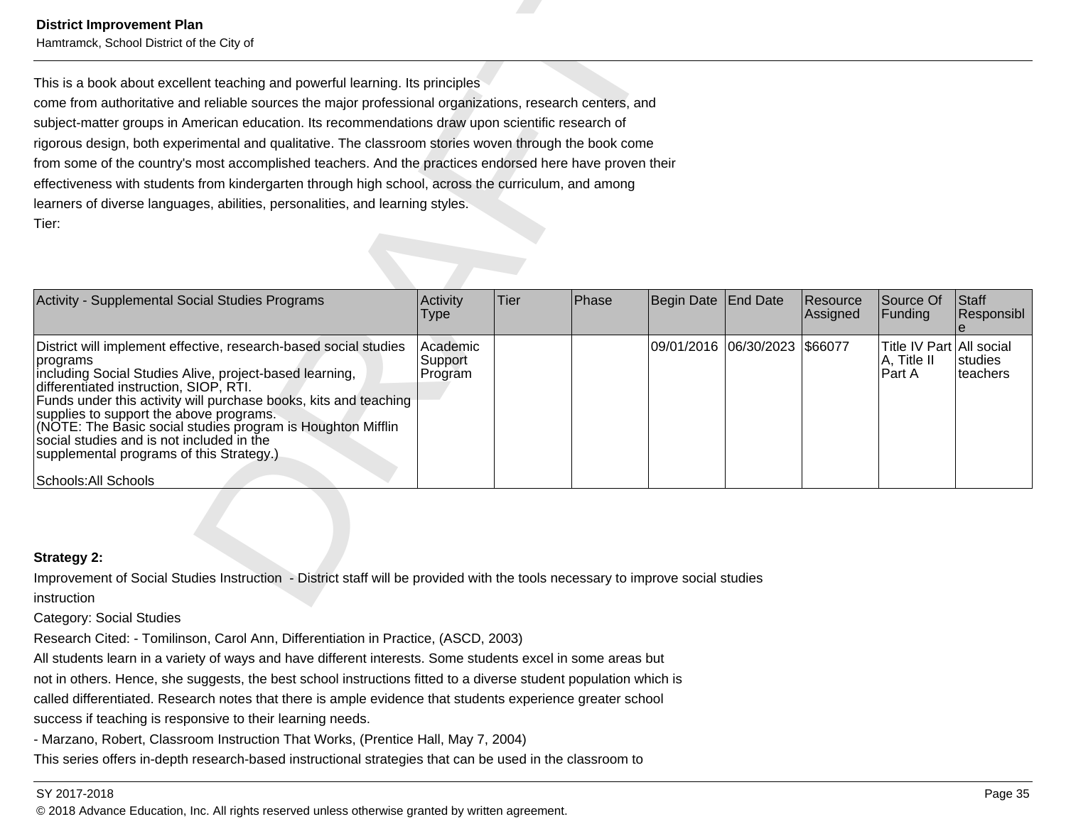This is a book about excellent teaching and powerful learning. Its principles
come from authoritative and reliable sources the major professional organizations, research centers, and
subject-matter groups in American education. Its recommendations draw upon scientific research of
rigorous design, both experimental and qualitative. The classroom stories woven through the book come
from some of the country's most accomplished teachers. And the practices endorsed here have proven their
effectiveness with students from kindergarten through high school, across the curriculum, and among
learners of diverse languages, abilities, personalities, and learning styles.
Tier:

| Activity - Supplemental Social Studies Programs | Activity Type | Tier | Phase | Begin Date | End Date | Resource Assigned | Source Of Funding | Staff Responsible |
|---|---|---|---|---|---|---|---|---|
| District will implement effective, research-based social studies programs including Social Studies Alive, project-based learning, differentiated instruction, SIOP, RTI. Funds under this activity will purchase books, kits and teaching supplies to support the above programs. (NOTE: The Basic social studies program is Houghton Mifflin social studies and is not included in the supplemental programs of this Strategy.) Schools:All Schools | Academic Support Program | | | 09/01/2016 | 06/30/2023 | $66077 | Title IV Part A, Title II Part A | All social studies teachers |

**Strategy 2:**

Improvement of Social Studies Instruction - District staff will be provided with the tools necessary to improve social studies instruction

Category: Social Studies

Research Cited: - Tomilinson, Carol Ann, Differentiation in Practice, (ASCD, 2003)
All students learn in a variety of ways and have different interests. Some students excel in some areas but
not in others. Hence, she suggests, the best school instructions fitted to a diverse student population which is
called differentiated. Research notes that there is ample evidence that students experience greater school
success if teaching is responsive to their learning needs.
- Marzano, Robert, Classroom Instruction That Works, (Prentice Hall, May 7, 2004)
This series offers in-depth research-based instructional strategies that can be used in the classroom to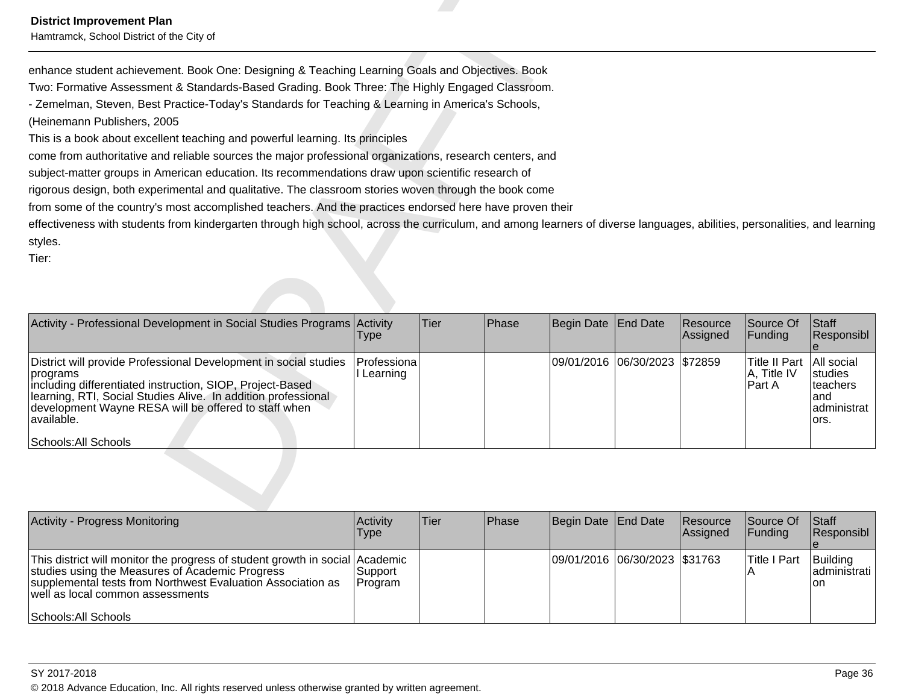enhance student achievement. Book One: Designing & Teaching Learning Goals and Objectives. Book Two: Formative Assessment & Standards-Based Grading. Book Three: The Highly Engaged Classroom.
- Zemelman, Steven, Best Practice-Today's Standards for Teaching & Learning in America's Schools, (Heinemann Publishers, 2005
This is a book about excellent teaching and powerful learning. Its principles come from authoritative and reliable sources the major professional organizations, research centers, and subject-matter groups in American education. Its recommendations draw upon scientific research of rigorous design, both experimental and qualitative. The classroom stories woven through the book come from some of the country's most accomplished teachers. And the practices endorsed here have proven their effectiveness with students from kindergarten through high school, across the curriculum, and among learners of diverse languages, abilities, personalities, and learning styles.
Tier:

| Activity - Professional Development in Social Studies Programs | Activity Type | Tier | Phase | Begin Date | End Date | Resource Assigned | Source Of Funding | Staff Responsible |
|---|---|---|---|---|---|---|---|---|
| District will provide Professional Development in social studies programs including differentiated instruction, SIOP, Project-Based learning, RTI, Social Studies Alive. In addition professional development Wayne RESA will be offered to staff when available.<br><br>Schools:All Schools | Professional Learning | | | 09/01/2016 | 06/30/2023 | $72859 | Title II Part A, Title IV Part A | All social studies teachers and administrators. |

| Activity - Progress Monitoring | Activity Type | Tier | Phase | Begin Date | End Date | Resource Assigned | Source Of Funding | Staff Responsible |
|---|---|---|---|---|---|---|---|---|
| This district will monitor the progress of student growth in social studies using the Measures of Academic Progress supplemental tests from Northwest Evaluation Association as well as local common assessments<br><br>Schools:All Schools | Academic Support Program | | | 09/01/2016 | 06/30/2023 | $31763 | Title I Part A | Building administration |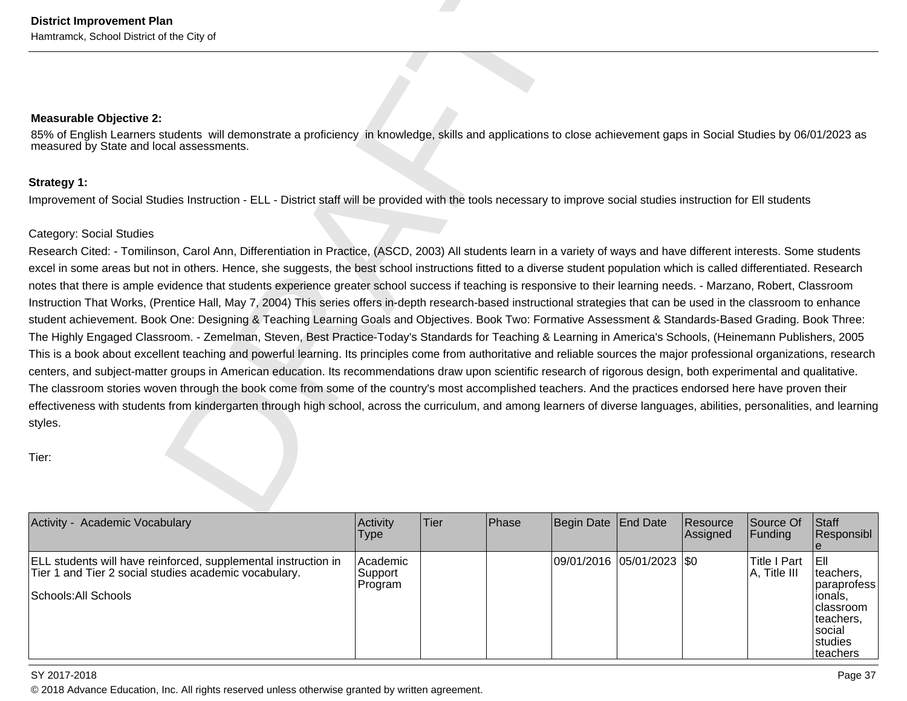**Measurable Objective 2:**

85% of English Learners students will demonstrate a proficiency in knowledge, skills and applications to close achievement gaps in Social Studies by 06/01/2023 as measured by State and local assessments.

**Strategy 1:**

Improvement of Social Studies Instruction - ELL - District staff will be provided with the tools necessary to improve social studies instruction for Ell students

Category: Social Studies

Research Cited: - Tomilinson, Carol Ann, Differentiation in Practice, (ASCD, 2003) All students learn in a variety of ways and have different interests. Some students excel in some areas but not in others. Hence, she suggests, the best school instructions fitted to a diverse student population which is called differentiated. Research notes that there is ample evidence that students experience greater school success if teaching is responsive to their learning needs. - Marzano, Robert, Classroom Instruction That Works, (Prentice Hall, May 7, 2004) This series offers in-depth research-based instructional strategies that can be used in the classroom to enhance student achievement. Book One: Designing & Teaching Learning Goals and Objectives. Book Two: Formative Assessment & Standards-Based Grading. Book Three: The Highly Engaged Classroom. - Zemelman, Steven, Best Practice-Today's Standards for Teaching & Learning in America's Schools, (Heinemann Publishers, 2005 This is a book about excellent teaching and powerful learning. Its principles come from authoritative and reliable sources the major professional organizations, research centers, and subject-matter groups in American education. Its recommendations draw upon scientific research of rigorous design, both experimental and qualitative. The classroom stories woven through the book come from some of the country's most accomplished teachers. And the practices endorsed here have proven their effectiveness with students from kindergarten through high school, across the curriculum, and among learners of diverse languages, abilities, personalities, and learning styles.

Tier:

| Activity - Academic Vocabulary | Activity Type | Tier | Phase | Begin Date | End Date | Resource Assigned | Source Of Funding | Staff Responsible |
|---|---|---|---|---|---|---|---|---|
| ELL students will have reinforced, supplemental instruction in Tier 1 and Tier 2 social studies academic vocabulary.<br><br>Schools:All Schools | Academic Support Program | | | 09/01/2016 | 05/01/2023 | $0 | Title I Part A, Title III | Ell teachers, paraprofessionals, classroom teachers, social studies teachers |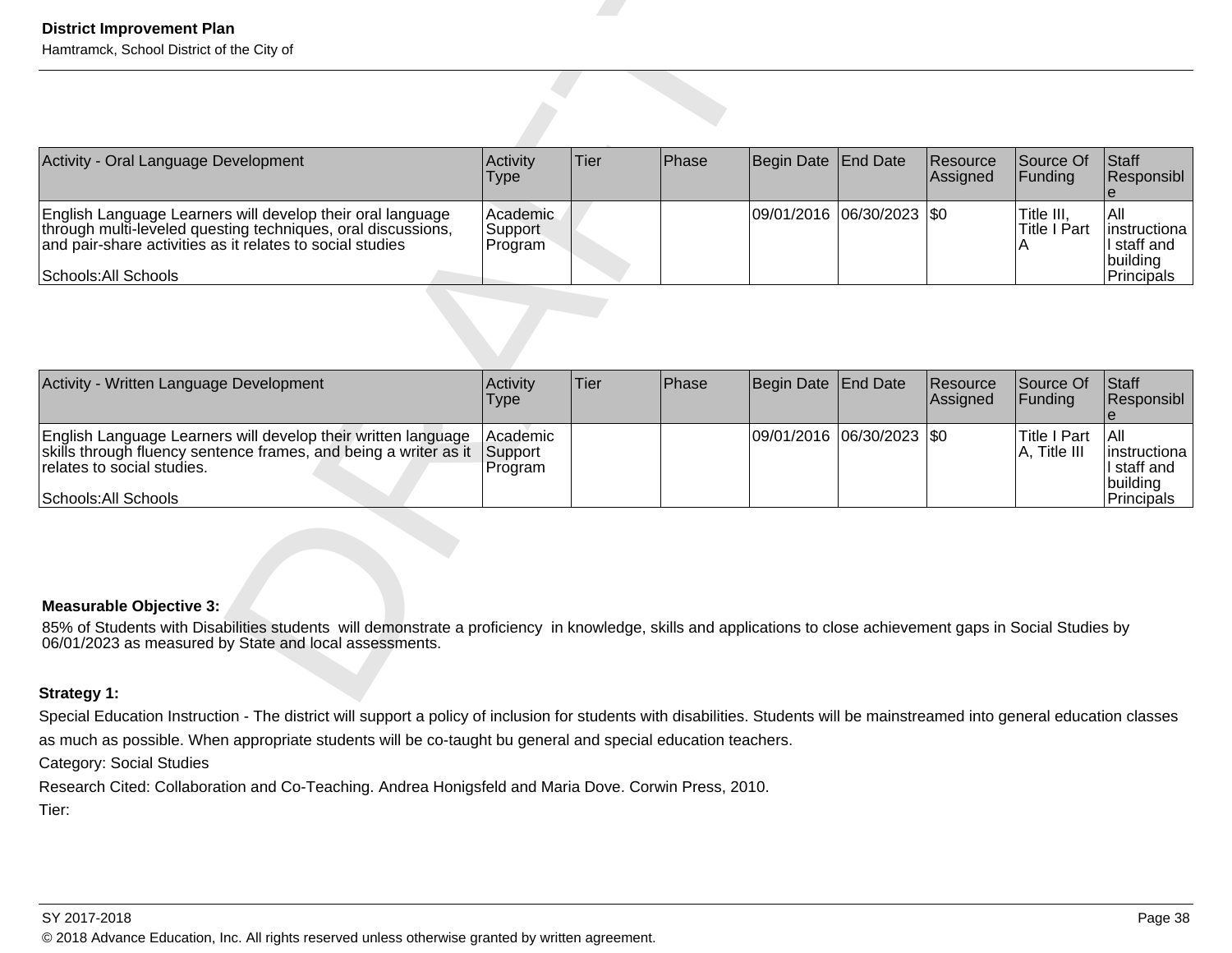| Activity - Oral Language Development | Activity Type | Tier | Phase | Begin Date | End Date | Resource Assigned | Source Of Funding | Staff Responsible |
|---|---|---|---|---|---|---|---|---|
| English Language Learners will develop their oral language through multi-leveled questing techniques, oral discussions, and pair-share activities as it relates to social studies<br><br>Schools:All Schools | Academic Support Program | | | 09/01/2016 | 06/30/2023 | $0 | Title III, Title I Part A | All instructional staff and building Principals |

| Activity - Written Language Development | Activity Type | Tier | Phase | Begin Date | End Date | Resource Assigned | Source Of Funding | Staff Responsible |
|---|---|---|---|---|---|---|---|---|
| English Language Learners will develop their written language skills through fluency sentence frames, and being a writer as it relates to social studies.<br><br>Schools:All Schools | Academic Support Program | | | 09/01/2016 | 06/30/2023 | $0 | Title I Part A, Title III | All instructional staff and building Principals |

**Measurable Objective 3:**

85% of Students with Disabilities students will demonstrate a proficiency in knowledge, skills and applications to close achievement gaps in Social Studies by 06/01/2023 as measured by State and local assessments.

**Strategy 1:**

Special Education Instruction - The district will support a policy of inclusion for students with disabilities. Students will be mainstreamed into general education classes as much as possible. When appropriate students will be co-taught bu general and special education teachers.

Category: Social Studies

Research Cited: Collaboration and Co-Teaching. Andrea Honigsfeld and Maria Dove. Corwin Press, 2010.

Tier: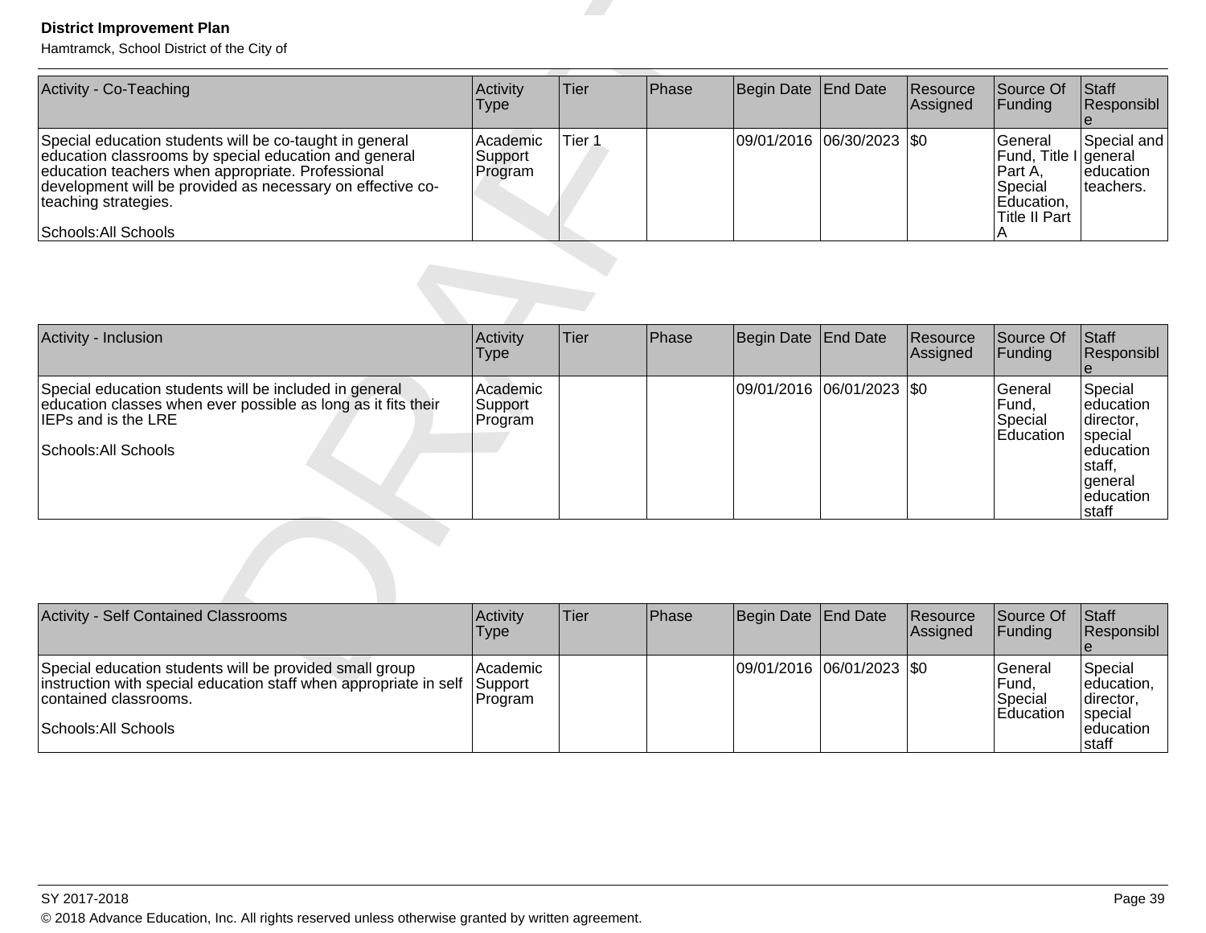| Activity - Co-Teaching | Activity Type | Tier | Phase | Begin Date | End Date | Resource Assigned | Source Of Funding | Staff Responsible |
|---|---|---|---|---|---|---|---|---|
| Special education students will be co-taught in general education classrooms by special education and general education teachers when appropriate. Professional development will be provided as necessary on effective co-teaching strategies.<br><br>Schools:All Schools | Academic Support Program | Tier 1 | | 09/01/2016 | 06/30/2023 | $0 | General Fund, Title I Part A, Special Education, Title II Part A | Special and general education teachers. |

| Activity - Inclusion | Activity Type | Tier | Phase | Begin Date | End Date | Resource Assigned | Source Of Funding | Staff Responsible |
|---|---|---|---|---|---|---|---|---|
| Special education students will be included in general education classes when ever possible as long as it fits their IEPs and is the LRE<br><br>Schools:All Schools | Academic Support Program | | | 09/01/2016 | 06/01/2023 | $0 | General Fund, Special Education | Special education director, special education staff, general education staff |

| Activity - Self Contained Classrooms | Activity Type | Tier | Phase | Begin Date | End Date | Resource Assigned | Source Of Funding | Staff Responsible |
|---|---|---|---|---|---|---|---|---|
| Special education students will be provided small group instruction with special education staff when appropriate in self contained classrooms.<br><br>Schools:All Schools | Academic Support Program | | | 09/01/2016 | 06/01/2023 | $0 | General Fund, Special Education | Special education, director, special education staff |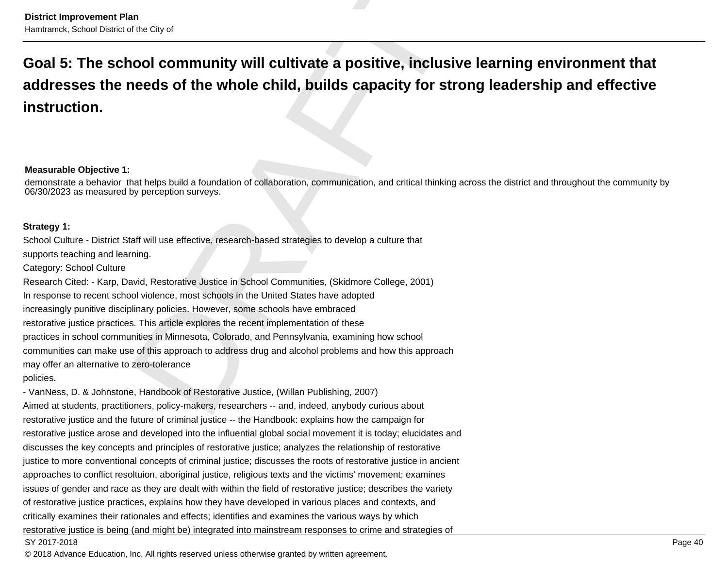## Goal 5: The school community will cultivate a positive, inclusive learning environment that addresses the needs of the whole child, builds capacity for strong leadership and effective instruction.

**Measurable Objective 1:**

demonstrate a behavior that helps build a foundation of collaboration, communication, and critical thinking across the district and throughout the community by 06/30/2023 as measured by perception surveys.

**Strategy 1:**

School Culture - District Staff will use effective, research-based strategies to develop a culture that supports teaching and learning.

Category: School Culture

Research Cited: - Karp, David, Restorative Justice in School Communities, (Skidmore College, 2001)

In response to recent school violence, most schools in the United States have adopted increasingly punitive disciplinary policies. However, some schools have embraced restorative justice practices. This article explores the recent implementation of these practices in school communities in Minnesota, Colorado, and Pennsylvania, examining how school communities can make use of this approach to address drug and alcohol problems and how this approach may offer an alternative to zero-tolerance policies.

- VanNess, D. & Johnstone, Handbook of Restorative Justice, (Willan Publishing, 2007)

Aimed at students, practitioners, policy-makers, researchers -- and, indeed, anybody curious about restorative justice and the future of criminal justice -- the Handbook: explains how the campaign for restorative justice arose and developed into the influential global social movement it is today; elucidates and discusses the key concepts and principles of restorative justice; analyzes the relationship of restorative justice to more conventional concepts of criminal justice; discusses the roots of restorative justice in ancient approaches to conflict resoltuion, aboriginal justice, religious texts and the victims' movement; examines issues of gender and race as they are dealt with within the field of restorative justice; describes the variety of restorative justice practices, explains how they have developed in various places and contexts, and critically examines their rationales and effects; identifies and examines the various ways by which restorative justice is being (and might be) integrated into mainstream responses to crime and strategies of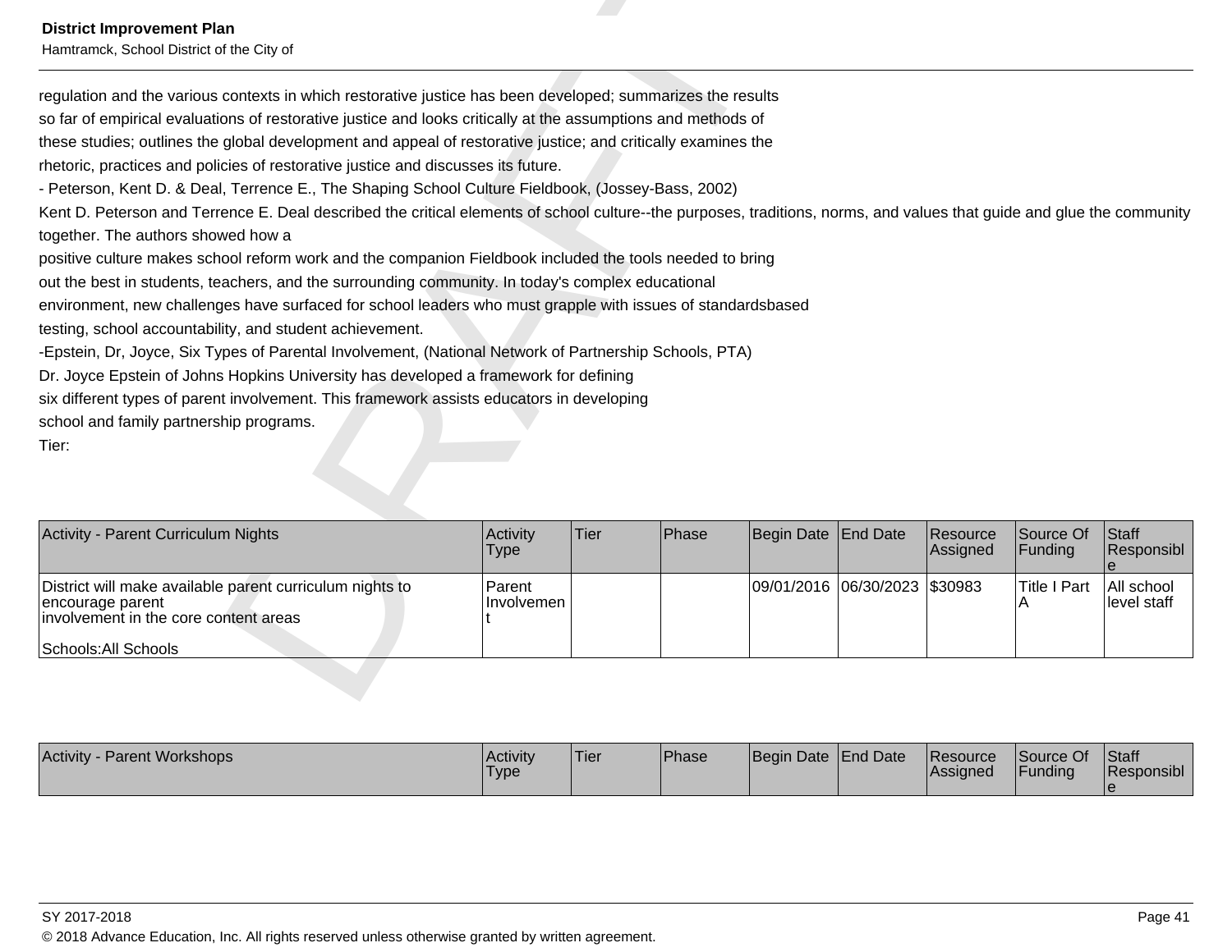regulation and the various contexts in which restorative justice has been developed; summarizes the results so far of empirical evaluations of restorative justice and looks critically at the assumptions and methods of these studies; outlines the global development and appeal of restorative justice; and critically examines the rhetoric, practices and policies of restorative justice and discusses its future.

- Peterson, Kent D. & Deal, Terrence E., The Shaping School Culture Fieldbook, (Jossey-Bass, 2002)

Kent D. Peterson and Terrence E. Deal described the critical elements of school culture--the purposes, traditions, norms, and values that guide and glue the community together. The authors showed how a positive culture makes school reform work and the companion Fieldbook included the tools needed to bring out the best in students, teachers, and the surrounding community. In today's complex educational environment, new challenges have surfaced for school leaders who must grapple with issues of standardsbased testing, school accountability, and student achievement.

-Epstein, Dr, Joyce, Six Types of Parental Involvement, (National Network of Partnership Schools, PTA)

Dr. Joyce Epstein of Johns Hopkins University has developed a framework for defining six different types of parent involvement. This framework assists educators in developing school and family partnership programs.

Tier:

| Activity - Parent Curriculum Nights | Activity Type | Tier | Phase | Begin Date | End Date | Resource Assigned | Source Of Funding | Staff Responsible |
|---|---|---|---|---|---|---|---|---|
| District will make available parent curriculum nights to encourage parent involvement in the core content areas<br><br>Schools:All Schools | Parent Involvement | | | 09/01/2016 | 06/30/2023 | $30983 | Title I Part A | All school level staff |

| Activity - Parent Workshops | Activity Type | Tier | Phase | Begin Date | End Date | Resource Assigned | Source Of Funding | Staff Responsible |
|---|---|---|---|---|---|---|---|---|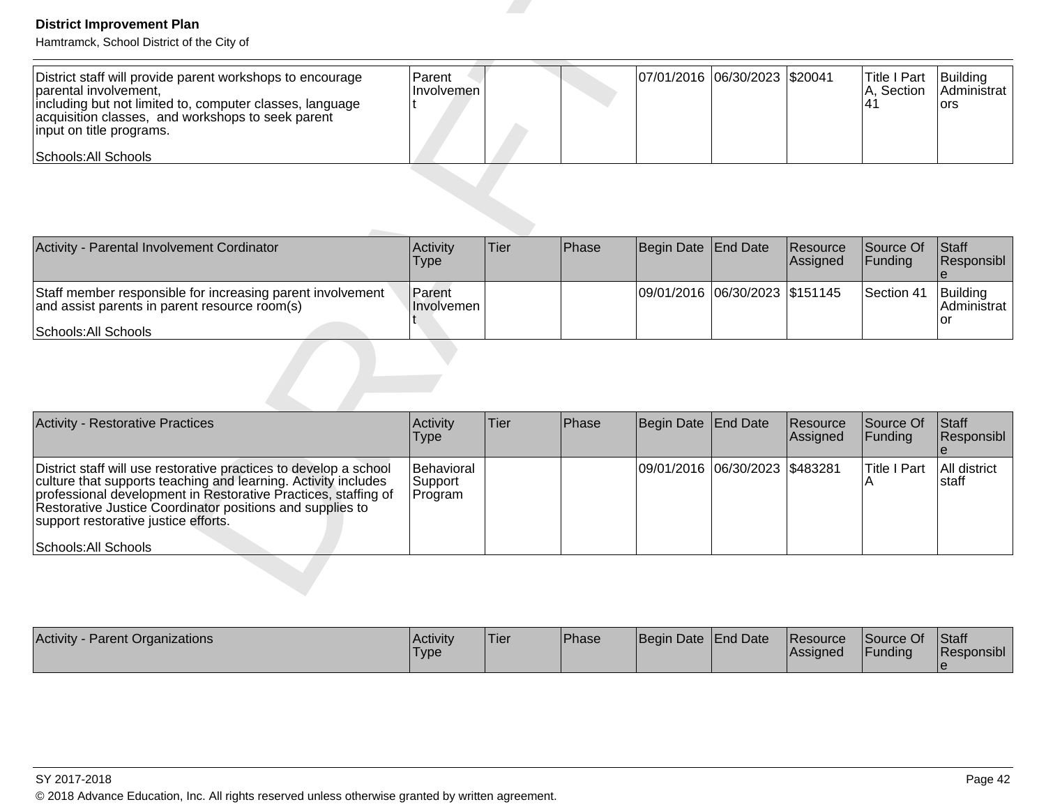| | | | | | | | | |
|---|---|---|---|---|---|---|---|---|
| District staff will provide parent workshops to encourage parental involvement,<br>including but not limited to, computer classes, language acquisition classes, and workshops to seek parent input on title programs.<br><br>Schools:All Schools | Parent Involvement | | | 07/01/2016 | 06/30/2023 | $20041 | Title I Part A, Section 41 | Building Administrators |

| Activity - Parental Involvement Cordinator | Activity Type | Tier | Phase | Begin Date | End Date | Resource Assigned | Source Of Funding | Staff Responsible |
|---|---|---|---|---|---|---|---|---|
| Staff member responsible for increasing parent involvement and assist parents in parent resource room(s)<br><br>Schools:All Schools | Parent Involvement | | | 09/01/2016 | 06/30/2023 | $151145 | Section 41 | Building Administrator |

| Activity - Restorative Practices | Activity Type | Tier | Phase | Begin Date | End Date | Resource Assigned | Source Of Funding | Staff Responsible |
|---|---|---|---|---|---|---|---|---|
| District staff will use restorative practices to develop a school culture that supports teaching and learning. Activity includes professional development in Restorative Practices, staffing of Restorative Justice Coordinator positions and supplies to support restorative justice efforts.<br><br>Schools:All Schools | Behavioral Support Program | | | 09/01/2016 | 06/30/2023 | $483281 | Title I Part A | All district staff |

| Activity - Parent Organizations | Activity Type | Tier | Phase | Begin Date | End Date | Resource Assigned | Source Of Funding | Staff Responsible |
|---|---|---|---|---|---|---|---|---|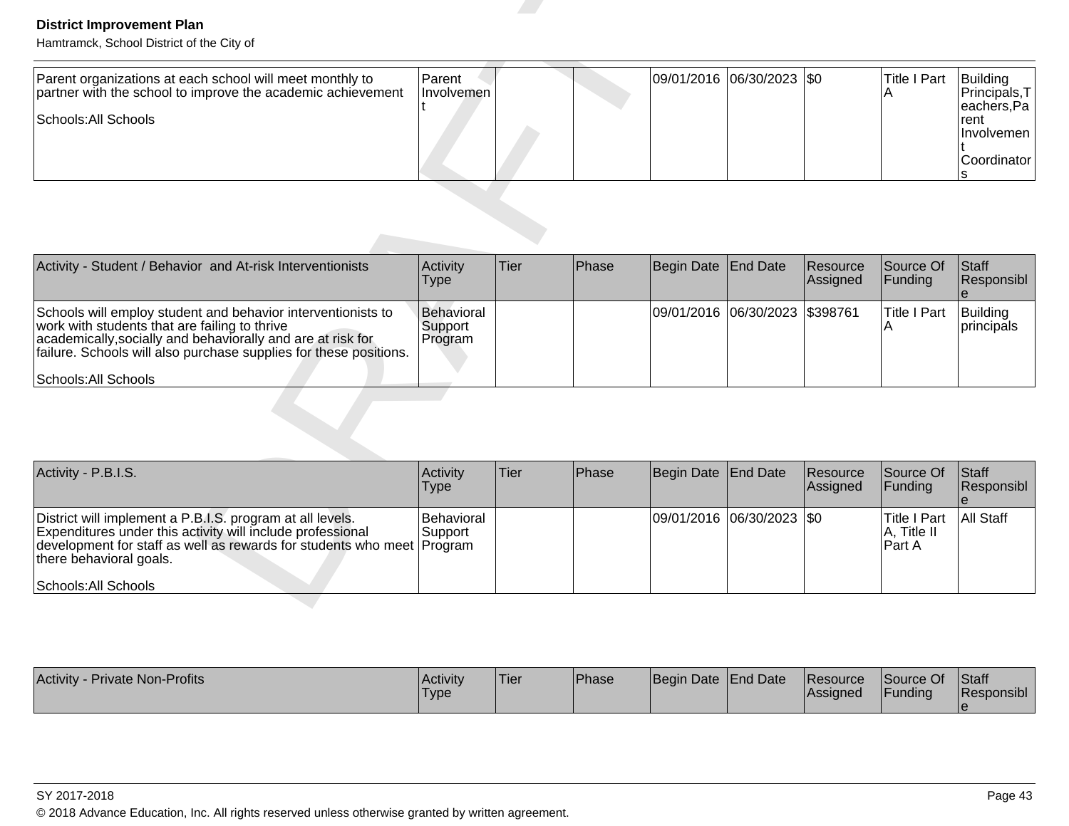| Parent organizations at each school will meet monthly to partner with the school to improve the academic achievement<br><br>Schools:All Schools | Parent Involvement | | | 09/01/2016 | 06/30/2023 | $0 | Title I Part A | Building Principals,Teachers,Parent Involvement Coordinators |
|---|---|---|---|---|---|---|---|---|

| Activity - Student / Behavior and At-risk Interventionists | Activity Type | Tier | Phase | Begin Date | End Date | Resource Assigned | Source Of Funding | Staff Responsible |
|---|---|---|---|---|---|---|---|---|
| Schools will employ student and behavior interventionists to work with students that are failing to thrive academically,socially and behaviorally and are at risk for failure. Schools will also purchase supplies for these positions.<br><br>Schools:All Schools | Behavioral Support Program | | | 09/01/2016 | 06/30/2023 | $398761 | Title I Part A | Building principals |

| Activity - P.B.I.S. | Activity Type | Tier | Phase | Begin Date | End Date | Resource Assigned | Source Of Funding | Staff Responsible |
|---|---|---|---|---|---|---|---|---|
| District will implement a P.B.I.S. program at all levels. Expenditures under this activity will include professional development for staff as well as rewards for students who meet there behavioral goals.<br><br>Schools:All Schools | Behavioral Support Program | | | 09/01/2016 | 06/30/2023 | $0 | Title I Part A, Title II Part A | All Staff |

| Activity - Private Non-Profits | Activity Type | Tier | Phase | Begin Date | End Date | Resource Assigned | Source Of Funding | Staff Responsible |
|---|---|---|---|---|---|---|---|---|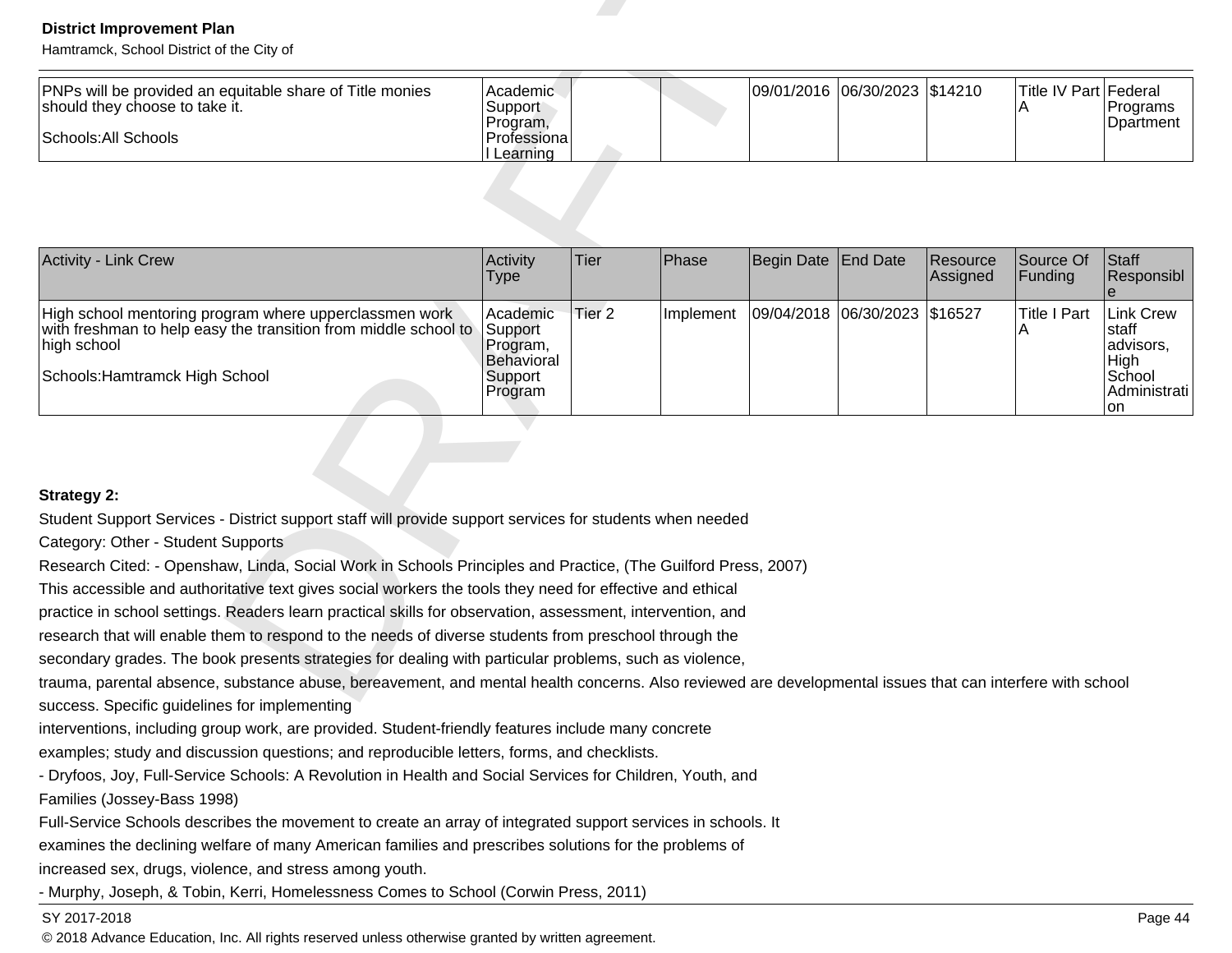| | | | | | | | | |
|---|---|---|---|---|---|---|---|---|
| PNPs will be provided an equitable share of Title monies should they choose to take it.<br><br>Schools:All Schools | Academic Support Program, Professional Learning | | | 09/01/2016 | 06/30/2023 | $14210 | Title IV Part A | Federal Programs Dpartment |

| Activity - Link Crew | Activity Type | Tier | Phase | Begin Date | End Date | Resource Assigned | Source Of Funding | Staff Responsible |
|---|---|---|---|---|---|---|---|---|
| High school mentoring program where upperclassmen work with freshman to help easy the transition from middle school to high school<br><br>Schools:Hamtramck High School | Academic Support Program, Behavioral Support Program | Tier 2 | Implement | 09/04/2018 | 06/30/2023 | $16527 | Title I Part A | Link Crew staff advisors, High School Administration |

**Strategy 2:**

Student Support Services - District support staff will provide support services for students when needed

Category: Other - Student Supports

Research Cited: - Openshaw, Linda, Social Work in Schools Principles and Practice, (The Guilford Press, 2007)
This accessible and authoritative text gives social workers the tools they need for effective and ethical
practice in school settings. Readers learn practical skills for observation, assessment, intervention, and
research that will enable them to respond to the needs of diverse students from preschool through the
secondary grades. The book presents strategies for dealing with particular problems, such as violence,
trauma, parental absence, substance abuse, bereavement, and mental health concerns. Also reviewed are developmental issues that can interfere with school success. Specific guidelines for implementing
interventions, including group work, are provided. Student-friendly features include many concrete
examples; study and discussion questions; and reproducible letters, forms, and checklists.
- Dryfoos, Joy, Full-Service Schools: A Revolution in Health and Social Services for Children, Youth, and
Families (Jossey-Bass 1998)
Full-Service Schools describes the movement to create an array of integrated support services in schools. It
examines the declining welfare of many American families and prescribes solutions for the problems of
increased sex, drugs, violence, and stress among youth.
- Murphy, Joseph, & Tobin, Kerri, Homelessness Comes to School (Corwin Press, 2011)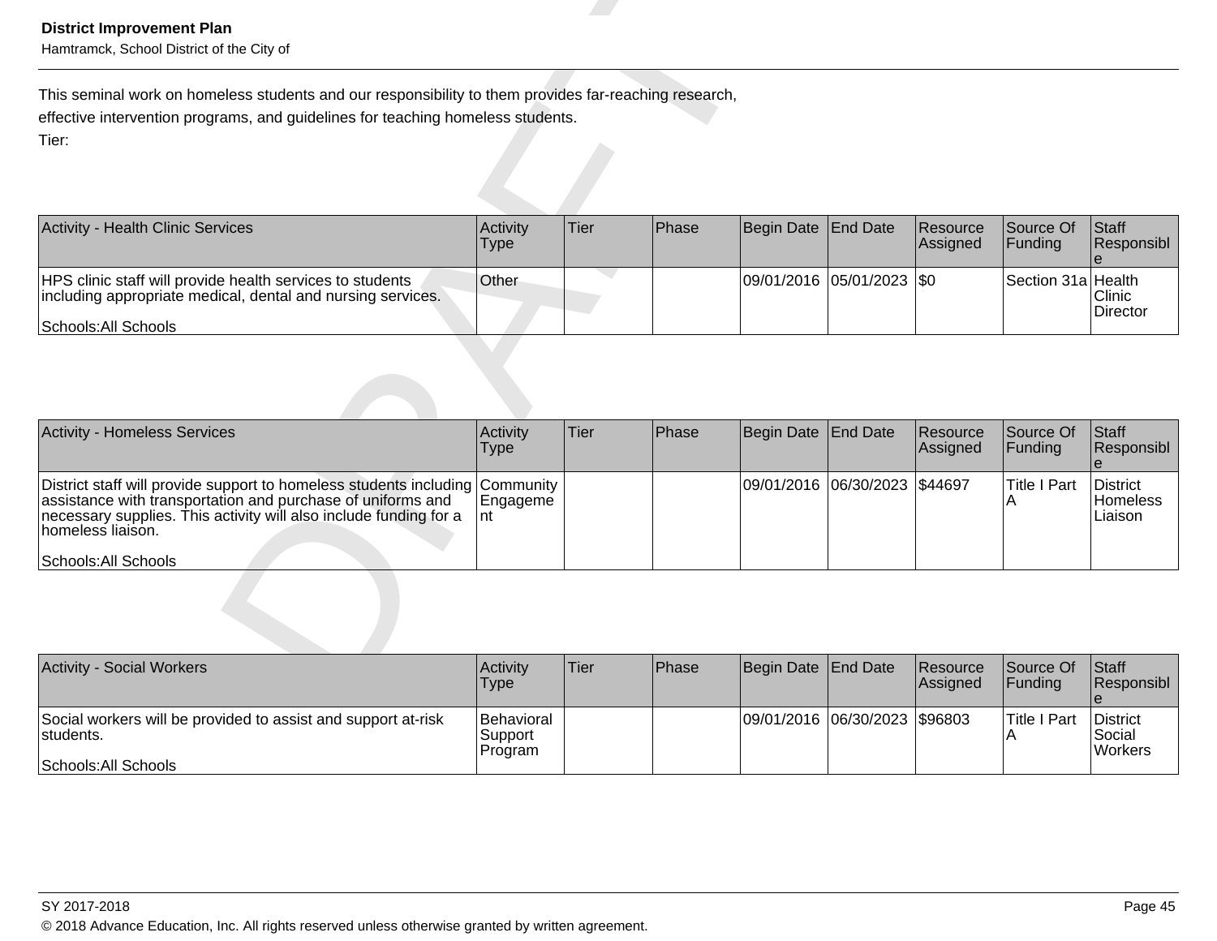This seminal work on homeless students and our responsibility to them provides far-reaching research, effective intervention programs, and guidelines for teaching homeless students.

Tier:

| Activity - Health Clinic Services | Activity Type | Tier | Phase | Begin Date | End Date | Resource Assigned | Source Of Funding | Staff Responsible |
|---|---|---|---|---|---|---|---|---|
| HPS clinic staff will provide health services to students including appropriate medical, dental and nursing services.<br><br>Schools:All Schools | Other | | | 09/01/2016 | 05/01/2023 | $0 | Section 31a | Health Clinic Director |

| Activity - Homeless Services | Activity Type | Tier | Phase | Begin Date | End Date | Resource Assigned | Source Of Funding | Staff Responsible |
|---|---|---|---|---|---|---|---|---|
| District staff will provide support to homeless students including assistance with transportation and purchase of uniforms and necessary supplies. This activity will also include funding for a homeless liaison.<br><br>Schools:All Schools | Community Engagement | | | 09/01/2016 | 06/30/2023 | $44697 | Title I Part A | District Homeless Liaison |

| Activity - Social Workers | Activity Type | Tier | Phase | Begin Date | End Date | Resource Assigned | Source Of Funding | Staff Responsible |
|---|---|---|---|---|---|---|---|---|
| Social workers will be provided to assist and support at-risk students.<br><br>Schools:All Schools | Behavioral Support Program | | | 09/01/2016 | 06/30/2023 | $96803 | Title I Part A | District Social Workers |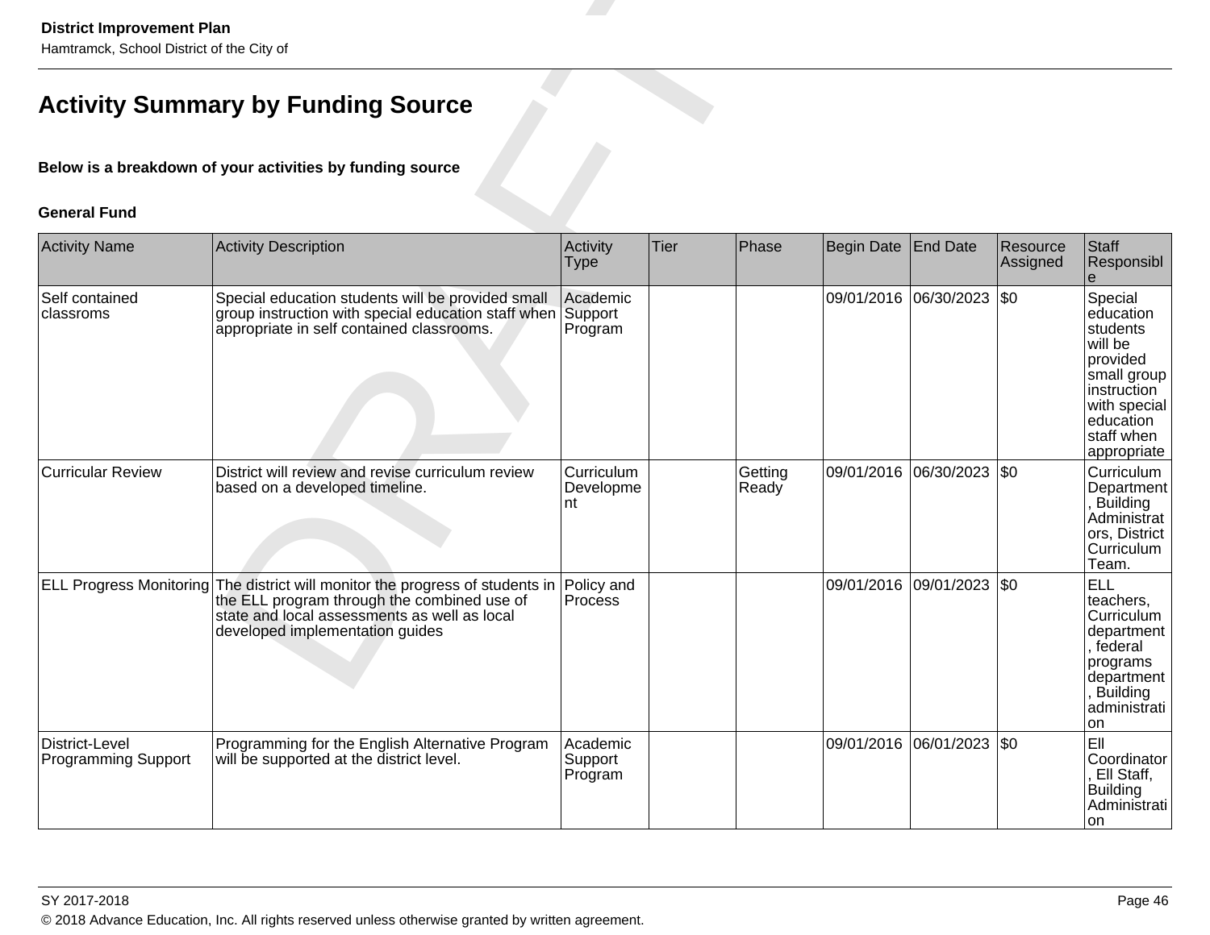## Activity Summary by Funding Source

**Below is a breakdown of your activities by funding source**

**General Fund**

| Activity Name | Activity Description | Activity Type | Tier | Phase | Begin Date | End Date | Resource Assigned | Staff Responsible |
|---|---|---|---|---|---|---|---|---|
| Self contained classroms | Special education students will be provided small group instruction with special education staff when appropriate in self contained classrooms. | Academic Support Program | | | 09/01/2016 | 06/30/2023 | $0 | Special education students will be provided small group instruction with special education staff when appropriate |
| Curricular Review | District will review and revise curriculum review based on a developed timeline. | Curriculum Development | | Getting Ready | 09/01/2016 | 06/30/2023 | $0 | Curriculum Department, Building Administrators, District Curriculum Team. |
| ELL Progress Monitoring | The district will monitor the progress of students in the ELL program through the combined use of state and local assessments as well as local developed implementation guides | Policy and Process | | | 09/01/2016 | 09/01/2023 | $0 | ELL teachers, Curriculum department, federal programs department, Building administration |
| District-Level Programming Support | Programming for the English Alternative Program will be supported at the district level. | Academic Support Program | | | 09/01/2016 | 06/01/2023 | $0 | Ell Coordinator, Ell Staff, Building Administration |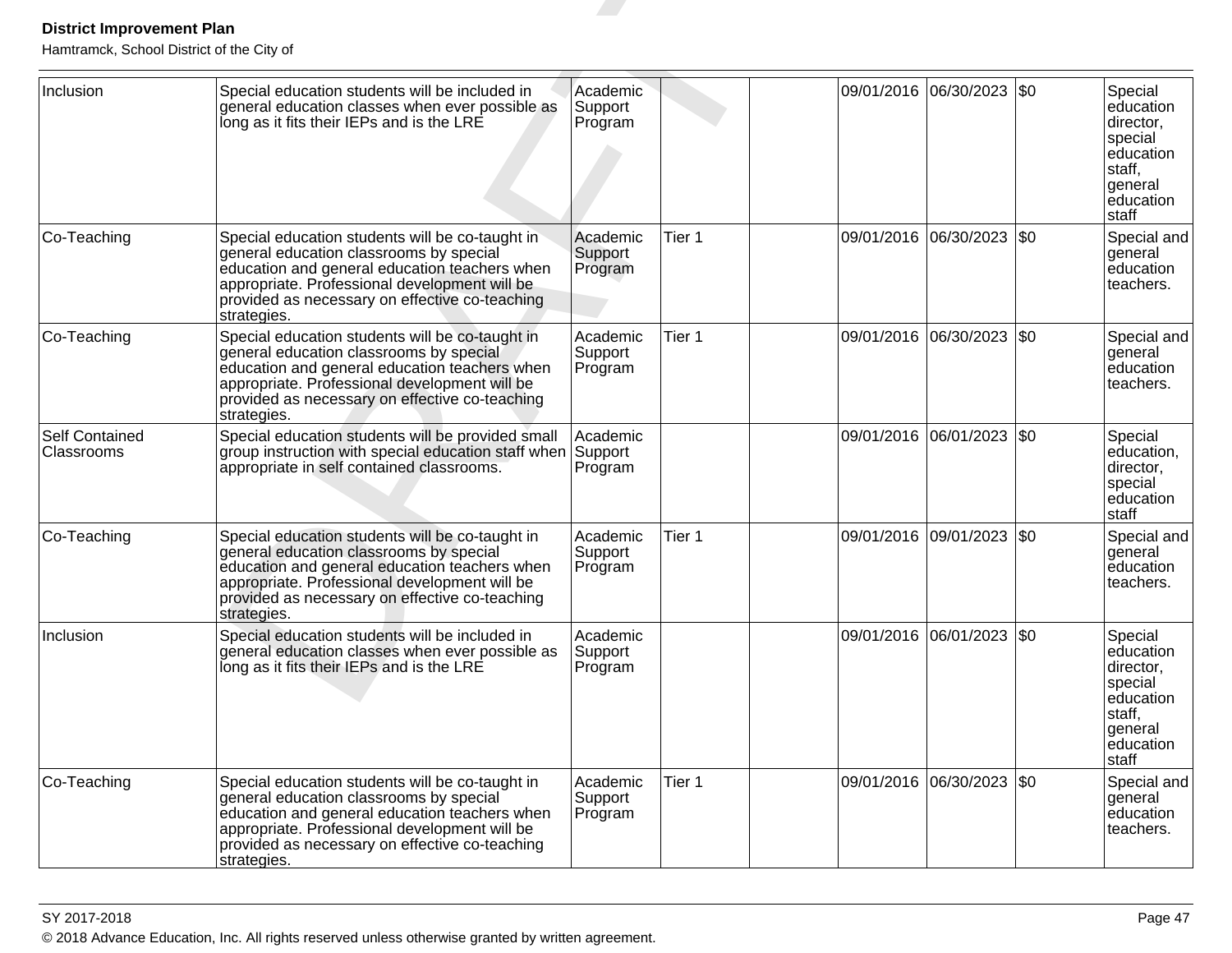| | | | | | | | | |
|---|---|---|---|---|---|---|---|---|
| Inclusion | Special education students will be included in general education classes when ever possible as long as it fits their IEPs and is the LRE | Academic Support Program | | | 09/01/2016 | 06/30/2023 | $0 | Special education director, special education staff, general education staff |
| Co-Teaching | Special education students will be co-taught in general education classrooms by special education and general education teachers when appropriate. Professional development will be provided as necessary on effective co-teaching strategies. | Academic Support Program | Tier 1 | | 09/01/2016 | 06/30/2023 | $0 | Special and general education teachers. |
| Co-Teaching | Special education students will be co-taught in general education classrooms by special education and general education teachers when appropriate. Professional development will be provided as necessary on effective co-teaching strategies. | Academic Support Program | Tier 1 | | 09/01/2016 | 06/30/2023 | $0 | Special and general education teachers. |
| Self Contained Classrooms | Special education students will be provided small group instruction with special education staff when appropriate in self contained classrooms. | Academic Support Program | | | 09/01/2016 | 06/01/2023 | $0 | Special education, director, special education staff |
| Co-Teaching | Special education students will be co-taught in general education classrooms by special education and general education teachers when appropriate. Professional development will be provided as necessary on effective co-teaching strategies. | Academic Support Program | Tier 1 | | 09/01/2016 | 09/01/2023 | $0 | Special and general education teachers. |
| Inclusion | Special education students will be included in general education classes when ever possible as long as it fits their IEPs and is the LRE | Academic Support Program | | | 09/01/2016 | 06/01/2023 | $0 | Special education director, special education staff, general education staff |
| Co-Teaching | Special education students will be co-taught in general education classrooms by special education and general education teachers when appropriate. Professional development will be provided as necessary on effective co-teaching strategies. | Academic Support Program | Tier 1 | | 09/01/2016 | 06/30/2023 | $0 | Special and general education teachers. |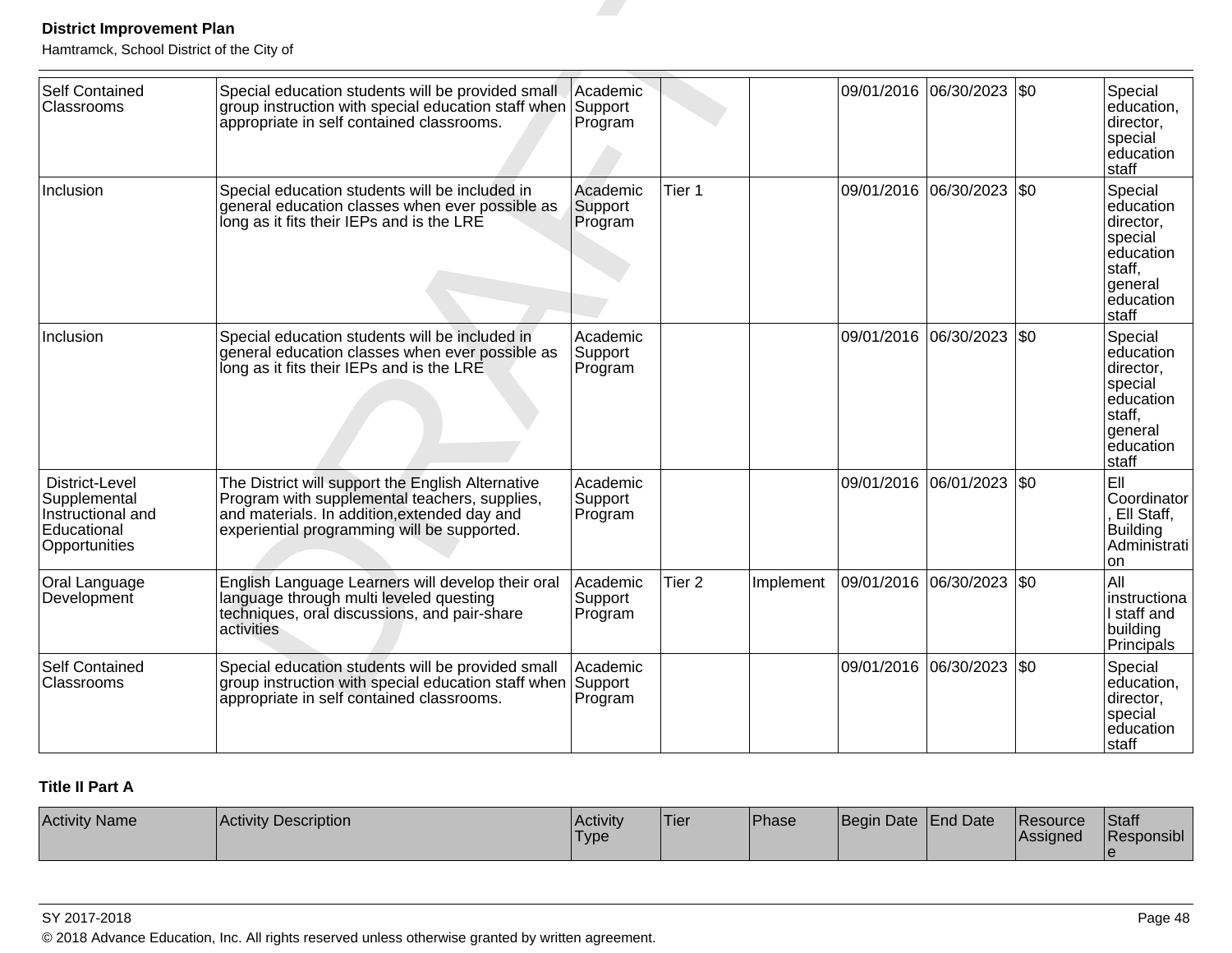| Self Contained Classrooms | Special education students will be provided small group instruction with special education staff when appropriate in self contained classrooms. | Academic Support Program | | | 09/01/2016 | 06/30/2023 | $0 | Special education, director, special education staff |
|---|---|---|---|---|---|---|---|---|
| Inclusion | Special education students will be included in general education classes when ever possible as long as it fits their IEPs and is the LRE | Academic Support Program | Tier 1 | | 09/01/2016 | 06/30/2023 | $0 | Special education director, special education staff, general education staff |
| Inclusion | Special education students will be included in general education classes when ever possible as long as it fits their IEPs and is the LRE | Academic Support Program | | | 09/01/2016 | 06/30/2023 | $0 | Special education director, special education staff, general education staff |
| District-Level Supplemental Instructional and Educational Opportunities | The District will support the English Alternative Program with supplemental teachers, supplies, and materials. In addition,extended day and experiential programming will be supported. | Academic Support Program | | | 09/01/2016 | 06/01/2023 | $0 | Ell Coordinator, Ell Staff, Building Administration |
| Oral Language Development | English Language Learners will develop their oral language through multi leveled questing techniques, oral discussions, and pair-share activities | Academic Support Program | Tier 2 | Implement | 09/01/2016 | 06/30/2023 | $0 | All instructional staff and building Principals |
| Self Contained Classrooms | Special education students will be provided small group instruction with special education staff when appropriate in self contained classrooms. | Academic Support Program | | | 09/01/2016 | 06/30/2023 | $0 | Special education, director, special education staff |

**Title II Part A**

| Activity Name | Activity Description | Activity Type | Tier | Phase | Begin Date | End Date | Resource Assigned | Staff Responsible |
|---|---|---|---|---|---|---|---|---|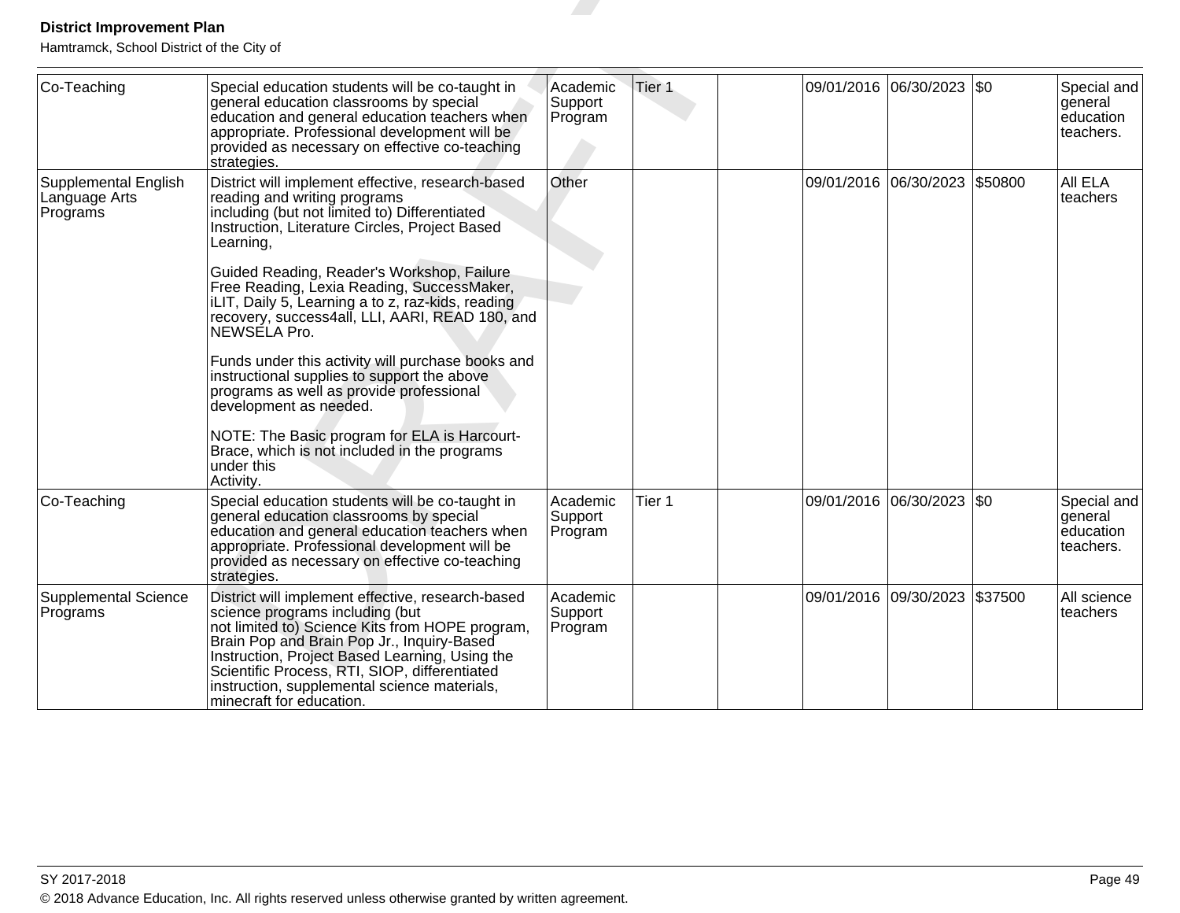| Co-Teaching | Special education students will be co-taught in general education classrooms by special education and general education teachers when appropriate. Professional development will be provided as necessary on effective co-teaching strategies. | Academic Support Program | Tier 1 | | 09/01/2016 | 06/30/2023 | $0 | Special and general education teachers. |
|---|---|---|---|---|---|---|---|---|
| Supplemental English Language Arts Programs | District will implement effective, research-based reading and writing programs including (but not limited to) Differentiated Instruction, Literature Circles, Project Based Learning,<br><br>Guided Reading, Reader's Workshop, Failure Free Reading, Lexia Reading, SuccessMaker, iLIT, Daily 5, Learning a to z, raz-kids, reading recovery, success4all, LLI, AARI, READ 180, and NEWSELA Pro.<br><br>Funds under this activity will purchase books and instructional supplies to support the above programs as well as provide professional development as needed.<br><br>NOTE: The Basic program for ELA is Harcourt-Brace, which is not included in the programs under this Activity. | Other | | | 09/01/2016 | 06/30/2023 | $50800 | All ELA teachers |
| Co-Teaching | Special education students will be co-taught in general education classrooms by special education and general education teachers when appropriate. Professional development will be provided as necessary on effective co-teaching strategies. | Academic Support Program | Tier 1 | | 09/01/2016 | 06/30/2023 | $0 | Special and general education teachers. |
| Supplemental Science Programs | District will implement effective, research-based science programs including (but not limited to) Science Kits from HOPE program, Brain Pop and Brain Pop Jr., Inquiry-Based Instruction, Project Based Learning, Using the Scientific Process, RTI, SIOP, differentiated instruction, supplemental science materials, minecraft for education. | Academic Support Program | | | 09/01/2016 | 09/30/2023 | $37500 | All science teachers |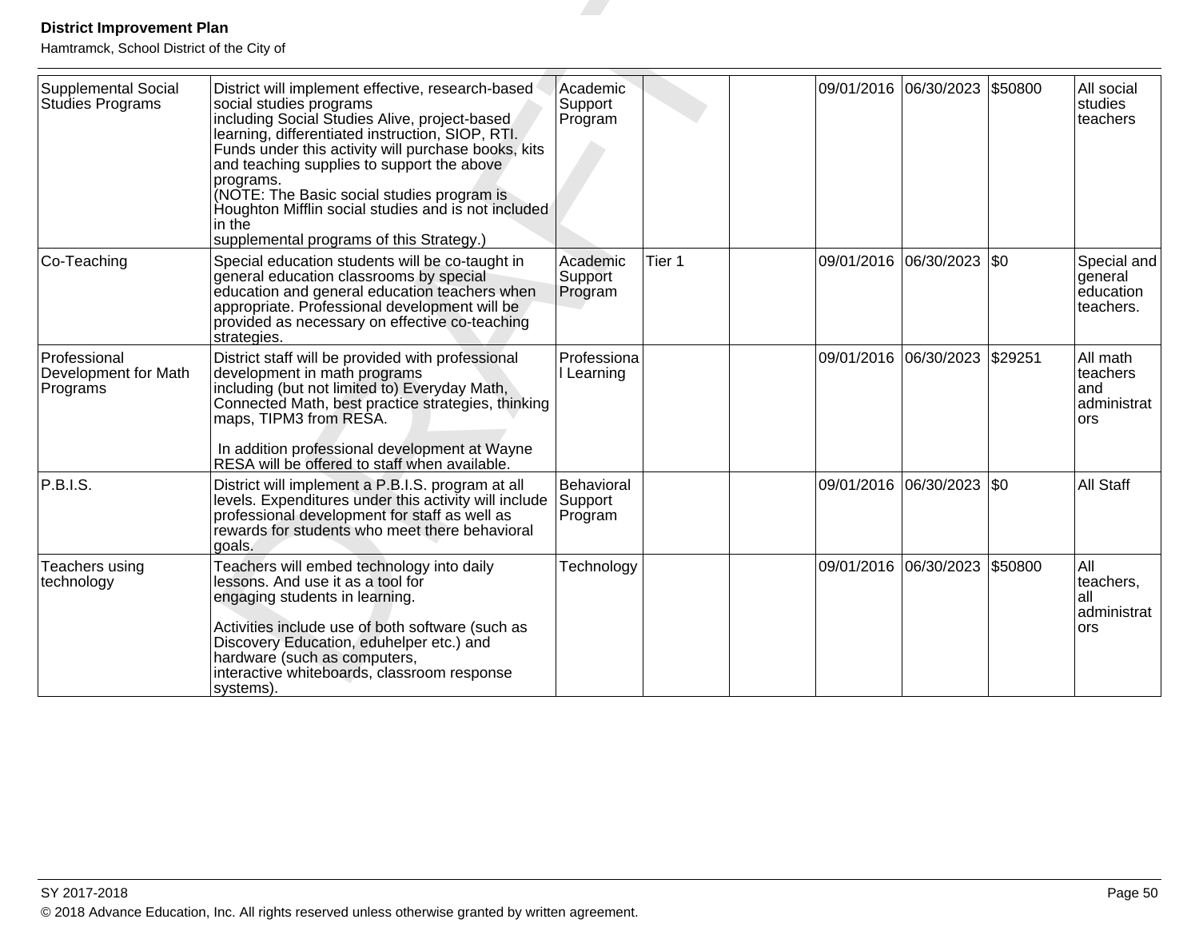| Supplemental Social Studies Programs | District will implement effective, research-based social studies programs including Social Studies Alive, project-based learning, differentiated instruction, SIOP, RTI. Funds under this activity will purchase books, kits and teaching supplies to support the above programs. (NOTE: The Basic social studies program is Houghton Mifflin social studies and is not included in the supplemental programs of this Strategy.) | Academic Support Program | | | 09/01/2016 | 06/30/2023 | $50800 | All social studies teachers |
|---|---|---|---|---|---|---|---|---|
| Co-Teaching | Special education students will be co-taught in general education classrooms by special education and general education teachers when appropriate. Professional development will be provided as necessary on effective co-teaching strategies. | Academic Support Program | Tier 1 | | 09/01/2016 | 06/30/2023 | $0 | Special and general education teachers. |
| Professional Development for Math Programs | District staff will be provided with professional development in math programs including (but not limited to) Everyday Math, Connected Math, best practice strategies, thinking maps, TIPM3 from RESA.<br><br>In addition professional development at Wayne RESA will be offered to staff when available. | Professional Learning | | | 09/01/2016 | 06/30/2023 | $29251 | All math teachers and administrators |
| P.B.I.S. | District will implement a P.B.I.S. program at all levels. Expenditures under this activity will include professional development for staff as well as rewards for students who meet there behavioral goals. | Behavioral Support Program | | | 09/01/2016 | 06/30/2023 | $0 | All Staff |
| Teachers using technology | Teachers will embed technology into daily lessons. And use it as a tool for engaging students in learning.<br><br>Activities include use of both software (such as Discovery Education, eduhelper etc.) and hardware (such as computers, interactive whiteboards, classroom response systems). | Technology | | | 09/01/2016 | 06/30/2023 | $50800 | All teachers, all administrators |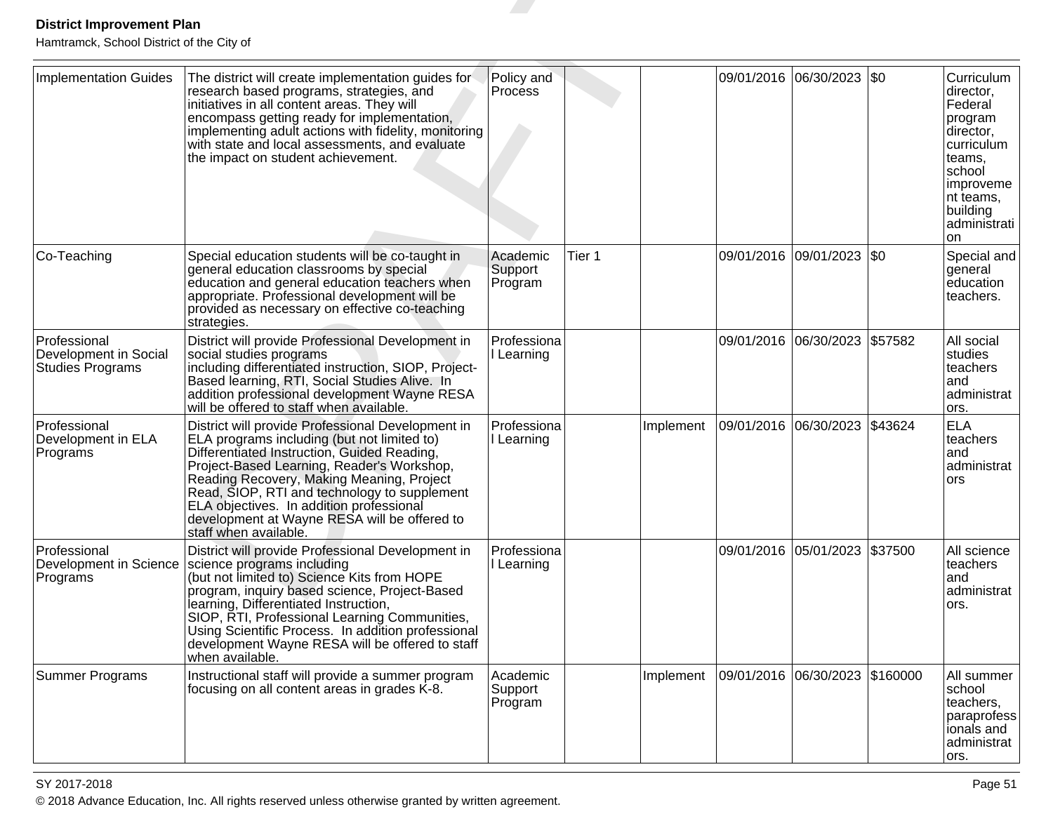| | | | | | | | | |
|---|---|---|---|---|---|---|---|---|
| Implementation Guides | The district will create implementation guides for research based programs, strategies, and initiatives in all content areas. They will encompass getting ready for implementation, implementing adult actions with fidelity, monitoring with state and local assessments, and evaluate the impact on student achievement. | Policy and Process | | | 09/01/2016 | 06/30/2023 | $0 | Curriculum director, Federal program director, curriculum teams, school improvement teams, building administration |
| Co-Teaching | Special education students will be co-taught in general education classrooms by special education and general education teachers when appropriate. Professional development will be provided as necessary on effective co-teaching strategies. | Academic Support Program | Tier 1 | | 09/01/2016 | 09/01/2023 | $0 | Special and general education teachers. |
| Professional Development in Social Studies Programs | District will provide Professional Development in social studies programs including differentiated instruction, SIOP, Project-Based learning, RTI, Social Studies Alive. In addition professional development Wayne RESA will be offered to staff when available. | Professional Learning | | | 09/01/2016 | 06/30/2023 | $57582 | All social studies teachers and administrators. |
| Professional Development in ELA Programs | District will provide Professional Development in ELA programs including (but not limited to) Differentiated Instruction, Guided Reading, Project-Based Learning, Reader's Workshop, Reading Recovery, Making Meaning, Project Read, SIOP, RTI and technology to supplement ELA objectives. In addition professional development at Wayne RESA will be offered to staff when available. | Professional Learning | | Implement | 09/01/2016 | 06/30/2023 | $43624 | ELA teachers and administrators |
| Professional Development in Science Programs | District will provide Professional Development in science programs including (but not limited to) Science Kits from HOPE program, inquiry based science, Project-Based learning, Differentiated Instruction, SIOP, RTI, Professional Learning Communities, Using Scientific Process. In addition professional development Wayne RESA will be offered to staff when available. | Professional Learning | | | 09/01/2016 | 05/01/2023 | $37500 | All science teachers and administrators. |
| Summer Programs | Instructional staff will provide a summer program focusing on all content areas in grades K-8. | Academic Support Program | | Implement | 09/01/2016 | 06/30/2023 | $160000 | All summer school teachers, paraprofessionals and administrators. |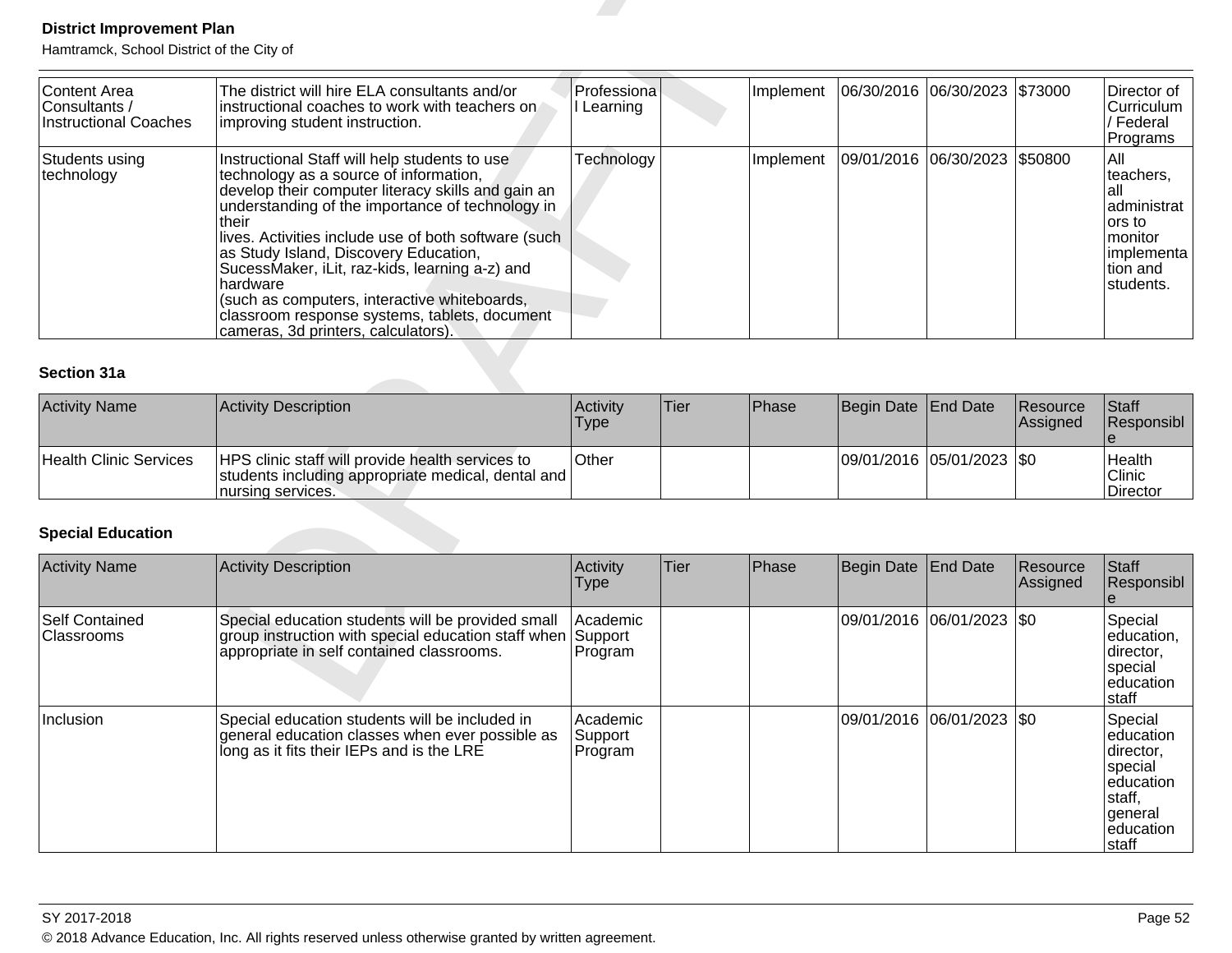| Activity Name | Activity Description | Activity Type | Tier | Phase | Begin Date | End Date | Resource Assigned | Staff Responsible |
|---|---|---|---|---|---|---|---|---|
| Content Area Consultants / Instructional Coaches | The district will hire ELA consultants and/or instructional coaches to work with teachers on improving student instruction. | Professional Learning | | Implement | 06/30/2016 | 06/30/2023 | $73000 | Director of Curriculum / Federal Programs |
| Students using technology | Instructional Staff will help students to use technology as a source of information, develop their computer literacy skills and gain an understanding of the importance of technology in their lives. Activities include use of both software (such as Study Island, Discovery Education, SucessMaker, iLit, raz-kids, learning a-z) and hardware (such as computers, interactive whiteboards, classroom response systems, tablets, document cameras, 3d printers, calculators). | Technology | | Implement | 09/01/2016 | 06/30/2023 | $50800 | All teachers, all administrators to monitor implementation and students. |

**Section 31a**

| Activity Name | Activity Description | Activity Type | Tier | Phase | Begin Date | End Date | Resource Assigned | Staff Responsible |
|---|---|---|---|---|---|---|---|---|
| Health Clinic Services | HPS clinic staff will provide health services to students including appropriate medical, dental and nursing services. | Other | | | 09/01/2016 | 05/01/2023 | $0 | Health Clinic Director |

**Special Education**

| Activity Name | Activity Description | Activity Type | Tier | Phase | Begin Date | End Date | Resource Assigned | Staff Responsible |
|---|---|---|---|---|---|---|---|---|
| Self Contained Classrooms | Special education students will be provided small group instruction with special education staff when appropriate in self contained classrooms. | Academic Support Program | | | 09/01/2016 | 06/01/2023 | $0 | Special education, director, special education staff |
| Inclusion | Special education students will be included in general education classes when ever possible as long as it fits their IEPs and is the LRE | Academic Support Program | | | 09/01/2016 | 06/01/2023 | $0 | Special education director, special education staff, general education staff |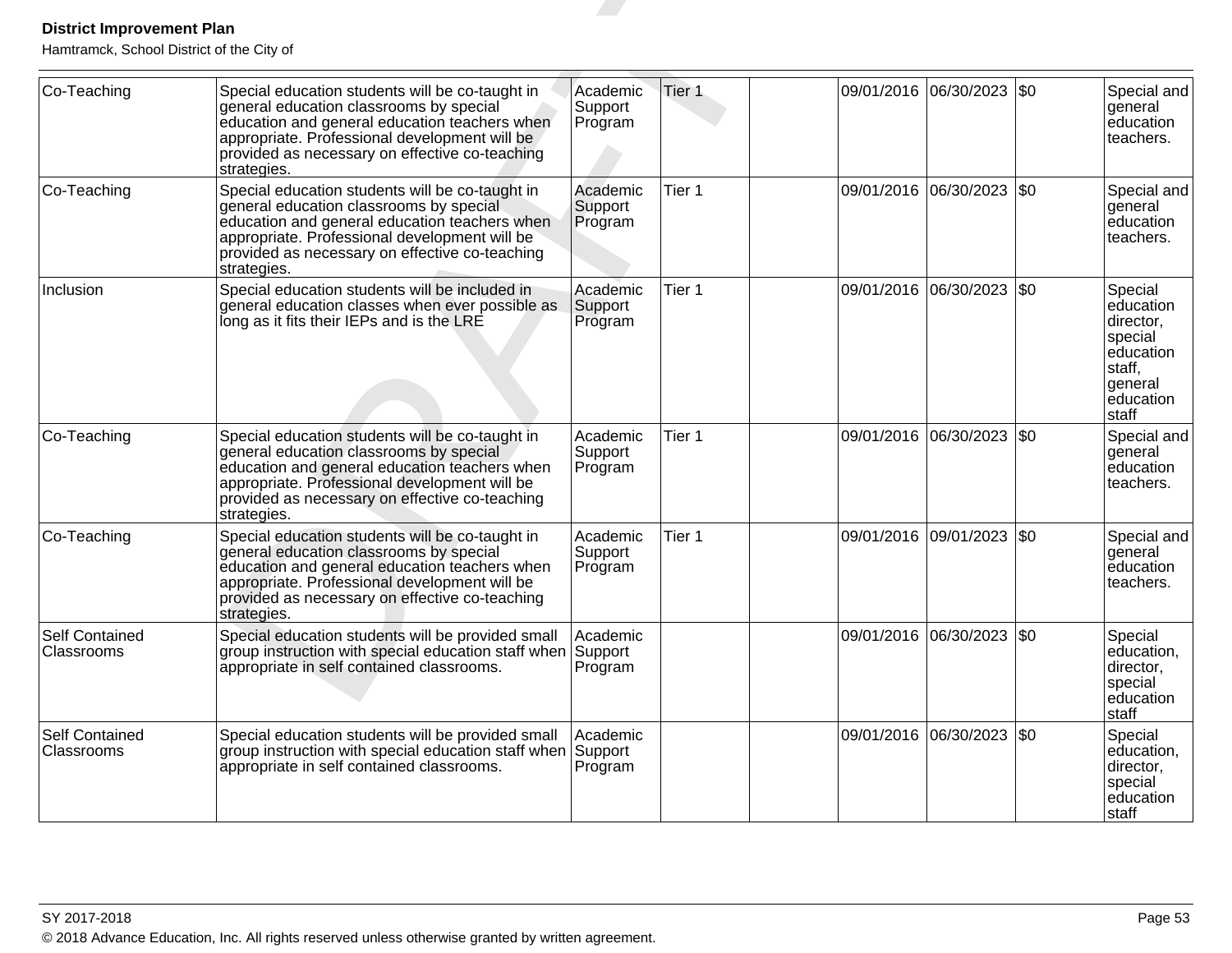| | | | | | | | | |
|---|---|---|---|---|---|---|---|---|
| Co-Teaching | Special education students will be co-taught in general education classrooms by special education and general education teachers when appropriate. Professional development will be provided as necessary on effective co-teaching strategies. | Academic Support Program | Tier 1 | | 09/01/2016 | 06/30/2023 | $0 | Special and general education teachers. |
| Co-Teaching | Special education students will be co-taught in general education classrooms by special education and general education teachers when appropriate. Professional development will be provided as necessary on effective co-teaching strategies. | Academic Support Program | Tier 1 | | 09/01/2016 | 06/30/2023 | $0 | Special and general education teachers. |
| Inclusion | Special education students will be included in general education classes when ever possible as long as it fits their IEPs and is the LRE | Academic Support Program | Tier 1 | | 09/01/2016 | 06/30/2023 | $0 | Special education director, special education staff, general education staff |
| Co-Teaching | Special education students will be co-taught in general education classrooms by special education and general education teachers when appropriate. Professional development will be provided as necessary on effective co-teaching strategies. | Academic Support Program | Tier 1 | | 09/01/2016 | 06/30/2023 | $0 | Special and general education teachers. |
| Co-Teaching | Special education students will be co-taught in general education classrooms by special education and general education teachers when appropriate. Professional development will be provided as necessary on effective co-teaching strategies. | Academic Support Program | Tier 1 | | 09/01/2016 | 09/01/2023 | $0 | Special and general education teachers. |
| Self Contained Classrooms | Special education students will be provided small group instruction with special education staff when appropriate in self contained classrooms. | Academic Support Program | | | 09/01/2016 | 06/30/2023 | $0 | Special education, director, special education staff |
| Self Contained Classrooms | Special education students will be provided small group instruction with special education staff when appropriate in self contained classrooms. | Academic Support Program | | | 09/01/2016 | 06/30/2023 | $0 | Special education, director, special education staff |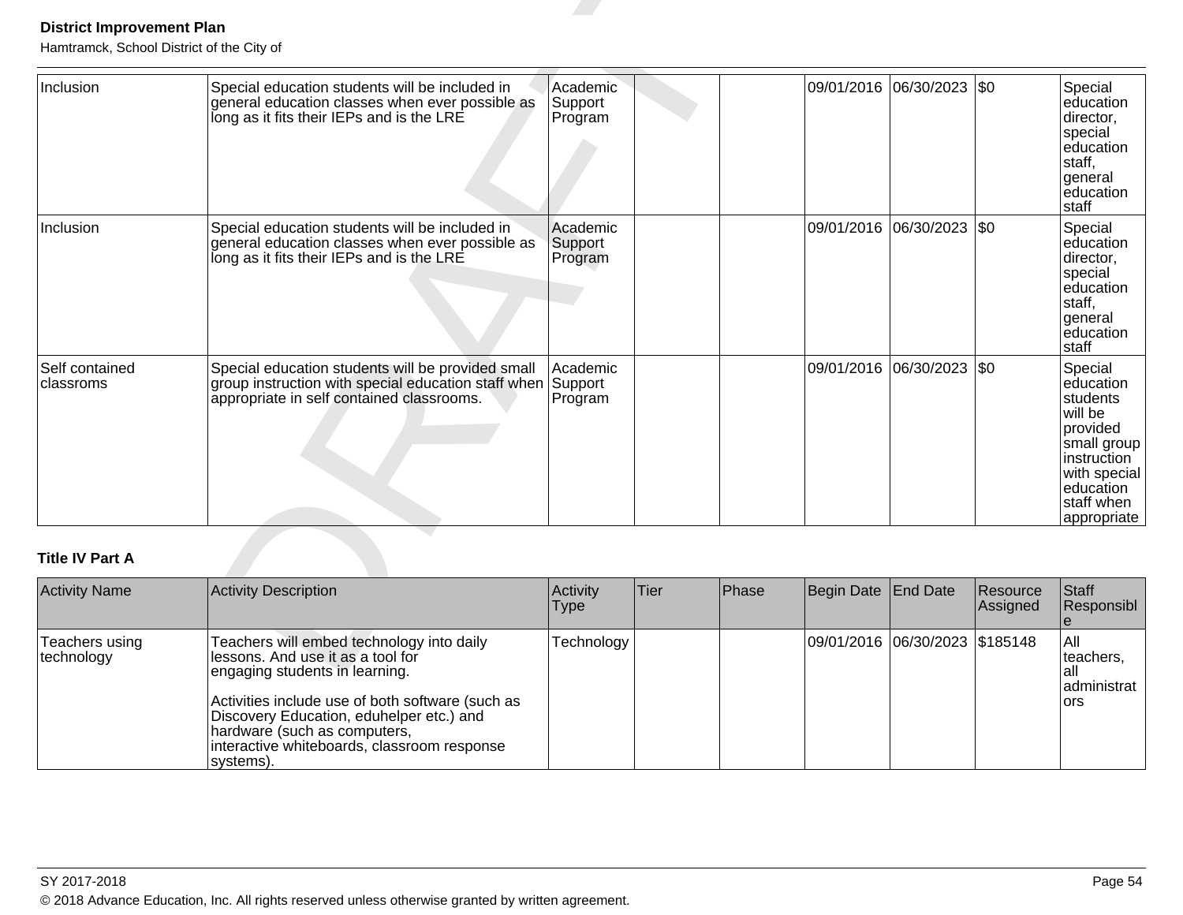| Activity Name | Activity Description | Activity Type | Tier | Phase | Begin Date | End Date | Resource Assigned | Staff Responsible |
|---|---|---|---|---|---|---|---|---|
| Inclusion | Special education students will be included in general education classes when ever possible as long as it fits their IEPs and is the LRE | Academic Support Program | | | 09/01/2016 | 06/30/2023 | $0 | Special education director, special education staff, general education staff |
| Inclusion | Special education students will be included in general education classes when ever possible as long as it fits their IEPs and is the LRE | Academic Support Program | | | 09/01/2016 | 06/30/2023 | $0 | Special education director, special education staff, general education staff |
| Self contained classroms | Special education students will be provided small group instruction with special education staff when appropriate in self contained classrooms. | Academic Support Program | | | 09/01/2016 | 06/30/2023 | $0 | Special education students will be provided small group instruction with special education staff when appropriate |

**Title IV Part A**

| Activity Name | Activity Description | Activity Type | Tier | Phase | Begin Date | End Date | Resource Assigned | Staff Responsible |
|---|---|---|---|---|---|---|---|---|
| Teachers using technology | Teachers will embed technology into daily lessons. And use it as a tool for engaging students in learning.<br><br>Activities include use of both software (such as Discovery Education, eduhelper etc.) and hardware (such as computers, interactive whiteboards, classroom response systems). | Technology | | | 09/01/2016 | 06/30/2023 | $185148 | All teachers, all administrators |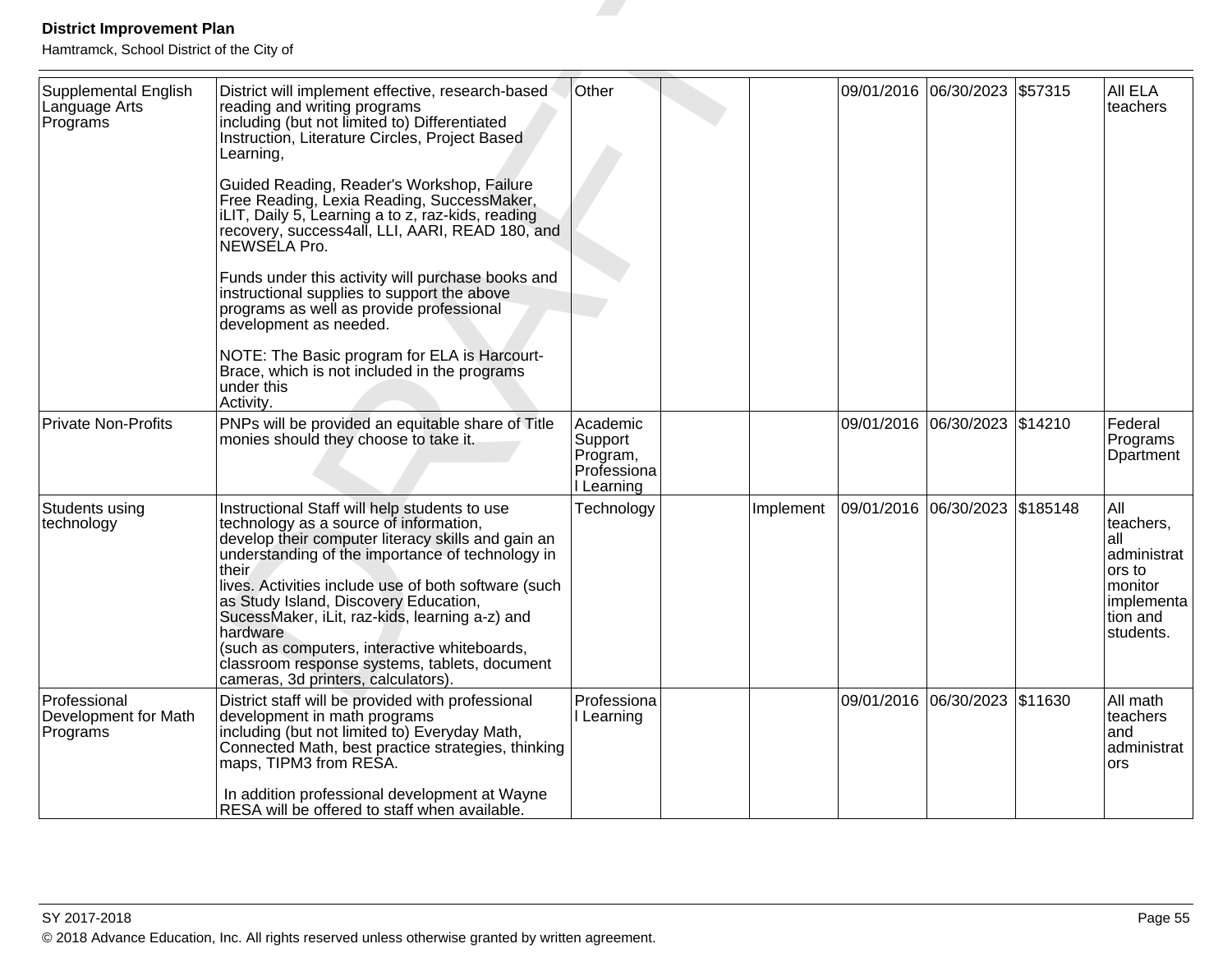| | | | | | | | | |
|---|---|---|---|---|---|---|---|---|
| Supplemental English Language Arts Programs | District will implement effective, research-based reading and writing programs including (but not limited to) Differentiated Instruction, Literature Circles, Project Based Learning,<br><br>Guided Reading, Reader's Workshop, Failure Free Reading, Lexia Reading, SuccessMaker, iLIT, Daily 5, Learning a to z, raz-kids, reading recovery, success4all, LLI, AARI, READ 180, and NEWSELA Pro.<br><br>Funds under this activity will purchase books and instructional supplies to support the above programs as well as provide professional development as needed.<br><br>NOTE: The Basic program for ELA is Harcourt-Brace, which is not included in the programs under this Activity. | Other | | | 09/01/2016 | 06/30/2023 | $57315 | All ELA teachers |
| Private Non-Profits | PNPs will be provided an equitable share of Title monies should they choose to take it. | Academic Support Program, Professional Learning | | | 09/01/2016 | 06/30/2023 | $14210 | Federal Programs Dpartment |
| Students using technology | Instructional Staff will help students to use technology as a source of information, develop their computer literacy skills and gain an understanding of the importance of technology in their lives. Activities include use of both software (such as Study Island, Discovery Education, SucessMaker, iLit, raz-kids, learning a-z) and hardware (such as computers, interactive whiteboards, classroom response systems, tablets, document cameras, 3d printers, calculators). | Technology | | Implement | 09/01/2016 | 06/30/2023 | $185148 | All teachers, all administrators to monitor implementation and students. |
| Professional Development for Math Programs | District staff will be provided with professional development in math programs including (but not limited to) Everyday Math, Connected Math, best practice strategies, thinking maps, TIPM3 from RESA.<br><br>In addition professional development at Wayne RESA will be offered to staff when available. | Professional Learning | | | 09/01/2016 | 06/30/2023 | $11630 | All math teachers and administrators |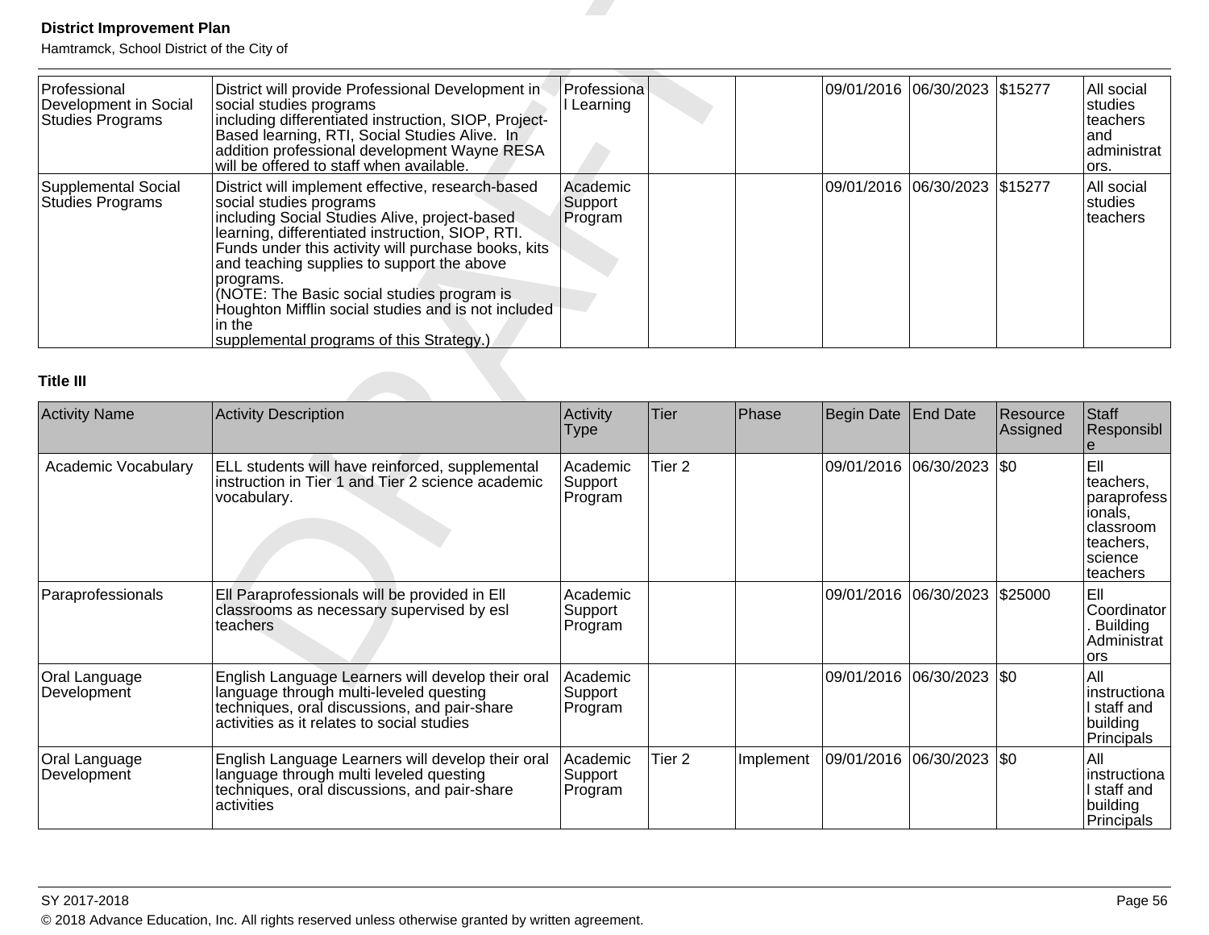| Activity Name | Activity Description | Activity Type | Tier | Phase | Begin Date | End Date | Resource Assigned | Staff Responsible |
|---|---|---|---|---|---|---|---|---|
| Professional Development in Social Studies Programs | District will provide Professional Development in social studies programs including differentiated instruction, SIOP, Project-Based learning, RTI, Social Studies Alive. In addition professional development Wayne RESA will be offered to staff when available. | Professional Learning | | | 09/01/2016 | 06/30/2023 | $15277 | All social studies teachers and administrators. |
| Supplemental Social Studies Programs | District will implement effective, research-based social studies programs including Social Studies Alive, project-based learning, differentiated instruction, SIOP, RTI. Funds under this activity will purchase books, kits and teaching supplies to support the above programs. (NOTE: The Basic social studies program is Houghton Mifflin social studies and is not included in the supplemental programs of this Strategy.) | Academic Support Program | | | 09/01/2016 | 06/30/2023 | $15277 | All social studies teachers |

**Title III**

| Activity Name | Activity Description | Activity Type | Tier | Phase | Begin Date | End Date | Resource Assigned | Staff Responsible |
|---|---|---|---|---|---|---|---|---|
| Academic Vocabulary | ELL students will have reinforced, supplemental instruction in Tier 1 and Tier 2 science academic vocabulary. | Academic Support Program | Tier 2 | | 09/01/2016 | 06/30/2023 | $0 | Ell teachers, paraprofessionals, classroom teachers, science teachers |
| Paraprofessionals | Ell Paraprofessionals will be provided in Ell classrooms as necessary supervised by esl teachers | Academic Support Program | | | 09/01/2016 | 06/30/2023 | $25000 | Ell Coordinator. Building Administrators |
| Oral Language Development | English Language Learners will develop their oral language through multi-leveled questing techniques, oral discussions, and pair-share activities as it relates to social studies | Academic Support Program | | | 09/01/2016 | 06/30/2023 | $0 | All instructional staff and building Principals |
| Oral Language Development | English Language Learners will develop their oral language through multi leveled questing techniques, oral discussions, and pair-share activities | Academic Support Program | Tier 2 | Implement | 09/01/2016 | 06/30/2023 | $0 | All instructional staff and building Principals |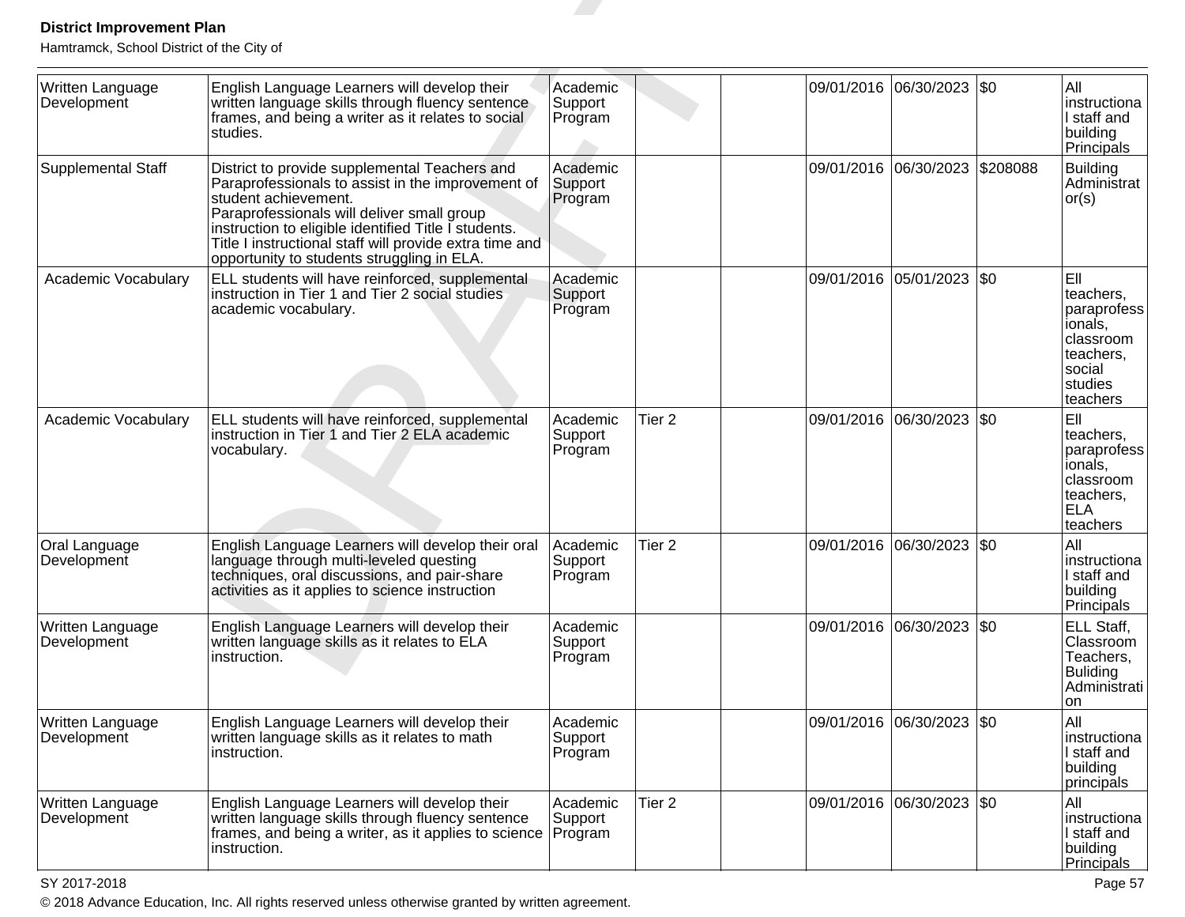| | | | | | | | | |
|---|---|---|---|---|---|---|---|---|
| Written Language Development | English Language Learners will develop their written language skills through fluency sentence frames, and being a writer as it relates to social studies. | Academic Support Program | | | 09/01/2016 | 06/30/2023 | $0 | All instructional staff and building Principals |
| Supplemental Staff | District to provide supplemental Teachers and Paraprofessionals to assist in the improvement of student achievement.<br>Paraprofessionals will deliver small group instruction to eligible identified Title I students.<br>Title I instructional staff will provide extra time and opportunity to students struggling in ELA. | Academic Support Program | | | 09/01/2016 | 06/30/2023 | $208088 | Building Administrator(s) |
| Academic Vocabulary | ELL students will have reinforced, supplemental instruction in Tier 1 and Tier 2 social studies academic vocabulary. | Academic Support Program | | | 09/01/2016 | 05/01/2023 | $0 | Ell teachers, paraprofessionals, classroom teachers, social studies teachers |
| Academic Vocabulary | ELL students will have reinforced, supplemental instruction in Tier 1 and Tier 2 ELA academic vocabulary. | Academic Support Program | Tier 2 | | 09/01/2016 | 06/30/2023 | $0 | Ell teachers, paraprofessionals, classroom teachers, ELA teachers |
| Oral Language Development | English Language Learners will develop their oral language through multi-leveled questing techniques, oral discussions, and pair-share activities as it applies to science instruction | Academic Support Program | Tier 2 | | 09/01/2016 | 06/30/2023 | $0 | All instructional staff and building Principals |
| Written Language Development | English Language Learners will develop their written language skills as it relates to ELA instruction. | Academic Support Program | | | 09/01/2016 | 06/30/2023 | $0 | ELL Staff, Classroom Teachers, Buliding Administration |
| Written Language Development | English Language Learners will develop their written language skills as it relates to math instruction. | Academic Support Program | | | 09/01/2016 | 06/30/2023 | $0 | All instructional staff and building principals |
| Written Language Development | English Language Learners will develop their written language skills through fluency sentence frames, and being a writer, as it applies to science instruction. | Academic Support Program | Tier 2 | | 09/01/2016 | 06/30/2023 | $0 | All instructional staff and building Principals |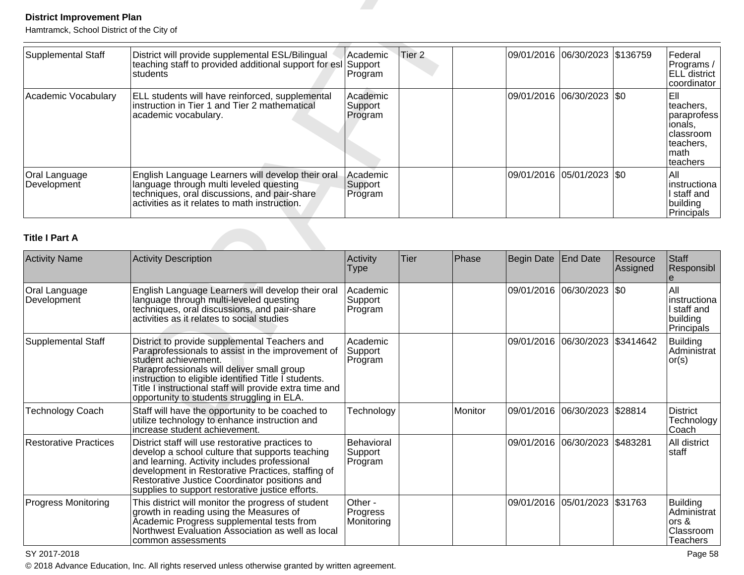| Supplemental Staff | District will provide supplemental ESL/Bilingual teaching staff to provided additional support for esl students | Academic Support Program | Tier 2 | | 09/01/2016 | 06/30/2023 | $136759 | Federal Programs / ELL district coordinator |
|---|---|---|---|---|---|---|---|---|
| Academic Vocabulary | ELL students will have reinforced, supplemental instruction in Tier 1 and Tier 2 mathematical academic vocabulary. | Academic Support Program | | | 09/01/2016 | 06/30/2023 | $0 | Ell teachers, paraprofessionals, classroom teachers, math teachers |
| Oral Language Development | English Language Learners will develop their oral language through multi leveled questing techniques, oral discussions, and pair-share activities as it relates to math instruction. | Academic Support Program | | | 09/01/2016 | 05/01/2023 | $0 | All instructional staff and building Principals |

**Title I Part A**

| Activity Name | Activity Description | Activity Type | Tier | Phase | Begin Date | End Date | Resource Assigned | Staff Responsible |
|---|---|---|---|---|---|---|---|---|
| Oral Language Development | English Language Learners will develop their oral language through multi-leveled questing techniques, oral discussions, and pair-share activities as it relates to social studies | Academic Support Program | | | 09/01/2016 | 06/30/2023 | $0 | All instructional staff and building Principals |
| Supplemental Staff | District to provide supplemental Teachers and Paraprofessionals to assist in the improvement of student achievement.<br>Paraprofessionals will deliver small group instruction to eligible identified Title I students.<br>Title I instructional staff will provide extra time and opportunity to students struggling in ELA. | Academic Support Program | | | 09/01/2016 | 06/30/2023 | $3414642 | Building Administrator(s) |
| Technology Coach | Staff will have the opportunity to be coached to utilize technology to enhance instruction and increase student achievement. | Technology | | Monitor | 09/01/2016 | 06/30/2023 | $28814 | District Technology Coach |
| Restorative Practices | District staff will use restorative practices to develop a school culture that supports teaching and learning. Activity includes professional development in Restorative Practices, staffing of Restorative Justice Coordinator positions and supplies to support restorative justice efforts. | Behavioral Support Program | | | 09/01/2016 | 06/30/2023 | $483281 | All district staff |
| Progress Monitoring | This district will monitor the progress of student growth in reading using the Measures of Academic Progress supplemental tests from Northwest Evaluation Association as well as local common assessments | Other - Progress Monitoring | | | 09/01/2016 | 05/01/2023 | $31763 | Building Administrators & Classroom Teachers |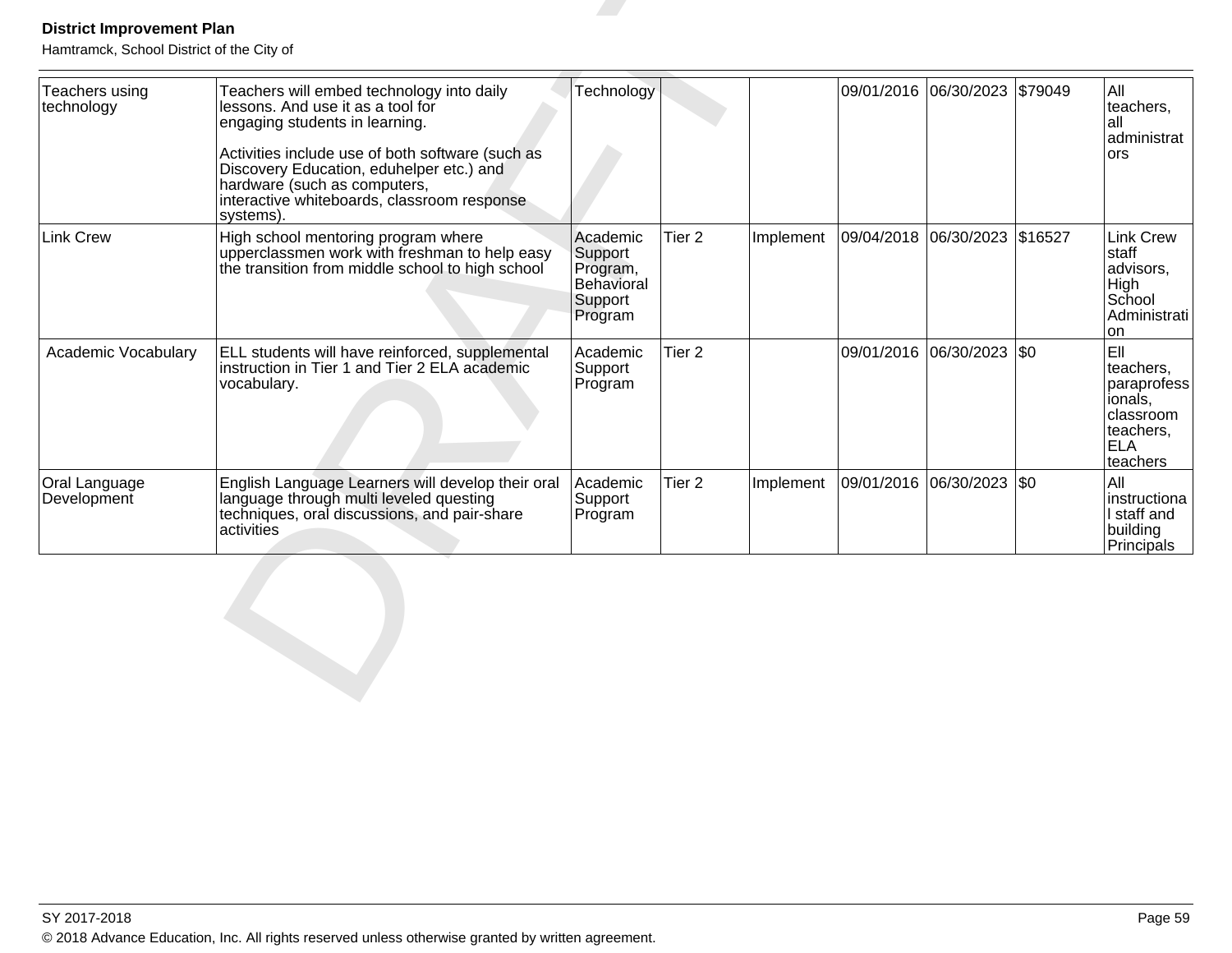| Teachers using technology | Teachers will embed technology into daily lessons. And use it as a tool for engaging students in learning.<br><br>Activities include use of both software (such as Discovery Education, eduhelper etc.) and hardware (such as computers, interactive whiteboards, classroom response systems). | Technology | | | 09/01/2016 | 06/30/2023 | $79049 | All teachers, all administrators |
|---|---|---|---|---|---|---|---|---|
| Link Crew | High school mentoring program where upperclassmen work with freshman to help easy the transition from middle school to high school | Academic Support Program, Behavioral Support Program | Tier 2 | Implement | 09/04/2018 | 06/30/2023 | $16527 | Link Crew staff advisors, High School Administration |
| Academic Vocabulary | ELL students will have reinforced, supplemental instruction in Tier 1 and Tier 2 ELA academic vocabulary. | Academic Support Program | Tier 2 | | 09/01/2016 | 06/30/2023 | $0 | Ell teachers, paraprofessionals, classroom teachers, ELA teachers |
| Oral Language Development | English Language Learners will develop their oral language through multi leveled questing techniques, oral discussions, and pair-share activities | Academic Support Program | Tier 2 | Implement | 09/01/2016 | 06/30/2023 | $0 | All instructional staff and building Principals |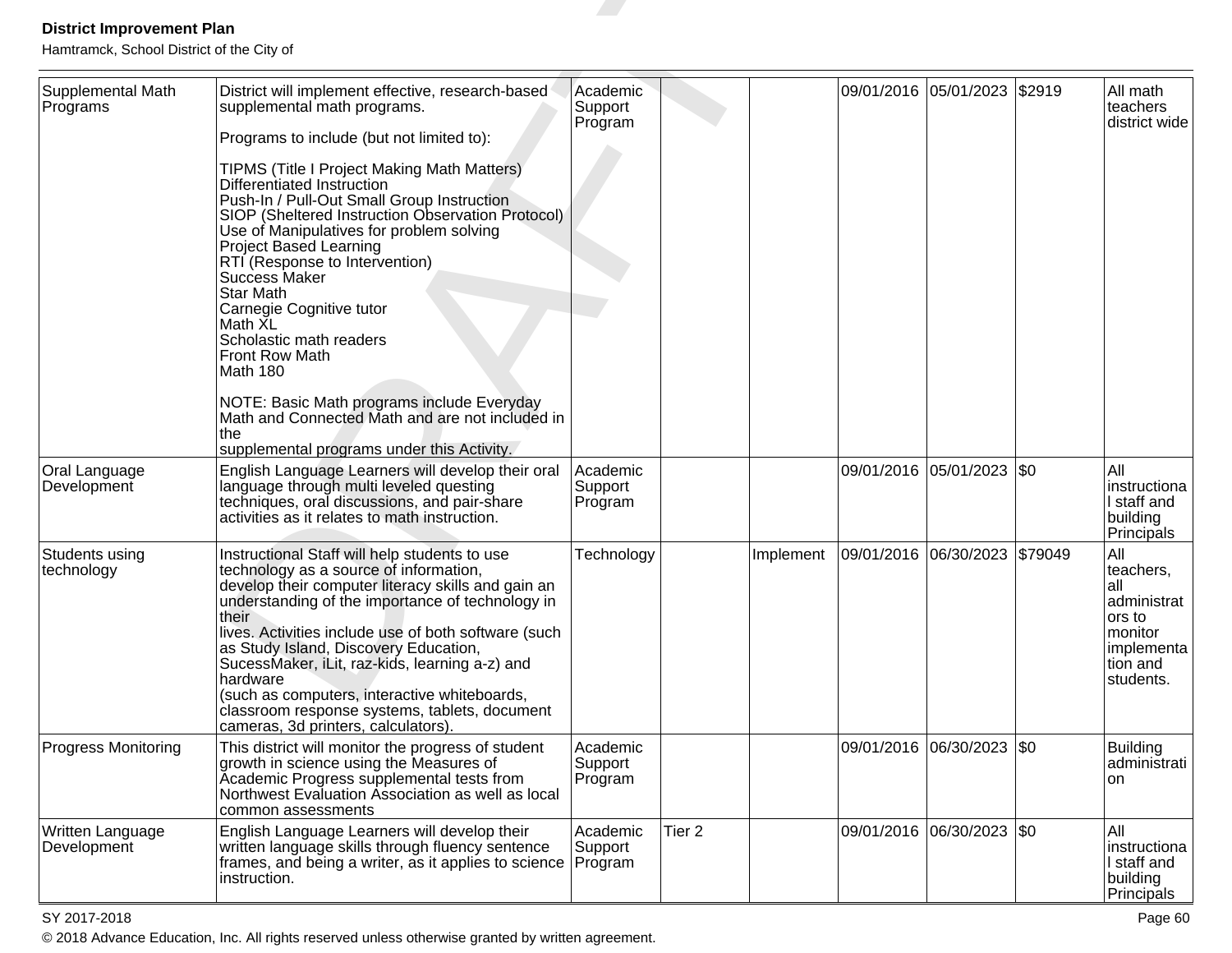| Supplemental Math Programs | District will implement effective, research-based supplemental math programs.<br><br>Programs to include (but not limited to):<br><br>TIPMS (Title I Project Making Math Matters)<br>Differentiated Instruction<br>Push-In / Pull-Out Small Group Instruction<br>SIOP (Sheltered Instruction Observation Protocol)<br>Use of Manipulatives for problem solving<br>Project Based Learning<br>RTI (Response to Intervention)<br>Success Maker<br>Star Math<br>Carnegie Cognitive tutor<br>Math XL<br>Scholastic math readers<br>Front Row Math<br>Math 180<br><br>NOTE: Basic Math programs include Everyday Math and Connected Math and are not included in the<br>supplemental programs under this Activity. | Academic Support Program | | | 09/01/2016 | 05/01/2023 | $2919 | All math teachers district wide |
|---|---|---|---|---|---|---|---|---|
| Oral Language Development | English Language Learners will develop their oral language through multi leveled questing techniques, oral discussions, and pair-share activities as it relates to math instruction. | Academic Support Program | | | 09/01/2016 | 05/01/2023 | $0 | All instructional staff and building Principals |
| Students using technology | Instructional Staff will help students to use technology as a source of information,<br>develop their computer literacy skills and gain an understanding of the importance of technology in their<br>lives. Activities include use of both software (such as Study Island, Discovery Education, SucessMaker, iLit, raz-kids, learning a-z) and hardware<br>(such as computers, interactive whiteboards, classroom response systems, tablets, document cameras, 3d printers, calculators). | Technology | | Implement | 09/01/2016 | 06/30/2023 | $79049 | All teachers, all administrators to monitor implementation and students. |
| Progress Monitoring | This district will monitor the progress of student growth in science using the Measures of Academic Progress supplemental tests from Northwest Evaluation Association as well as local common assessments | Academic Support Program | | | 09/01/2016 | 06/30/2023 | $0 | Building administration |
| Written Language Development | English Language Learners will develop their written language skills through fluency sentence frames, and being a writer, as it applies to science instruction. | Academic Support Program | Tier 2 | | 09/01/2016 | 06/30/2023 | $0 | All instructional staff and building Principals |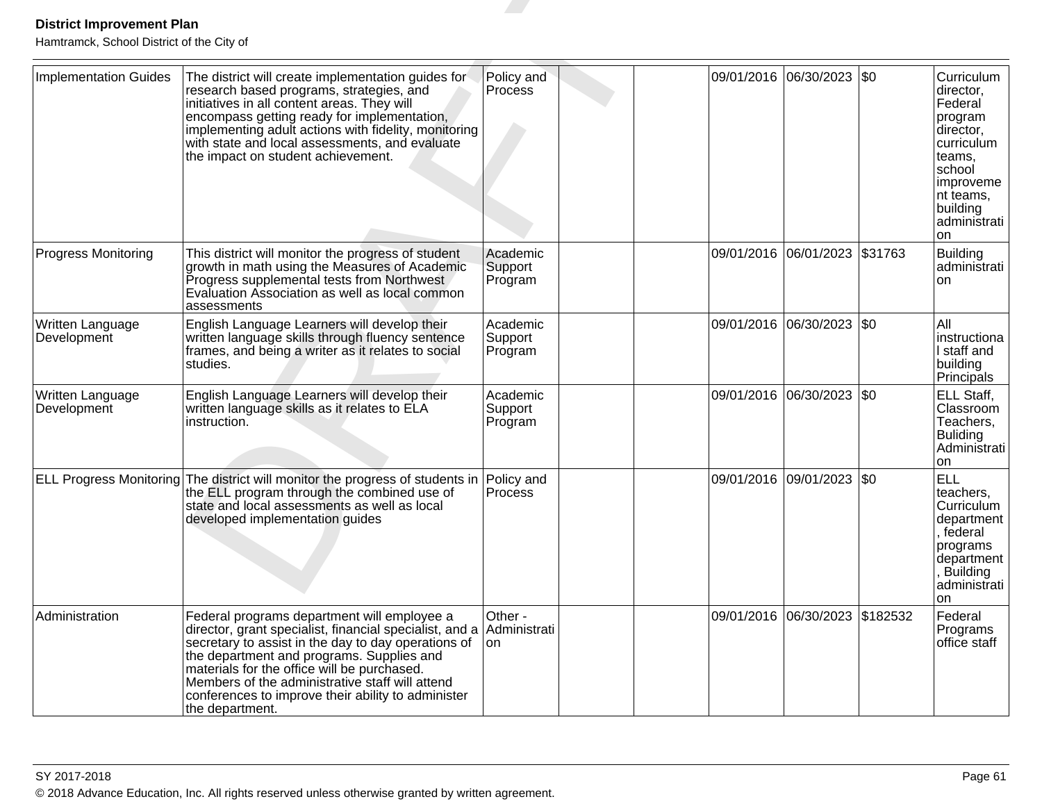| | | | | | | | | |
|---|---|---|---|---|---|---|---|---|
| Implementation Guides | The district will create implementation guides for research based programs, strategies, and initiatives in all content areas. They will encompass getting ready for implementation, implementing adult actions with fidelity, monitoring with state and local assessments, and evaluate the impact on student achievement. | Policy and Process | | | 09/01/2016 | 06/30/2023 | $0 | Curriculum director, Federal program director, curriculum teams, school improvement teams, building administration |
| Progress Monitoring | This district will monitor the progress of student growth in math using the Measures of Academic Progress supplemental tests from Northwest Evaluation Association as well as local common assessments | Academic Support Program | | | 09/01/2016 | 06/01/2023 | $31763 | Building administration |
| Written Language Development | English Language Learners will develop their written language skills through fluency sentence frames, and being a writer as it relates to social studies. | Academic Support Program | | | 09/01/2016 | 06/30/2023 | $0 | All instructional staff and building Principals |
| Written Language Development | English Language Learners will develop their written language skills as it relates to ELA instruction. | Academic Support Program | | | 09/01/2016 | 06/30/2023 | $0 | ELL Staff, Classroom Teachers, Buliding Administration |
| ELL Progress Monitoring | The district will monitor the progress of students in the ELL program through the combined use of state and local assessments as well as local developed implementation guides | Policy and Process | | | 09/01/2016 | 09/01/2023 | $0 | ELL teachers, Curriculum department, federal programs department, Building administration |
| Administration | Federal programs department will employee a director, grant specialist, financial specialist, and a secretary to assist in the day to day operations of the department and programs. Supplies and materials for the office will be purchased. Members of the administrative staff will attend conferences to improve their ability to administer the department. | Other - Administration | | | 09/01/2016 | 06/30/2023 | $182532 | Federal Programs office staff |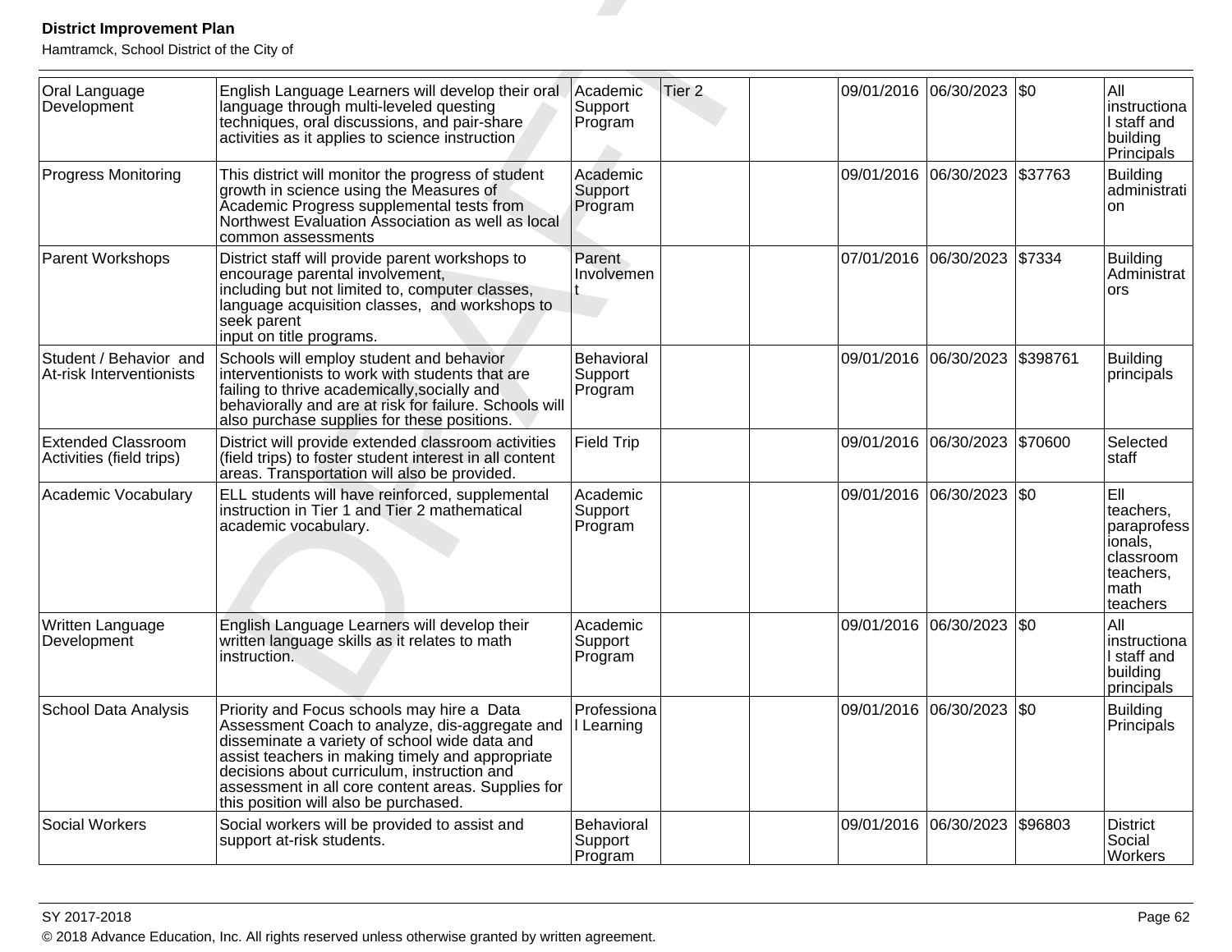| Oral Language Development | English Language Learners will develop their oral language through multi-leveled questing techniques, oral discussions, and pair-share activities as it applies to science instruction | Academic Support Program | Tier 2 | | 09/01/2016 | 06/30/2023 | $0 | All instructional staff and building Principals |
|---|---|---|---|---|---|---|---|---|
| Progress Monitoring | This district will monitor the progress of student growth in science using the Measures of Academic Progress supplemental tests from Northwest Evaluation Association as well as local common assessments | Academic Support Program | | | 09/01/2016 | 06/30/2023 | $37763 | Building administration |
| Parent Workshops | District staff will provide parent workshops to encourage parental involvement, including but not limited to, computer classes, language acquisition classes, and workshops to seek parent input on title programs. | Parent Involvement | | | 07/01/2016 | 06/30/2023 | $7334 | Building Administrators |
| Student / Behavior and At-risk Interventionists | Schools will employ student and behavior interventionists to work with students that are failing to thrive academically,socially and behaviorally and are at risk for failure. Schools will also purchase supplies for these positions. | Behavioral Support Program | | | 09/01/2016 | 06/30/2023 | $398761 | Building principals |
| Extended Classroom Activities (field trips) | District will provide extended classroom activities (field trips) to foster student interest in all content areas. Transportation will also be provided. | Field Trip | | | 09/01/2016 | 06/30/2023 | $70600 | Selected staff |
| Academic Vocabulary | ELL students will have reinforced, supplemental instruction in Tier 1 and Tier 2 mathematical academic vocabulary. | Academic Support Program | | | 09/01/2016 | 06/30/2023 | $0 | Ell teachers, paraprofessionals, classroom teachers, math teachers |
| Written Language Development | English Language Learners will develop their written language skills as it relates to math instruction. | Academic Support Program | | | 09/01/2016 | 06/30/2023 | $0 | All instructional staff and building principals |
| School Data Analysis | Priority and Focus schools may hire a Data Assessment Coach to analyze, dis-aggregate and disseminate a variety of school wide data and assist teachers in making timely and appropriate decisions about curriculum, instruction and assessment in all core content areas. Supplies for this position will also be purchased. | Professional Learning | | | 09/01/2016 | 06/30/2023 | $0 | Building Principals |
| Social Workers | Social workers will be provided to assist and support at-risk students. | Behavioral Support Program | | | 09/01/2016 | 06/30/2023 | $96803 | District Social Workers |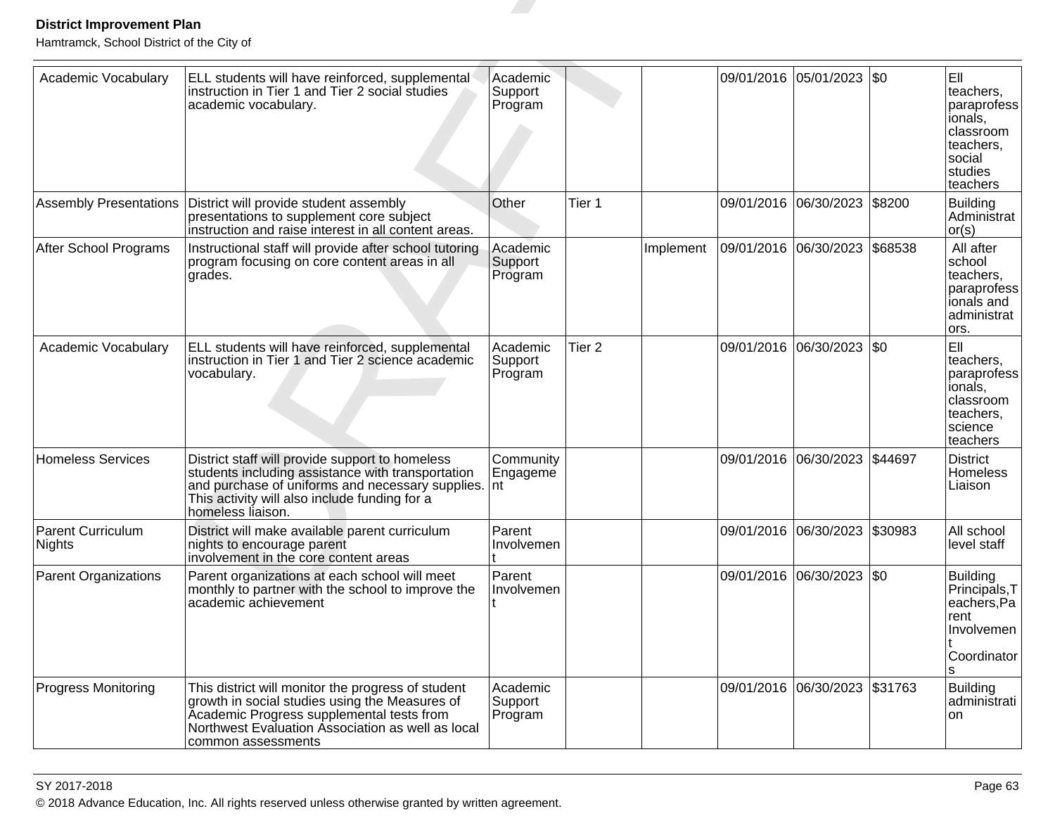| Academic Vocabulary | ELL students will have reinforced, supplemental instruction in Tier 1 and Tier 2 social studies academic vocabulary. | Academic Support Program | | | 09/01/2016 | 05/01/2023 | $0 | Ell teachers, paraprofessionals, classroom teachers, social studies teachers |
|---|---|---|---|---|---|---|---|---|
| Assembly Presentations | District will provide student assembly presentations to supplement core subject instruction and raise interest in all content areas. | Other | Tier 1 | | 09/01/2016 | 06/30/2023 | $8200 | Building Administrator(s) |
| After School Programs | Instructional staff will provide after school tutoring program focusing on core content areas in all grades. | Academic Support Program | | Implement | 09/01/2016 | 06/30/2023 | $68538 | All after school teachers, paraprofessionals and administrators. |
| Academic Vocabulary | ELL students will have reinforced, supplemental instruction in Tier 1 and Tier 2 science academic vocabulary. | Academic Support Program | Tier 2 | | 09/01/2016 | 06/30/2023 | $0 | Ell teachers, paraprofessionals, classroom teachers, science teachers |
| Homeless Services | District staff will provide support to homeless students including assistance with transportation and purchase of uniforms and necessary supplies. This activity will also include funding for a homeless liaison. | Community Engagement | | | 09/01/2016 | 06/30/2023 | $44697 | District Homeless Liaison |
| Parent Curriculum Nights | District will make available parent curriculum nights to encourage parent involvement in the core content areas | Parent Involvement | | | 09/01/2016 | 06/30/2023 | $30983 | All school level staff |
| Parent Organizations | Parent organizations at each school will meet monthly to partner with the school to improve the academic achievement | Parent Involvement | | | 09/01/2016 | 06/30/2023 | $0 | Building Principals,Teachers,Parent Involvement Coordinators |
| Progress Monitoring | This district will monitor the progress of student growth in social studies using the Measures of Academic Progress supplemental tests from Northwest Evaluation Association as well as local common assessments | Academic Support Program | | | 09/01/2016 | 06/30/2023 | $31763 | Building administration |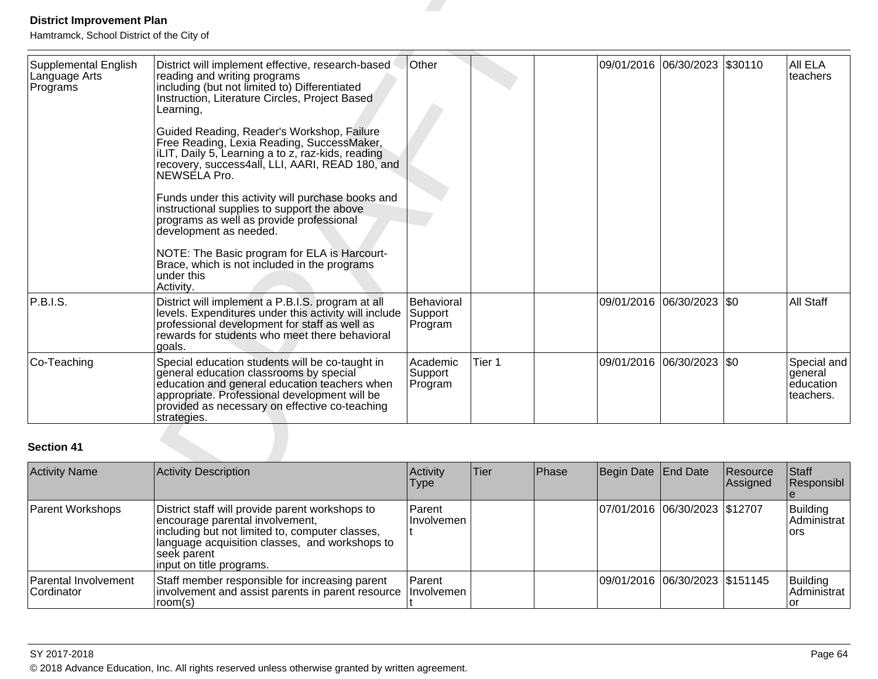| Supplemental English Language Arts Programs | District will implement effective, research-based reading and writing programs including (but not limited to) Differentiated Instruction, Literature Circles, Project Based Learning,<br><br>Guided Reading, Reader's Workshop, Failure Free Reading, Lexia Reading, SuccessMaker, iLIT, Daily 5, Learning a to z, raz-kids, reading recovery, success4all, LLI, AARI, READ 180, and NEWSELA Pro.<br><br>Funds under this activity will purchase books and instructional supplies to support the above programs as well as provide professional development as needed.<br><br>NOTE: The Basic program for ELA is Harcourt-Brace, which is not included in the programs under this Activity. | Other | | | 09/01/2016 | 06/30/2023 | $30110 | All ELA teachers |
|---|---|---|---|---|---|---|---|---|
| P.B.I.S. | District will implement a P.B.I.S. program at all levels. Expenditures under this activity will include professional development for staff as well as rewards for students who meet there behavioral goals. | Behavioral Support Program | | | 09/01/2016 | 06/30/2023 | $0 | All Staff |
| Co-Teaching | Special education students will be co-taught in general education classrooms by special education and general education teachers when appropriate. Professional development will be provided as necessary on effective co-teaching strategies. | Academic Support Program | Tier 1 | | 09/01/2016 | 06/30/2023 | $0 | Special and general education teachers. |

**Section 41**

| Activity Name | Activity Description | Activity Type | Tier | Phase | Begin Date | End Date | Resource Assigned | Staff Responsible |
|---|---|---|---|---|---|---|---|---|
| Parent Workshops | District staff will provide parent workshops to encourage parental involvement, including but not limited to, computer classes, language acquisition classes, and workshops to seek parent input on title programs. | Parent Involvement | | | 07/01/2016 | 06/30/2023 | $12707 | Building Administrators |
| Parental Involvement Cordinator | Staff member responsible for increasing parent involvement and assist parents in parent resource room(s) | Parent Involvement | | | 09/01/2016 | 06/30/2023 | $151145 | Building Administrator |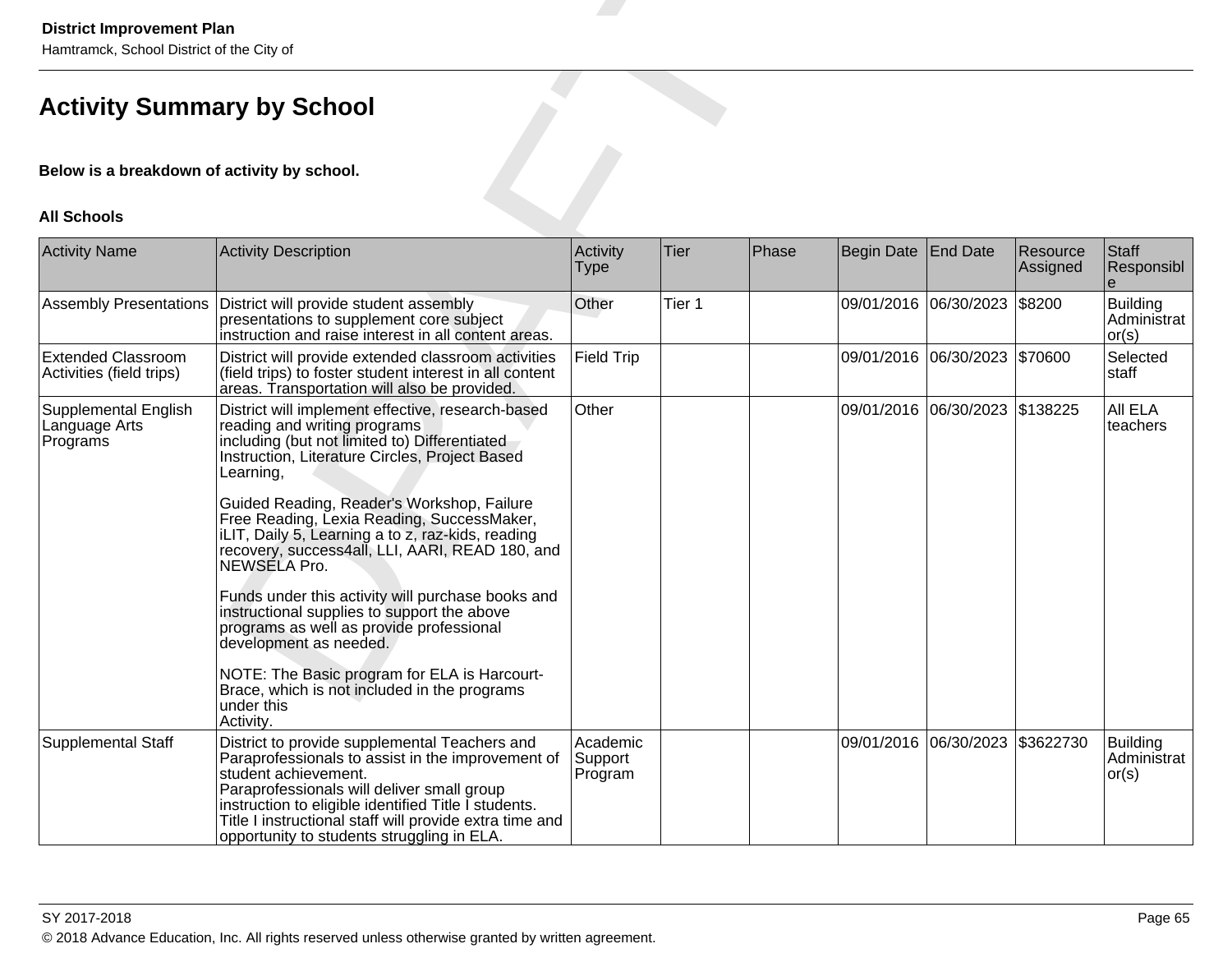# Activity Summary by School

**Below is a breakdown of activity by school.**

**All Schools**

| Activity Name | Activity Description | Activity Type | Tier | Phase | Begin Date | End Date | Resource Assigned | Staff Responsible |
|---|---|---|---|---|---|---|---|---|
| Assembly Presentations | District will provide student assembly presentations to supplement core subject instruction and raise interest in all content areas. | Other | Tier 1 | | 09/01/2016 | 06/30/2023 | $8200 | Building Administrator(s) |
| Extended Classroom Activities (field trips) | District will provide extended classroom activities (field trips) to foster student interest in all content areas. Transportation will also be provided. | Field Trip | | | 09/01/2016 | 06/30/2023 | $70600 | Selected staff |
| Supplemental English Language Arts Programs | District will implement effective, research-based reading and writing programs including (but not limited to) Differentiated Instruction, Literature Circles, Project Based Learning,<br><br>Guided Reading, Reader's Workshop, Failure Free Reading, Lexia Reading, SuccessMaker, iLIT, Daily 5, Learning a to z, raz-kids, reading recovery, success4all, LLI, AARI, READ 180, and NEWSELA Pro.<br><br>Funds under this activity will purchase books and instructional supplies to support the above programs as well as provide professional development as needed.<br><br>NOTE: The Basic program for ELA is Harcourt-Brace, which is not included in the programs under this Activity. | Other | | | 09/01/2016 | 06/30/2023 | $138225 | All ELA teachers |
| Supplemental Staff | District to provide supplemental Teachers and Paraprofessionals to assist in the improvement of student achievement.<br>Paraprofessionals will deliver small group instruction to eligible identified Title I students.<br>Title I instructional staff will provide extra time and opportunity to students struggling in ELA. | Academic Support Program | | | 09/01/2016 | 06/30/2023 | $3622730 | Building Administrator(s) |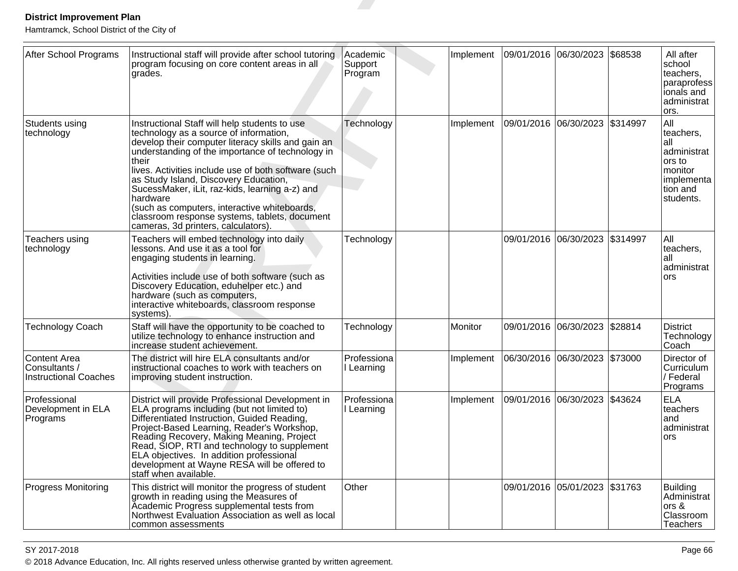| After School Programs | Instructional staff will provide after school tutoring program focusing on core content areas in all grades. | Academic Support Program | | Implement | 09/01/2016 | 06/30/2023 | $68538 | All after school teachers, paraprofessionals and administrators. |
|---|---|---|---|---|---|---|---|---|
| Students using technology | Instructional Staff will help students to use technology as a source of information, develop their computer literacy skills and gain an understanding of the importance of technology in their lives. Activities include use of both software (such as Study Island, Discovery Education, SucessMaker, iLit, raz-kids, learning a-z) and hardware (such as computers, interactive whiteboards, classroom response systems, tablets, document cameras, 3d printers, calculators). | Technology | | Implement | 09/01/2016 | 06/30/2023 | $314997 | All teachers, all administrators to monitor implementation and students. |
| Teachers using technology | Teachers will embed technology into daily lessons. And use it as a tool for engaging students in learning.<br><br>Activities include use of both software (such as Discovery Education, eduhelper etc.) and hardware (such as computers, interactive whiteboards, classroom response systems). | Technology | | | 09/01/2016 | 06/30/2023 | $314997 | All teachers, all administrators |
| Technology Coach | Staff will have the opportunity to be coached to utilize technology to enhance instruction and increase student achievement. | Technology | | Monitor | 09/01/2016 | 06/30/2023 | $28814 | District Technology Coach |
| Content Area Consultants / Instructional Coaches | The district will hire ELA consultants and/or instructional coaches to work with teachers on improving student instruction. | Professional Learning | | Implement | 06/30/2016 | 06/30/2023 | $73000 | Director of Curriculum / Federal Programs |
| Professional Development in ELA Programs | District will provide Professional Development in ELA programs including (but not limited to) Differentiated Instruction, Guided Reading, Project-Based Learning, Reader's Workshop, Reading Recovery, Making Meaning, Project Read, SIOP, RTI and technology to supplement ELA objectives. In addition professional development at Wayne RESA will be offered to staff when available. | Professional Learning | | Implement | 09/01/2016 | 06/30/2023 | $43624 | ELA teachers and administrators |
| Progress Monitoring | This district will monitor the progress of student growth in reading using the Measures of Academic Progress supplemental tests from Northwest Evaluation Association as well as local common assessments | Other | | | 09/01/2016 | 05/01/2023 | $31763 | Building Administrators & Classroom Teachers |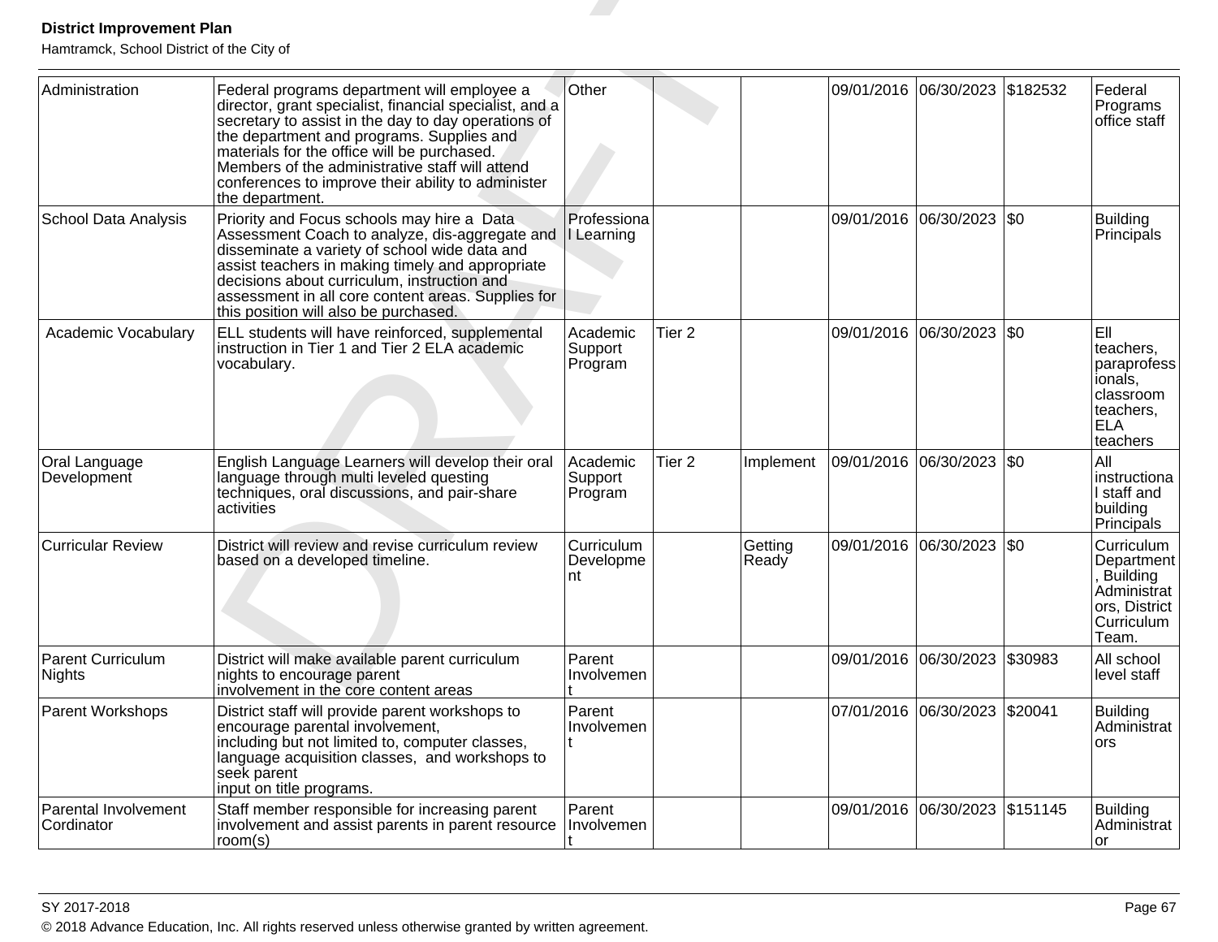| Administration | Federal programs department will employee a director, grant specialist, financial specialist, and a secretary to assist in the day to day operations of the department and programs. Supplies and materials for the office will be purchased. Members of the administrative staff will attend conferences to improve their ability to administer the department. | Other | | | 09/01/2016 | 06/30/2023 | $182532 | Federal Programs office staff |
|---|---|---|---|---|---|---|---|---|
| School Data Analysis | Priority and Focus schools may hire a Data Assessment Coach to analyze, dis-aggregate and disseminate a variety of school wide data and assist teachers in making timely and appropriate decisions about curriculum, instruction and assessment in all core content areas. Supplies for this position will also be purchased. | Professional Learning | | | 09/01/2016 | 06/30/2023 | $0 | Building Principals |
| Academic Vocabulary | ELL students will have reinforced, supplemental instruction in Tier 1 and Tier 2 ELA academic vocabulary. | Academic Support Program | Tier 2 | | 09/01/2016 | 06/30/2023 | $0 | Ell teachers, paraprofessionals, classroom teachers, ELA teachers |
| Oral Language Development | English Language Learners will develop their oral language through multi leveled questing techniques, oral discussions, and pair-share activities | Academic Support Program | Tier 2 | Implement | 09/01/2016 | 06/30/2023 | $0 | All instructional staff and building Principals |
| Curricular Review | District will review and revise curriculum review based on a developed timeline. | Curriculum Development | | Getting Ready | 09/01/2016 | 06/30/2023 | $0 | Curriculum Department, Building Administrators, District Curriculum Team. |
| Parent Curriculum Nights | District will make available parent curriculum nights to encourage parent involvement in the core content areas | Parent Involvement | | | 09/01/2016 | 06/30/2023 | $30983 | All school level staff |
| Parent Workshops | District staff will provide parent workshops to encourage parental involvement, including but not limited to, computer classes, language acquisition classes, and workshops to seek parent input on title programs. | Parent Involvement | | | 07/01/2016 | 06/30/2023 | $20041 | Building Administrators |
| Parental Involvement Cordinator | Staff member responsible for increasing parent involvement and assist parents in parent resource room(s) | Parent Involvement | | | 09/01/2016 | 06/30/2023 | $151145 | Building Administrator |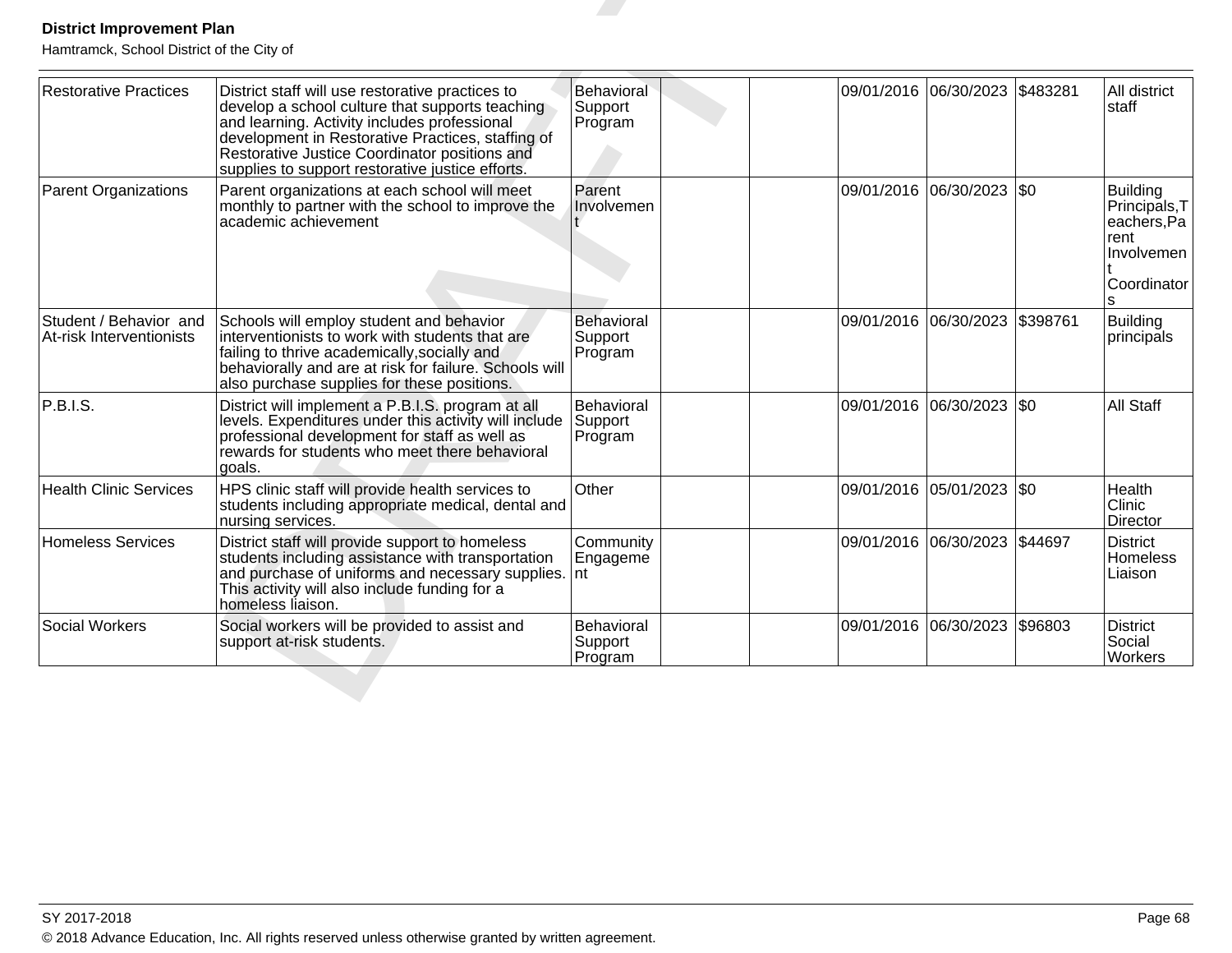| Restorative Practices | District staff will use restorative practices to develop a school culture that supports teaching and learning. Activity includes professional development in Restorative Practices, staffing of Restorative Justice Coordinator positions and supplies to support restorative justice efforts. | Behavioral Support Program | | | 09/01/2016 | 06/30/2023 | $483281 | All district staff |
|---|---|---|---|---|---|---|---|---|
| Parent Organizations | Parent organizations at each school will meet monthly to partner with the school to improve the academic achievement | Parent Involvement | | | 09/01/2016 | 06/30/2023 | $0 | Building Principals,Teachers,Parent Involvement Coordinators |
| Student / Behavior and At-risk Interventionists | Schools will employ student and behavior interventionists to work with students that are failing to thrive academically,socially and behaviorally and are at risk for failure. Schools will also purchase supplies for these positions. | Behavioral Support Program | | | 09/01/2016 | 06/30/2023 | $398761 | Building principals |
| P.B.I.S. | District will implement a P.B.I.S. program at all levels. Expenditures under this activity will include professional development for staff as well as rewards for students who meet there behavioral goals. | Behavioral Support Program | | | 09/01/2016 | 06/30/2023 | $0 | All Staff |
| Health Clinic Services | HPS clinic staff will provide health services to students including appropriate medical, dental and nursing services. | Other | | | 09/01/2016 | 05/01/2023 | $0 | Health Clinic Director |
| Homeless Services | District staff will provide support to homeless students including assistance with transportation and purchase of uniforms and necessary supplies. This activity will also include funding for a homeless liaison. | Community Engagement | | | 09/01/2016 | 06/30/2023 | $44697 | District Homeless Liaison |
| Social Workers | Social workers will be provided to assist and support at-risk students. | Behavioral Support Program | | | 09/01/2016 | 06/30/2023 | $96803 | District Social Workers |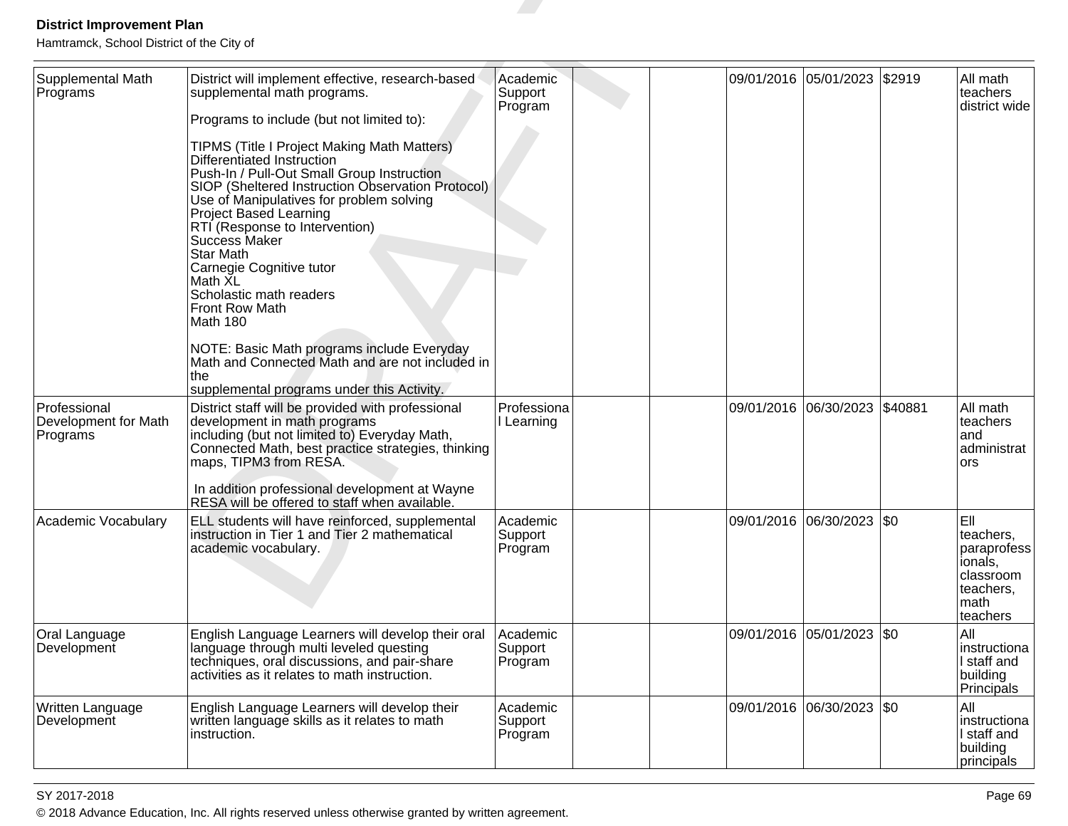| Supplemental Math Programs | District will implement effective, research-based supplemental math programs.<br><br>Programs to include (but not limited to):<br><br>TIPMS (Title I Project Making Math Matters)<br>Differentiated Instruction<br>Push-In / Pull-Out Small Group Instruction<br>SIOP (Sheltered Instruction Observation Protocol)<br>Use of Manipulatives for problem solving<br>Project Based Learning<br>RTI (Response to Intervention)<br>Success Maker<br>Star Math<br>Carnegie Cognitive tutor<br>Math XL<br>Scholastic math readers<br>Front Row Math<br>Math 180<br><br>NOTE: Basic Math programs include Everyday Math and Connected Math and are not included in the<br>supplemental programs under this Activity. | Academic Support Program | | | 09/01/2016 | 05/01/2023 | $2919 | All math teachers district wide |
|---|---|---|---|---|---|---|---|---|
| Professional Development for Math Programs | District staff will be provided with professional development in math programs<br>including (but not limited to) Everyday Math, Connected Math, best practice strategies, thinking maps, TIPM3 from RESA.<br><br>In addition professional development at Wayne RESA will be offered to staff when available. | Professional Learning | | | 09/01/2016 | 06/30/2023 | $40881 | All math teachers and administrators |
| Academic Vocabulary | ELL students will have reinforced, supplemental instruction in Tier 1 and Tier 2 mathematical academic vocabulary. | Academic Support Program | | | 09/01/2016 | 06/30/2023 | $0 | Ell teachers, paraprofessionals, classroom teachers, math teachers |
| Oral Language Development | English Language Learners will develop their oral language through multi leveled questing techniques, oral discussions, and pair-share activities as it relates to math instruction. | Academic Support Program | | | 09/01/2016 | 05/01/2023 | $0 | All instructional staff and building Principals |
| Written Language Development | English Language Learners will develop their written language skills as it relates to math instruction. | Academic Support Program | | | 09/01/2016 | 06/30/2023 | $0 | All instructional staff and building principals |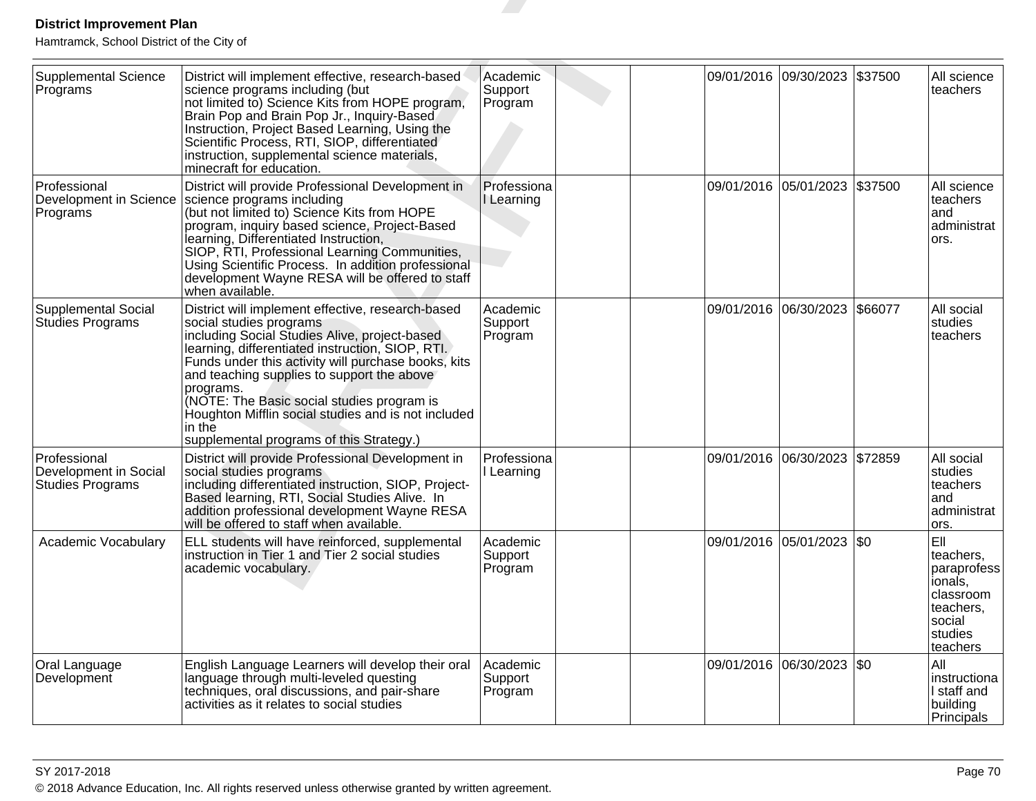| Supplemental Science Programs | District will implement effective, research-based science programs including (but not limited to) Science Kits from HOPE program, Brain Pop and Brain Pop Jr., Inquiry-Based Instruction, Project Based Learning, Using the Scientific Process, RTI, SIOP, differentiated instruction, supplemental science materials, minecraft for education. | Academic Support Program | | | 09/01/2016 | 09/30/2023 | $37500 | All science teachers |
|---|---|---|---|---|---|---|---|---|
| Professional Development in Science Programs | District will provide Professional Development in science programs including (but not limited to) Science Kits from HOPE program, inquiry based science, Project-Based learning, Differentiated Instruction, SIOP, RTI, Professional Learning Communities, Using Scientific Process. In addition professional development Wayne RESA will be offered to staff when available. | Professional Learning | | | 09/01/2016 | 05/01/2023 | $37500 | All science teachers and administrators. |
| Supplemental Social Studies Programs | District will implement effective, research-based social studies programs including Social Studies Alive, project-based learning, differentiated instruction, SIOP, RTI. Funds under this activity will purchase books, kits and teaching supplies to support the above programs. (NOTE: The Basic social studies program is Houghton Mifflin social studies and is not included in the supplemental programs of this Strategy.) | Academic Support Program | | | 09/01/2016 | 06/30/2023 | $66077 | All social studies teachers |
| Professional Development in Social Studies Programs | District will provide Professional Development in social studies programs including differentiated instruction, SIOP, Project-Based learning, RTI, Social Studies Alive. In addition professional development Wayne RESA will be offered to staff when available. | Professional Learning | | | 09/01/2016 | 06/30/2023 | $72859 | All social studies teachers and administrators. |
| Academic Vocabulary | ELL students will have reinforced, supplemental instruction in Tier 1 and Tier 2 social studies academic vocabulary. | Academic Support Program | | | 09/01/2016 | 05/01/2023 | $0 | Ell teachers, paraprofessionals, classroom teachers, social studies teachers |
| Oral Language Development | English Language Learners will develop their oral language through multi-leveled questing techniques, oral discussions, and pair-share activities as it relates to social studies | Academic Support Program | | | 09/01/2016 | 06/30/2023 | $0 | All instructional staff and building Principals |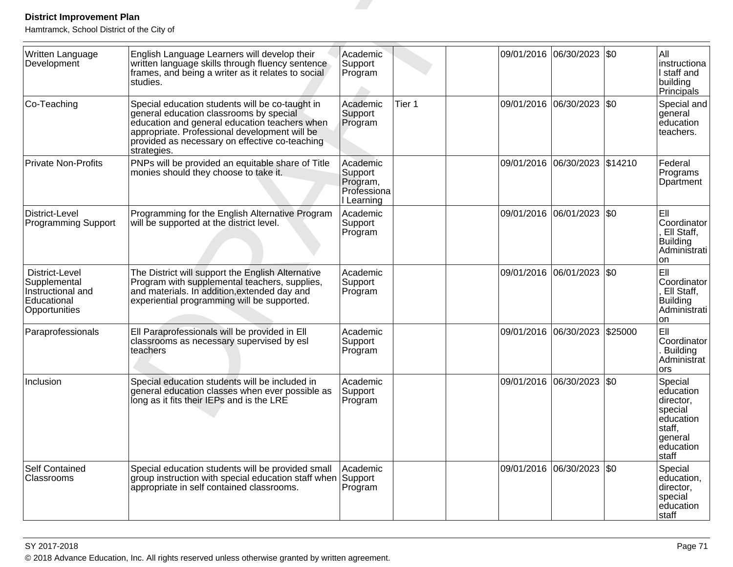| Written Language Development | English Language Learners will develop their written language skills through fluency sentence frames, and being a writer as it relates to social studies. | Academic Support Program | | | 09/01/2016 | 06/30/2023 | $0 | All instructional staff and building Principals |
|---|---|---|---|---|---|---|---|---|
| Co-Teaching | Special education students will be co-taught in general education classrooms by special education and general education teachers when appropriate. Professional development will be provided as necessary on effective co-teaching strategies. | Academic Support Program | Tier 1 | | 09/01/2016 | 06/30/2023 | $0 | Special and general education teachers. |
| Private Non-Profits | PNPs will be provided an equitable share of Title monies should they choose to take it. | Academic Support Program, Professional Learning | | | 09/01/2016 | 06/30/2023 | $14210 | Federal Programs Dpartment |
| District-Level Programming Support | Programming for the English Alternative Program will be supported at the district level. | Academic Support Program | | | 09/01/2016 | 06/01/2023 | $0 | Ell Coordinator, Ell Staff, Building Administration |
| District-Level Supplemental Instructional and Educational Opportunities | The District will support the English Alternative Program with supplemental teachers, supplies, and materials. In addition,extended day and experiential programming will be supported. | Academic Support Program | | | 09/01/2016 | 06/01/2023 | $0 | Ell Coordinator, Ell Staff, Building Administration |
| Paraprofessionals | Ell Paraprofessionals will be provided in Ell classrooms as necessary supervised by esl teachers | Academic Support Program | | | 09/01/2016 | 06/30/2023 | $25000 | Ell Coordinator. Building Administrators |
| Inclusion | Special education students will be included in general education classes when ever possible as long as it fits their IEPs and is the LRE | Academic Support Program | | | 09/01/2016 | 06/30/2023 | $0 | Special education director, special education staff, general education staff |
| Self Contained Classrooms | Special education students will be provided small group instruction with special education staff when appropriate in self contained classrooms. | Academic Support Program | | | 09/01/2016 | 06/30/2023 | $0 | Special education, director, special education staff |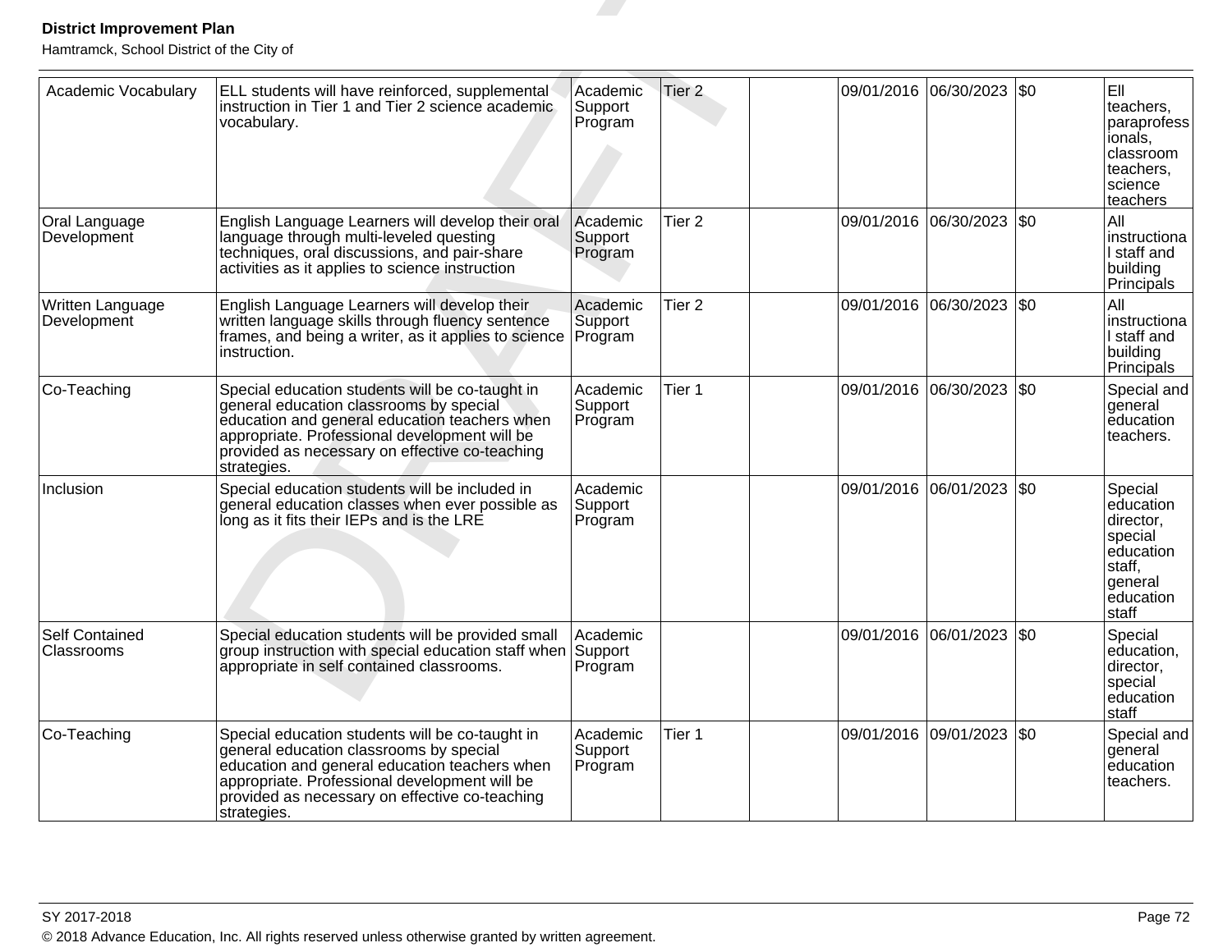| Academic Vocabulary | ELL students will have reinforced, supplemental instruction in Tier 1 and Tier 2 science academic vocabulary. | Academic Support Program | Tier 2 | | 09/01/2016 | 06/30/2023 | $0 | Ell teachers, paraprofessionals, classroom teachers, science teachers |
|---|---|---|---|---|---|---|---|---|
| Oral Language Development | English Language Learners will develop their oral language through multi-leveled questing techniques, oral discussions, and pair-share activities as it applies to science instruction | Academic Support Program | Tier 2 | | 09/01/2016 | 06/30/2023 | $0 | All instructional staff and building Principals |
| Written Language Development | English Language Learners will develop their written language skills through fluency sentence frames, and being a writer, as it applies to science instruction. | Academic Support Program | Tier 2 | | 09/01/2016 | 06/30/2023 | $0 | All instructional staff and building Principals |
| Co-Teaching | Special education students will be co-taught in general education classrooms by special education and general education teachers when appropriate. Professional development will be provided as necessary on effective co-teaching strategies. | Academic Support Program | Tier 1 | | 09/01/2016 | 06/30/2023 | $0 | Special and general education teachers. |
| Inclusion | Special education students will be included in general education classes when ever possible as long as it fits their IEPs and is the LRE | Academic Support Program | | | 09/01/2016 | 06/01/2023 | $0 | Special education director, special education staff, general education staff |
| Self Contained Classrooms | Special education students will be provided small group instruction with special education staff when appropriate in self contained classrooms. | Academic Support Program | | | 09/01/2016 | 06/01/2023 | $0 | Special education, director, special education staff |
| Co-Teaching | Special education students will be co-taught in general education classrooms by special education and general education teachers when appropriate. Professional development will be provided as necessary on effective co-teaching strategies. | Academic Support Program | Tier 1 | | 09/01/2016 | 09/01/2023 | $0 | Special and general education teachers. |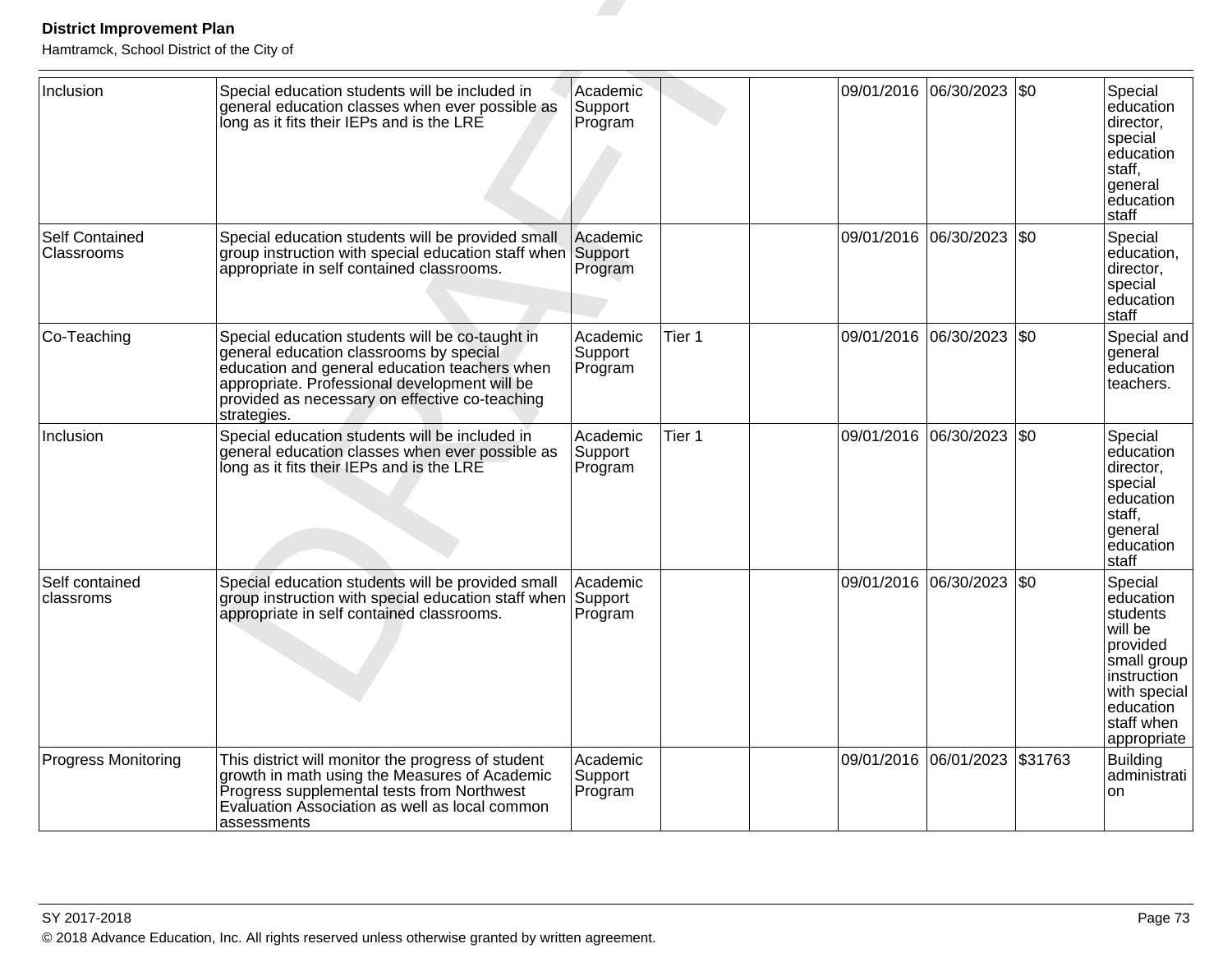| Inclusion | Special education students will be included in general education classes when ever possible as long as it fits their IEPs and is the LRE | Academic Support Program | | | 09/01/2016 | 06/30/2023 | $0 | Special education director, special education staff, general education staff |
|---|---|---|---|---|---|---|---|---|
| Self Contained Classrooms | Special education students will be provided small group instruction with special education staff when appropriate in self contained classrooms. | Academic Support Program | | | 09/01/2016 | 06/30/2023 | $0 | Special education, director, special education staff |
| Co-Teaching | Special education students will be co-taught in general education classrooms by special education and general education teachers when appropriate. Professional development will be provided as necessary on effective co-teaching strategies. | Academic Support Program | Tier 1 | | 09/01/2016 | 06/30/2023 | $0 | Special and general education teachers. |
| Inclusion | Special education students will be included in general education classes when ever possible as long as it fits their IEPs and is the LRE | Academic Support Program | Tier 1 | | 09/01/2016 | 06/30/2023 | $0 | Special education director, special education staff, general education staff |
| Self contained classroms | Special education students will be provided small group instruction with special education staff when appropriate in self contained classrooms. | Academic Support Program | | | 09/01/2016 | 06/30/2023 | $0 | Special education students will be provided small group instruction with special education staff when appropriate |
| Progress Monitoring | This district will monitor the progress of student growth in math using the Measures of Academic Progress supplemental tests from Northwest Evaluation Association as well as local common assessments | Academic Support Program | | | 09/01/2016 | 06/01/2023 | $31763 | Building administration |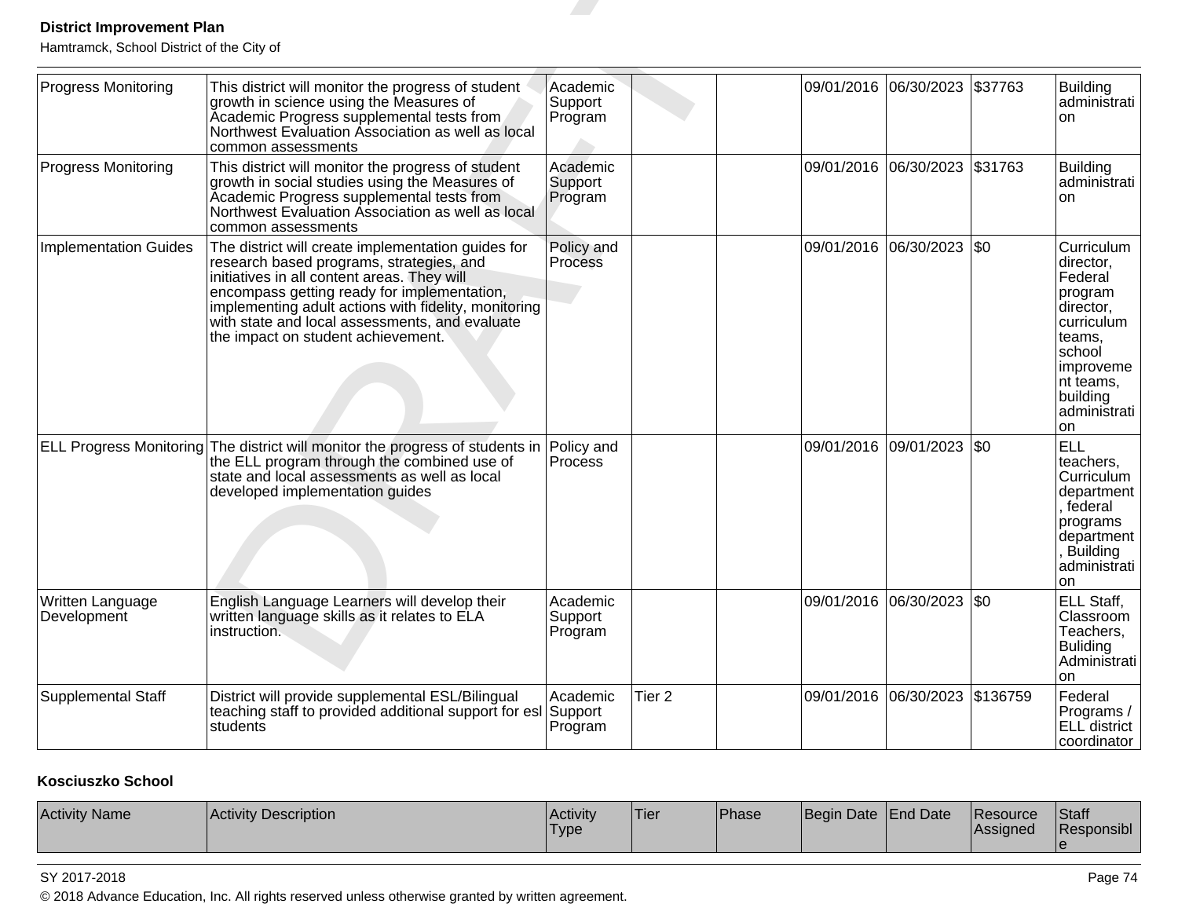| Progress Monitoring | This district will monitor the progress of student growth in science using the Measures of Academic Progress supplemental tests from Northwest Evaluation Association as well as local common assessments | Academic Support Program | | | 09/01/2016 | 06/30/2023 | $37763 | Building administration |
|---|---|---|---|---|---|---|---|---|
| Progress Monitoring | This district will monitor the progress of student growth in social studies using the Measures of Academic Progress supplemental tests from Northwest Evaluation Association as well as local common assessments | Academic Support Program | | | 09/01/2016 | 06/30/2023 | $31763 | Building administration |
| Implementation Guides | The district will create implementation guides for research based programs, strategies, and initiatives in all content areas. They will encompass getting ready for implementation, implementing adult actions with fidelity, monitoring with state and local assessments, and evaluate the impact on student achievement. | Policy and Process | | | 09/01/2016 | 06/30/2023 | $0 | Curriculum director, Federal program director, curriculum teams, school improvement teams, building administration |
| ELL Progress Monitoring | The district will monitor the progress of students in the ELL program through the combined use of state and local assessments as well as local developed implementation guides | Policy and Process | | | 09/01/2016 | 09/01/2023 | $0 | ELL teachers, Curriculum department, federal programs department, Building administration |
| Written Language Development | English Language Learners will develop their written language skills as it relates to ELA instruction. | Academic Support Program | | | 09/01/2016 | 06/30/2023 | $0 | ELL Staff, Classroom Teachers, Buliding Administration |
| Supplemental Staff | District will provide supplemental ESL/Bilingual teaching staff to provided additional support for esl students | Academic Support Program | Tier 2 | | 09/01/2016 | 06/30/2023 | $136759 | Federal Programs / ELL district coordinator |

**Kosciuszko School**

| Activity Name | Activity Description | Activity Type | Tier | Phase | Begin Date | End Date | Resource Assigned | Staff Responsible |
|---|---|---|---|---|---|---|---|---|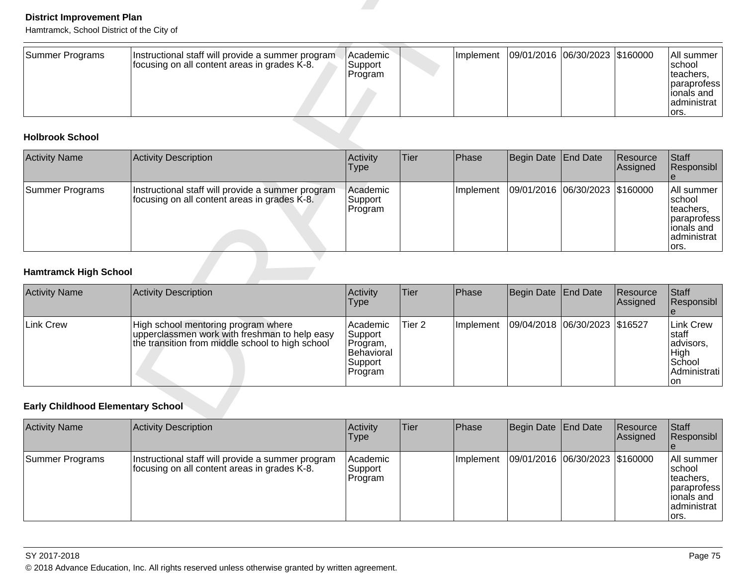| | | | | | | | | |
|---|---|---|---|---|---|---|---|---|
| Summer Programs | Instructional staff will provide a summer program focusing on all content areas in grades K-8. | Academic Support Program | | Implement | 09/01/2016 | 06/30/2023 | $160000 | All summer school teachers, paraprofessionals and administrators. |

### Holbrook School

| Activity Name | Activity Description | Activity Type | Tier | Phase | Begin Date | End Date | Resource Assigned | Staff Responsible |
|---|---|---|---|---|---|---|---|---|
| Summer Programs | Instructional staff will provide a summer program focusing on all content areas in grades K-8. | Academic Support Program | | Implement | 09/01/2016 | 06/30/2023 | $160000 | All summer school teachers, paraprofessionals and administrators. |

### Hamtramck High School

| Activity Name | Activity Description | Activity Type | Tier | Phase | Begin Date | End Date | Resource Assigned | Staff Responsible |
|---|---|---|---|---|---|---|---|---|
| Link Crew | High school mentoring program where upperclassmen work with freshman to help easy the transition from middle school to high school | Academic Support Program, Behavioral Support Program | Tier 2 | Implement | 09/04/2018 | 06/30/2023 | $16527 | Link Crew staff advisors, High School Administration |

### Early Childhood Elementary School

| Activity Name | Activity Description | Activity Type | Tier | Phase | Begin Date | End Date | Resource Assigned | Staff Responsible |
|---|---|---|---|---|---|---|---|---|
| Summer Programs | Instructional staff will provide a summer program focusing on all content areas in grades K-8. | Academic Support Program | | Implement | 09/01/2016 | 06/30/2023 | $160000 | All summer school teachers, paraprofessionals and administrators. |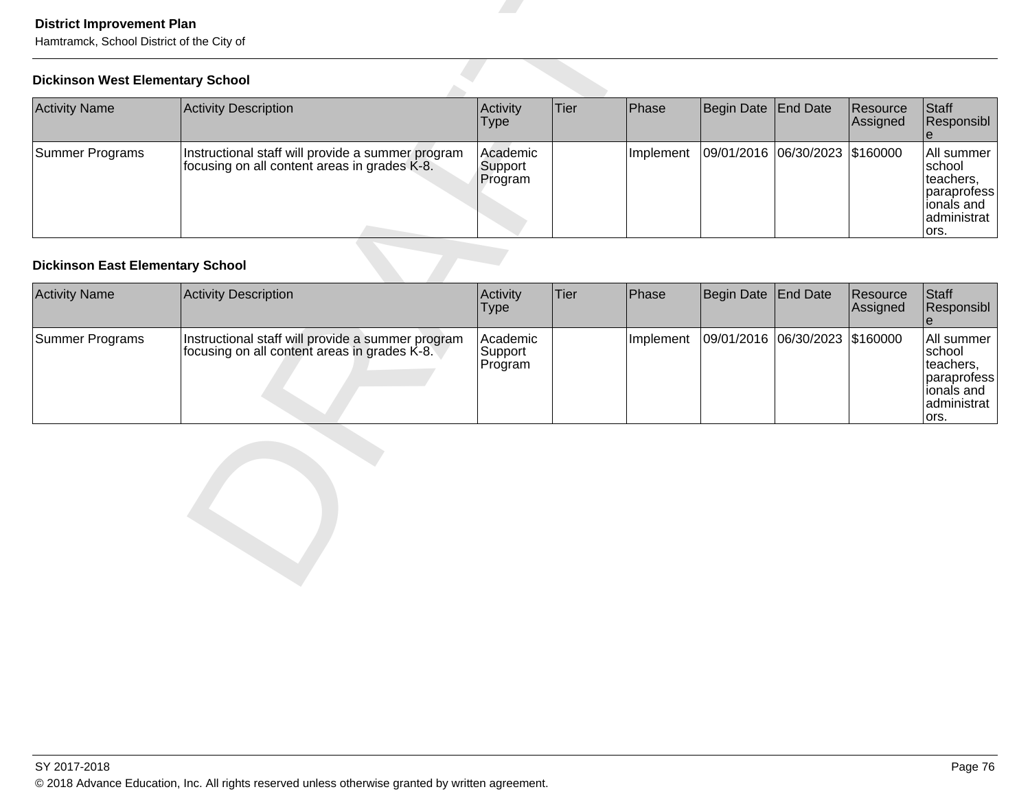### Dickinson West Elementary School

| Activity Name | Activity Description | Activity Type | Tier | Phase | Begin Date | End Date | Resource Assigned | Staff Responsible |
|---|---|---|---|---|---|---|---|---|
| Summer Programs | Instructional staff will provide a summer program focusing on all content areas in grades K-8. | Academic Support Program | | Implement | 09/01/2016 | 06/30/2023 | $160000 | All summer school teachers, paraprofessionals and administrators. |

### Dickinson East Elementary School

| Activity Name | Activity Description | Activity Type | Tier | Phase | Begin Date | End Date | Resource Assigned | Staff Responsible |
|---|---|---|---|---|---|---|---|---|
| Summer Programs | Instructional staff will provide a summer program focusing on all content areas in grades K-8. | Academic Support Program | | Implement | 09/01/2016 | 06/30/2023 | $160000 | All summer school teachers, paraprofessionals and administrators. |